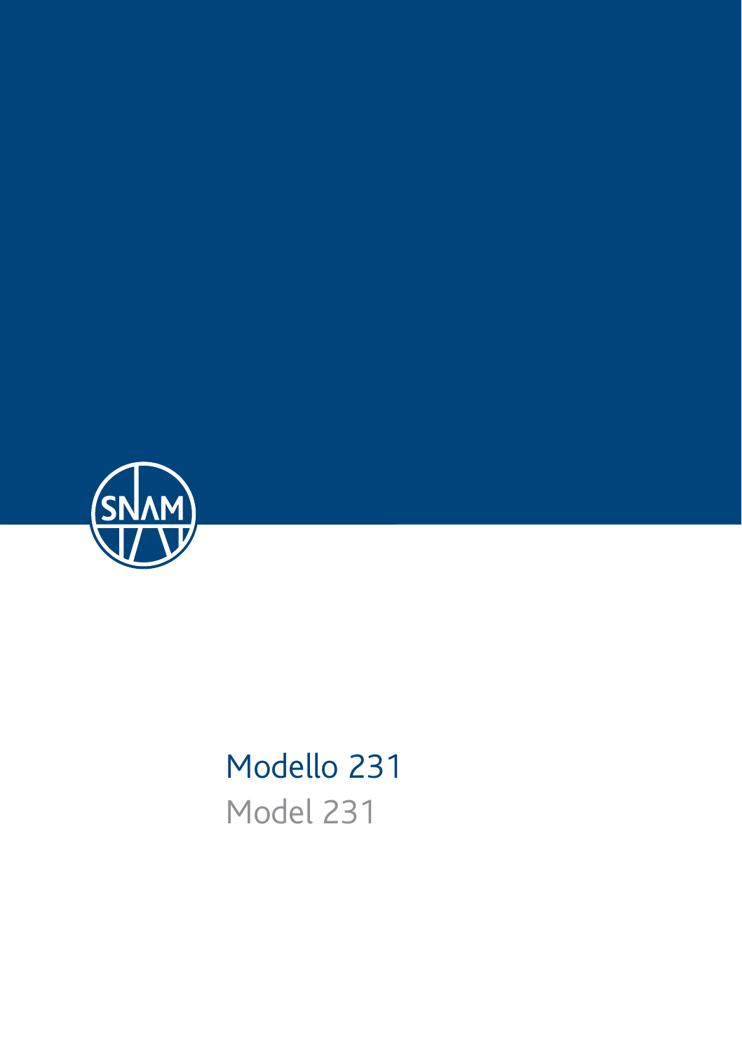SNAM

# Modello 231

## Model 231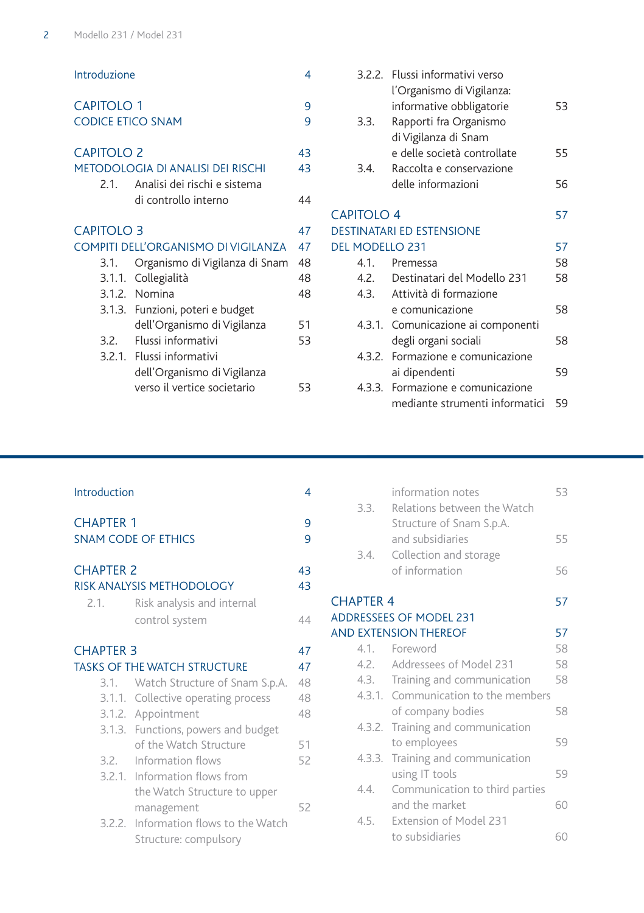| | | |
|---|---|---|
| Introduzione | | 4 |
| CAPITOLO 1 | | 9 |
| CODICE ETICO SNAM | | 9 |
| CAPITOLO 2 | | 43 |
| METODOLOGIA DI ANALISI DEI RISCHI | | 43 |
| 2.1. | Analisi dei rischi e sistema di controllo interno | 44 |
| CAPITOLO 3 | | 47 |
| COMPITI DELL'ORGANISMO DI VIGILANZA | | 47 |
| 3.1. | Organismo di Vigilanza di Snam | 48 |
| 3.1.1. | Collegialità | 48 |
| 3.1.2. | Nomina | 48 |
| 3.1.3. | Funzioni, poteri e budget dell'Organismo di Vigilanza | 51 |
| 3.2. | Flussi informativi | 53 |
| 3.2.1. | Flussi informativi dell'Organismo di Vigilanza verso il vertice societario | 53 |
| 3.2.2. | Flussi informativi verso l'Organismo di Vigilanza: informative obbligatorie | 53 |
| 3.3. | Rapporti fra Organismo di Vigilanza di Snam e delle società controllate | 55 |
| 3.4. | Raccolta e conservazione delle informazioni | 56 |
| CAPITOLO 4 | | 57 |
| DESTINATARI ED ESTENSIONE DEL MODELLO 231 | | 57 |
| 4.1. | Premessa | 58 |
| 4.2. | Destinatari del Modello 231 | 58 |
| 4.3. | Attività di formazione e comunicazione | 58 |
| 4.3.1. | Comunicazione ai componenti degli organi sociali | 58 |
| 4.3.2. | Formazione e comunicazione ai dipendenti | 59 |
| 4.3.3. | Formazione e comunicazione mediante strumenti informatici | 59 |

---

| | | |
|---|---|---|
| Introduction | | 4 |
| CHAPTER 1 | | 9 |
| SNAM CODE OF ETHICS | | 9 |
| CHAPTER 2 | | 43 |
| RISK ANALYSIS METHODOLOGY | | 43 |
| 2.1. | Risk analysis and internal control system | 44 |
| CHAPTER 3 | | 47 |
| TASKS OF THE WATCH STRUCTURE | | 47 |
| 3.1. | Watch Structure of Snam S.p.A. | 48 |
| 3.1.1. | Collective operating process | 48 |
| 3.1.2. | Appointment | 48 |
| 3.1.3. | Functions, powers and budget of the Watch Structure | 51 |
| 3.2. | Information flows | 52 |
| 3.2.1. | Information flows from the Watch Structure to upper management | 52 |
| 3.2.2. | Information flows to the Watch Structure: compulsory information notes | 53 |
| 3.3. | Relations between the Watch Structure of Snam S.p.A. and subsidiaries | 55 |
| 3.4. | Collection and storage of information | 56 |
| CHAPTER 4 | | 57 |
| ADDRESSEES OF MODEL 231 AND EXTENSION THEREOF | | 57 |
| 4.1. | Foreword | 58 |
| 4.2. | Addressees of Model 231 | 58 |
| 4.3. | Training and communication | 58 |
| 4.3.1. | Communication to the members of company bodies | 58 |
| 4.3.2. | Training and communication to employees | 59 |
| 4.3.3. | Training and communication using IT tools | 59 |
| 4.4. | Communication to third parties and the market | 60 |
| 4.5. | Extension of Model 231 to subsidiaries | 60 |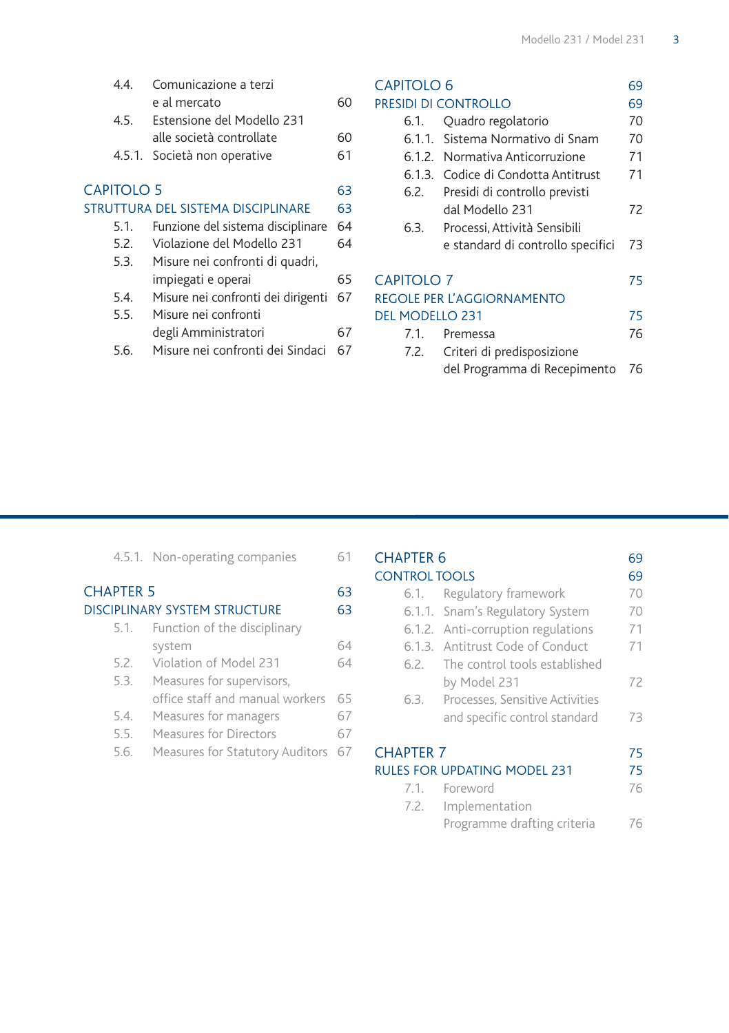4.4. Comunicazione a terzi e al mercato 60
4.5. Estensione del Modello 231 alle società controllate 60
4.5.1. Società non operative 61

CAPITOLO 5 63
STRUTTURA DEL SISTEMA DISCIPLINARE 63
5.1. Funzione del sistema disciplinare 64
5.2. Violazione del Modello 231 64
5.3. Misure nei confronti di quadri, impiegati e operai 65
5.4. Misure nei confronti dei dirigenti 67
5.5. Misure nei confronti degli Amministratori 67
5.6. Misure nei confronti dei Sindaci 67

CAPITOLO 6 69
PRESIDI DI CONTROLLO 69
6.1. Quadro regolatorio 70
6.1.1. Sistema Normativo di Snam 70
6.1.2. Normativa Anticorruzione 71
6.1.3. Codice di Condotta Antitrust 71
6.2. Presidi di controllo previsti dal Modello 231 72
6.3. Processi, Attività Sensibili e standard di controllo specifici 73

CAPITOLO 7 75
REGOLE PER L'AGGIORNAMENTO DEL MODELLO 231 75
7.1. Premessa 76
7.2. Criteri di predisposizione del Programma di Recepimento 76

---

4.5.1. Non-operating companies 61

CHAPTER 5 63
DISCIPLINARY SYSTEM STRUCTURE 63
5.1. Function of the disciplinary system 64
5.2. Violation of Model 231 64
5.3. Measures for supervisors, office staff and manual workers 65
5.4. Measures for managers 67
5.5. Measures for Directors 67
5.6. Measures for Statutory Auditors 67

CHAPTER 6 69
CONTROL TOOLS 69
6.1. Regulatory framework 70
6.1.1. Snam's Regulatory System 70
6.1.2. Anti-corruption regulations 71
6.1.3. Antitrust Code of Conduct 71
6.2. The control tools established by Model 231 72
6.3. Processes, Sensitive Activities and specific control standard 73

CHAPTER 7 75
RULES FOR UPDATING MODEL 231 75
7.1. Foreword 76
7.2. Implementation Programme drafting criteria 76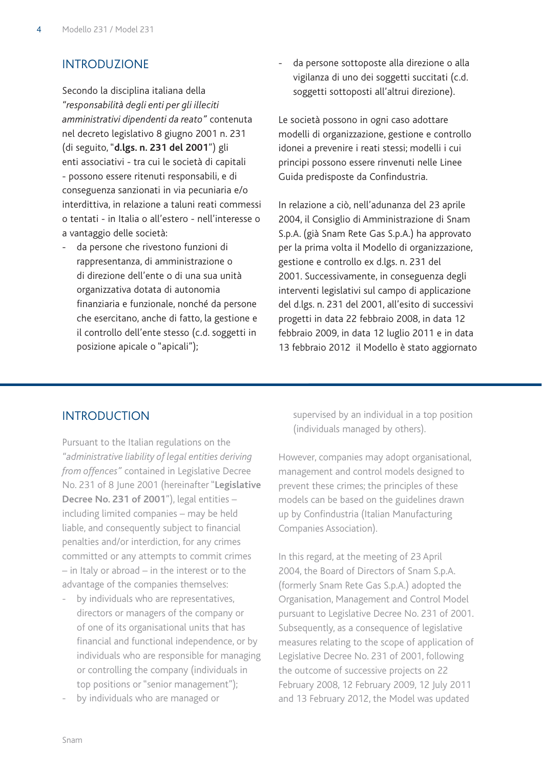## INTRODUZIONE

Secondo la disciplina italiana della *"responsabilità degli enti per gli illeciti amministrativi dipendenti da reato"* contenuta nel decreto legislativo 8 giugno 2001 n. 231 (di seguito, "**d.lgs. n. 231 del 2001**") gli enti associativi - tra cui le società di capitali - possono essere ritenuti responsabili, e di conseguenza sanzionati in via pecuniaria e/o interdittiva, in relazione a taluni reati commessi o tentati - in Italia o all'estero - nell'interesse o a vantaggio delle società:

- da persone che rivestono funzioni di rappresentanza, di amministrazione o di direzione dell'ente o di una sua unità organizzativa dotata di autonomia finanziaria e funzionale, nonché da persone che esercitano, anche di fatto, la gestione e il controllo dell'ente stesso (c.d. soggetti in posizione apicale o "apicali");
- da persone sottoposte alla direzione o alla vigilanza di uno dei soggetti succitati (c.d. soggetti sottoposti all'altrui direzione).

Le società possono in ogni caso adottare modelli di organizzazione, gestione e controllo idonei a prevenire i reati stessi; modelli i cui principi possono essere rinvenuti nelle Linee Guida predisposte da Confindustria.

In relazione a ciò, nell'adunanza del 23 aprile 2004, il Consiglio di Amministrazione di Snam S.p.A. (già Snam Rete Gas S.p.A.) ha approvato per la prima volta il Modello di organizzazione, gestione e controllo ex d.lgs. n. 231 del 2001. Successivamente, in conseguenza degli interventi legislativi sul campo di applicazione del d.lgs. n. 231 del 2001, all'esito di successivi progetti in data 22 febbraio 2008, in data 12 febbraio 2009, in data 12 luglio 2011 e in data 13 febbraio 2012 il Modello è stato aggiornato

## INTRODUCTION

Pursuant to the Italian regulations on the *"administrative liability of legal entities deriving from offences"* contained in Legislative Decree No. 231 of 8 June 2001 (hereinafter "**Legislative Decree No. 231 of 2001**"), legal entities – including limited companies – may be held liable, and consequently subject to financial penalties and/or interdiction, for any crimes committed or any attempts to commit crimes – in Italy or abroad – in the interest or to the advantage of the companies themselves:

- by individuals who are representatives, directors or managers of the company or of one of its organisational units that has financial and functional independence, or by individuals who are responsible for managing or controlling the company (individuals in top positions or "senior management");
- by individuals who are managed or supervised by an individual in a top position (individuals managed by others).

However, companies may adopt organisational, management and control models designed to prevent these crimes; the principles of these models can be based on the guidelines drawn up by Confindustria (Italian Manufacturing Companies Association).

In this regard, at the meeting of 23 April 2004, the Board of Directors of Snam S.p.A. (formerly Snam Rete Gas S.p.A.) adopted the Organisation, Management and Control Model pursuant to Legislative Decree No. 231 of 2001. Subsequently, as a consequence of legislative measures relating to the scope of application of Legislative Decree No. 231 of 2001, following the outcome of successive projects on 22 February 2008, 12 February 2009, 12 July 2011 and 13 February 2012, the Model was updated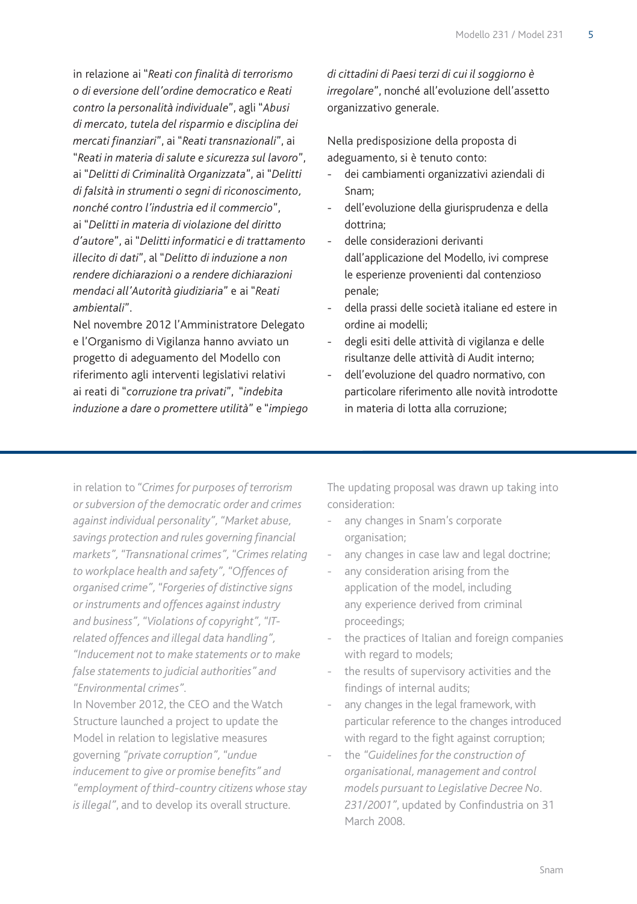in relazione ai "*Reati con finalità di terrorismo o di eversione dell'ordine democratico e Reati contro la personalità individuale*", agli "*Abusi di mercato, tutela del risparmio e disciplina dei mercati finanziari*", ai "*Reati transnazionali*", ai "*Reati in materia di salute e sicurezza sul lavoro*", ai "*Delitti di Criminalità Organizzata*", ai "*Delitti di falsità in strumenti o segni di riconoscimento, nonché contro l'industria ed il commercio*", ai "*Delitti in materia di violazione del diritto d'autore*", ai "*Delitti informatici e di trattamento illecito di dati*", al "*Delitto di induzione a non rendere dichiarazioni o a rendere dichiarazioni mendaci all'Autorità giudiziaria*" e ai "*Reati ambientali*".

Nel novembre 2012 l'Amministratore Delegato e l'Organismo di Vigilanza hanno avviato un progetto di adeguamento del Modello con riferimento agli interventi legislativi relativi ai reati di "*corruzione tra privati*", "*indebita induzione a dare o promettere utilità*" e "*impiego di cittadini di Paesi terzi di cui il soggiorno è irregolare*", nonché all'evoluzione dell'assetto organizzativo generale.

Nella predisposizione della proposta di adeguamento, si è tenuto conto:

- dei cambiamenti organizzativi aziendali di Snam;
- dell'evoluzione della giurisprudenza e della dottrina;
- delle considerazioni derivanti dall'applicazione del Modello, ivi comprese le esperienze provenienti dal contenzioso penale;
- della prassi delle società italiane ed estere in ordine ai modelli;
- degli esiti delle attività di vigilanza e delle risultanze delle attività di Audit interno;
- dell'evoluzione del quadro normativo, con particolare riferimento alle novità introdotte in materia di lotta alla corruzione;

---

in relation to "*Crimes for purposes of terrorism or subversion of the democratic order and crimes against individual personality*", "*Market abuse, savings protection and rules governing financial markets*", "*Transnational crimes*", "*Crimes relating to workplace health and safety*", "*Offences of organised crime*", "*Forgeries of distinctive signs or instruments and offences against industry and business*", "*Violations of copyright*", "*IT-related offences and illegal data handling*", "*Inducement not to make statements or to make false statements to judicial authorities*" and "*Environmental crimes*".

In November 2012, the CEO and the Watch Structure launched a project to update the Model in relation to legislative measures governing "*private corruption*", "*undue inducement to give or promise benefits*" and "*employment of third-country citizens whose stay is illegal*", and to develop its overall structure.

The updating proposal was drawn up taking into consideration:

- any changes in Snam's corporate organisation;
- any changes in case law and legal doctrine;
- any consideration arising from the application of the model, including any experience derived from criminal proceedings;
- the practices of Italian and foreign companies with regard to models;
- the results of supervisory activities and the findings of internal audits;
- any changes in the legal framework, with particular reference to the changes introduced with regard to the fight against corruption;
- the "*Guidelines for the construction of organisational, management and control models pursuant to Legislative Decree No. 231/2001*", updated by Confindustria on 31 March 2008.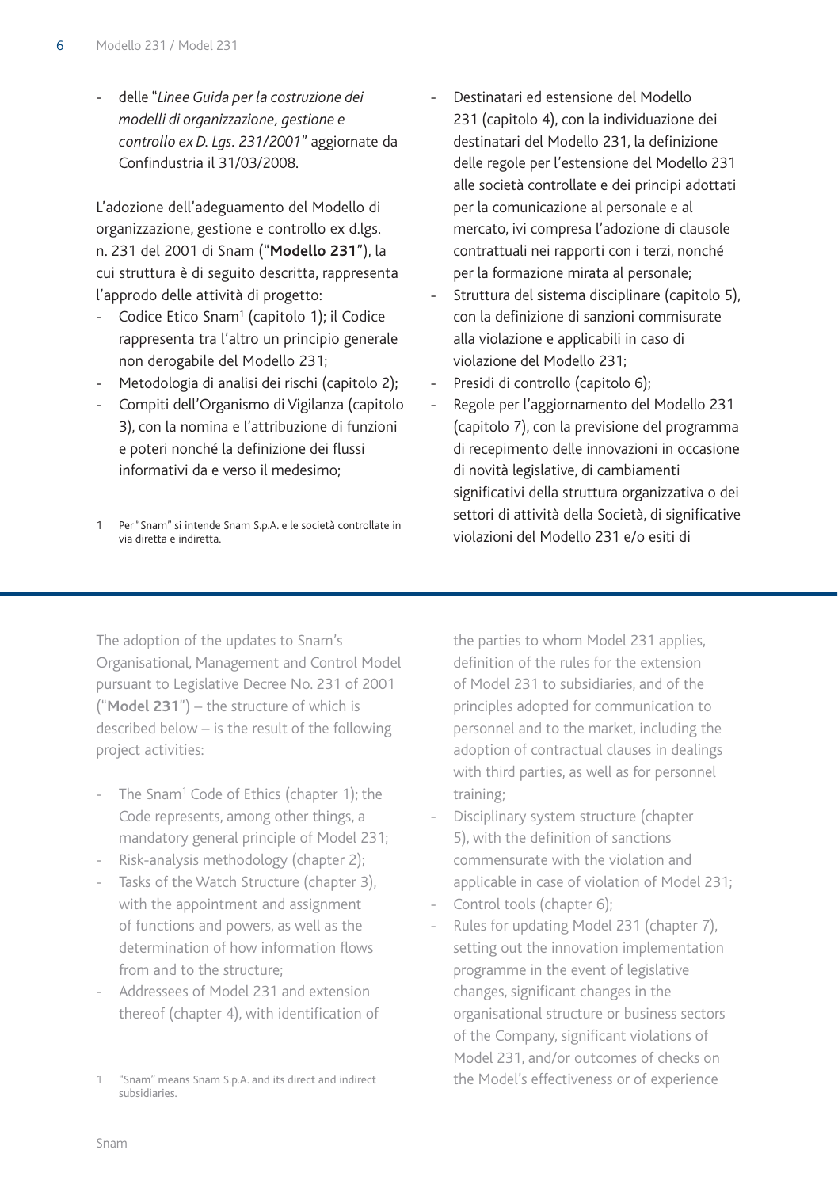- delle "*Linee Guida per la costruzione dei modelli di organizzazione, gestione e controllo ex D. Lgs. 231/2001*" aggiornate da Confindustria il 31/03/2008.

L'adozione dell'adeguamento del Modello di organizzazione, gestione e controllo ex d.lgs. n. 231 del 2001 di Snam ("**Modello 231**"), la cui struttura è di seguito descritta, rappresenta l'approdo delle attività di progetto:

- Codice Etico Snam[1] (capitolo 1); il Codice rappresenta tra l'altro un principio generale non derogabile del Modello 231;
- Metodologia di analisi dei rischi (capitolo 2);
- Compiti dell'Organismo di Vigilanza (capitolo 3), con la nomina e l'attribuzione di funzioni e poteri nonché la definizione dei flussi informativi da e verso il medesimo;
- Destinatari ed estensione del Modello 231 (capitolo 4), con la individuazione dei destinatari del Modello 231, la definizione delle regole per l'estensione del Modello 231 alle società controllate e dei principi adottati per la comunicazione al personale e al mercato, ivi compresa l'adozione di clausole contrattuali nei rapporti con i terzi, nonché per la formazione mirata al personale;
- Struttura del sistema disciplinare (capitolo 5), con la definizione di sanzioni commisurate alla violazione e applicabili in caso di violazione del Modello 231;
- Presidi di controllo (capitolo 6);
- Regole per l'aggiornamento del Modello 231 (capitolo 7), con la previsione del programma di recepimento delle innovazioni in occasione di novità legislative, di cambiamenti significativi della struttura organizzativa o dei settori di attività della Società, di significative violazioni del Modello 231 e/o esiti di

1 Per "Snam" si intende Snam S.p.A. e le società controllate in via diretta e indiretta.

---

The adoption of the updates to Snam's Organisational, Management and Control Model pursuant to Legislative Decree No. 231 of 2001 ("**Model 231**") – the structure of which is described below – is the result of the following project activities:

- The Snam[1] Code of Ethics (chapter 1); the Code represents, among other things, a mandatory general principle of Model 231;
- Risk-analysis methodology (chapter 2);
- Tasks of the Watch Structure (chapter 3), with the appointment and assignment of functions and powers, as well as the determination of how information flows from and to the structure;
- Addressees of Model 231 and extension thereof (chapter 4), with identification of the parties to whom Model 231 applies, definition of the rules for the extension of Model 231 to subsidiaries, and of the principles adopted for communication to personnel and to the market, including the adoption of contractual clauses in dealings with third parties, as well as for personnel training;
- Disciplinary system structure (chapter 5), with the definition of sanctions commensurate with the violation and applicable in case of violation of Model 231;
- Control tools (chapter 6);
- Rules for updating Model 231 (chapter 7), setting out the innovation implementation programme in the event of legislative changes, significant changes in the organisational structure or business sectors of the Company, significant violations of Model 231, and/or outcomes of checks on the Model's effectiveness or of experience

1 "Snam" means Snam S.p.A. and its direct and indirect subsidiaries.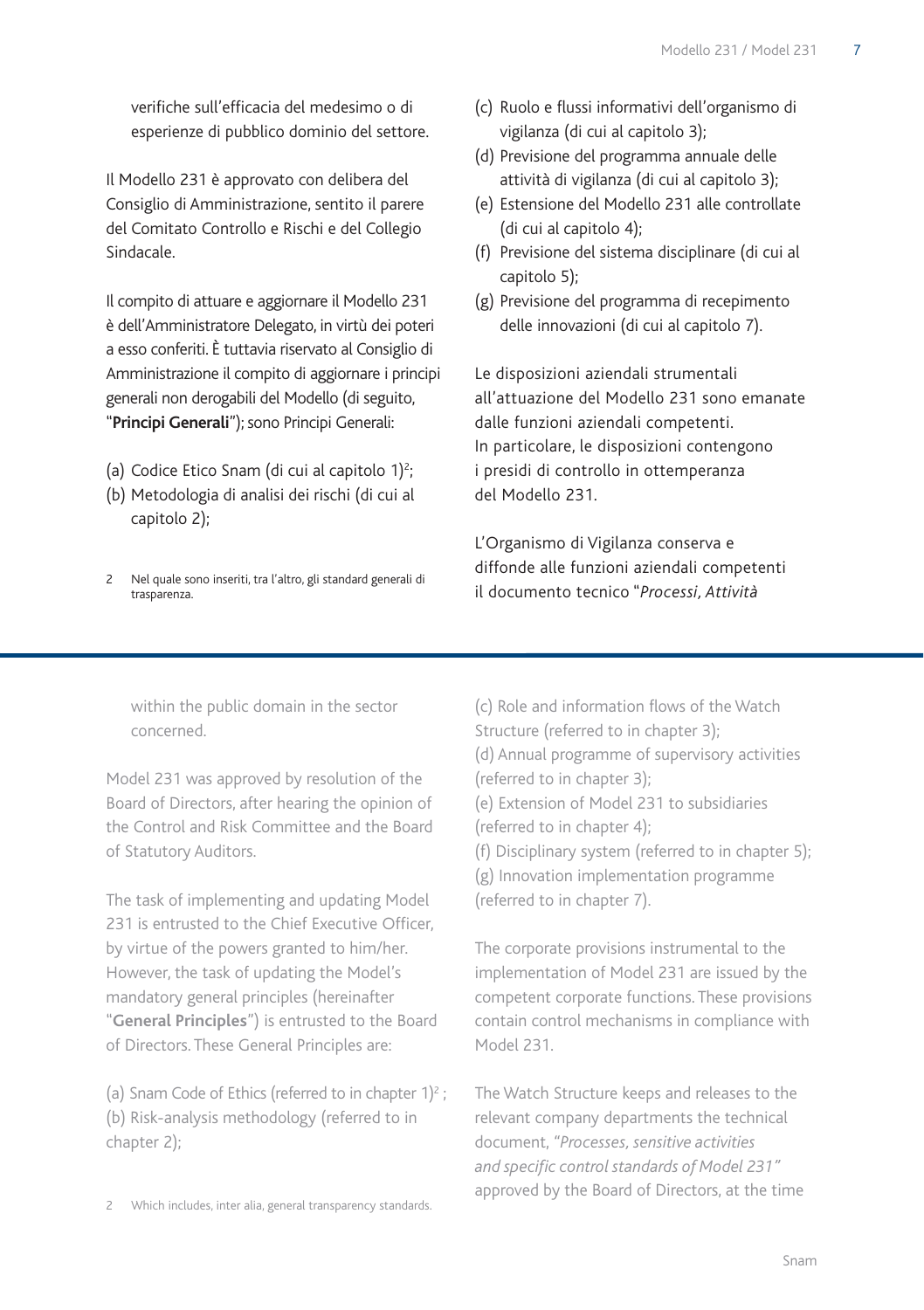verifiche sull'efficacia del medesimo o di esperienze di pubblico dominio del settore.

Il Modello 231 è approvato con delibera del Consiglio di Amministrazione, sentito il parere del Comitato Controllo e Rischi e del Collegio Sindacale.

Il compito di attuare e aggiornare il Modello 231 è dell'Amministratore Delegato, in virtù dei poteri a esso conferiti. È tuttavia riservato al Consiglio di Amministrazione il compito di aggiornare i principi generali non derogabili del Modello (di seguito, "**Principi Generali**"); sono Principi Generali:

(a) Codice Etico Snam (di cui al capitolo 1)[2];
(b) Metodologia di analisi dei rischi (di cui al capitolo 2);
(c) Ruolo e flussi informativi dell'organismo di vigilanza (di cui al capitolo 3);
(d) Previsione del programma annuale delle attività di vigilanza (di cui al capitolo 3);
(e) Estensione del Modello 231 alle controllate (di cui al capitolo 4);
(f) Previsione del sistema disciplinare (di cui al capitolo 5);
(g) Previsione del programma di recepimento delle innovazioni (di cui al capitolo 7).

Le disposizioni aziendali strumentali all'attuazione del Modello 231 sono emanate dalle funzioni aziendali competenti. In particolare, le disposizioni contengono i presidi di controllo in ottemperanza del Modello 231.

L'Organismo di Vigilanza conserva e diffonde alle funzioni aziendali competenti il documento tecnico "*Processi, Attività*

2 Nel quale sono inseriti, tra l'altro, gli standard generali di trasparenza.

---

within the public domain in the sector concerned.

Model 231 was approved by resolution of the Board of Directors, after hearing the opinion of the Control and Risk Committee and the Board of Statutory Auditors.

The task of implementing and updating Model 231 is entrusted to the Chief Executive Officer, by virtue of the powers granted to him/her. However, the task of updating the Model's mandatory general principles (hereinafter "**General Principles**") is entrusted to the Board of Directors. These General Principles are:

(a) Snam Code of Ethics (referred to in chapter 1)[2];
(b) Risk-analysis methodology (referred to in chapter 2);
(c) Role and information flows of the Watch Structure (referred to in chapter 3);
(d) Annual programme of supervisory activities (referred to in chapter 3);
(e) Extension of Model 231 to subsidiaries (referred to in chapter 4);
(f) Disciplinary system (referred to in chapter 5);
(g) Innovation implementation programme (referred to in chapter 7).

The corporate provisions instrumental to the implementation of Model 231 are issued by the competent corporate functions. These provisions contain control mechanisms in compliance with Model 231.

The Watch Structure keeps and releases to the relevant company departments the technical document, "*Processes, sensitive activities and specific control standards of Model 231*" approved by the Board of Directors, at the time

2 Which includes, inter alia, general transparency standards.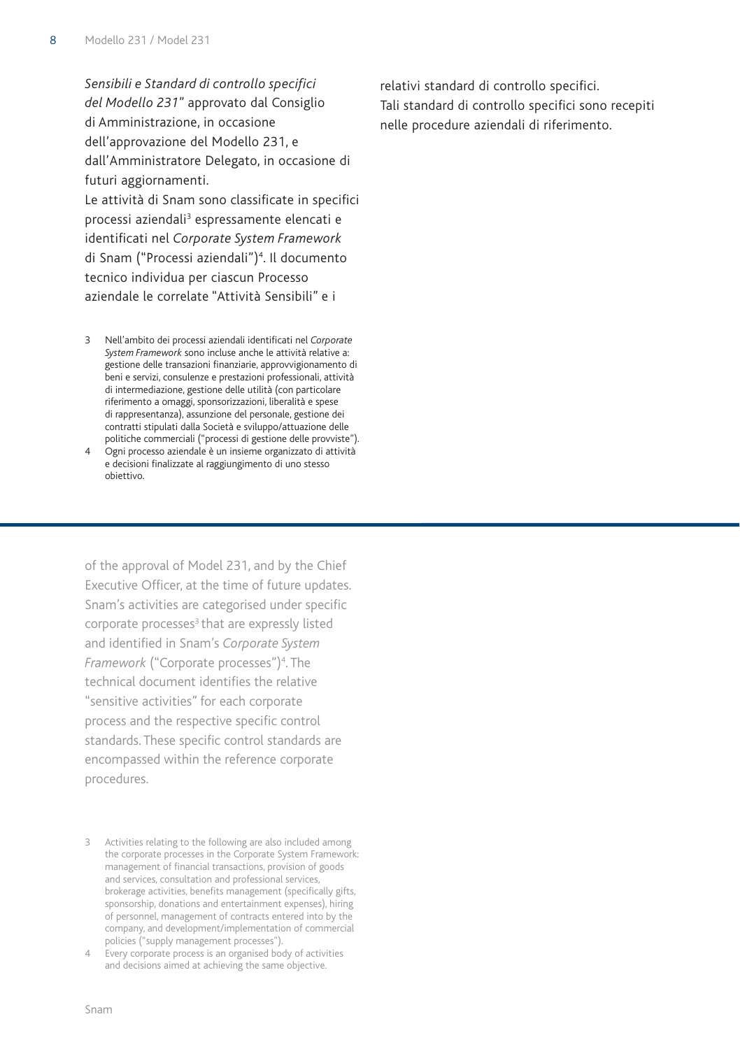*Sensibili e Standard di controllo specifici del Modello 231*" approvato dal Consiglio di Amministrazione, in occasione dell'approvazione del Modello 231, e dall'Amministratore Delegato, in occasione di futuri aggiornamenti.
Le attività di Snam sono classificate in specifici processi aziendali[3] espressamente elencati e identificati nel *Corporate System Framework* di Snam ("Processi aziendali")[4]. Il documento tecnico individua per ciascun Processo aziendale le correlate "Attività Sensibili" e i relativi standard di controllo specifici.
Tali standard di controllo specifici sono recepiti nelle procedure aziendali di riferimento.

3 Nell'ambito dei processi aziendali identificati nel *Corporate System Framework* sono incluse anche le attività relative a: gestione delle transazioni finanziarie, approvvigionamento di beni e servizi, consulenze e prestazioni professionali, attività di intermediazione, gestione delle utilità (con particolare riferimento a omaggi, sponsorizzazioni, liberalità e spese di rappresentanza), assunzione del personale, gestione dei contratti stipulati dalla Società e sviluppo/attuazione delle politiche commerciali ("processi di gestione delle provviste").

4 Ogni processo aziendale è un insieme organizzato di attività e decisioni finalizzate al raggiungimento di uno stesso obiettivo.

---

of the approval of Model 231, and by the Chief Executive Officer, at the time of future updates.
Snam's activities are categorised under specific corporate processes[3] that are expressly listed and identified in Snam's *Corporate System Framework* ("Corporate processes")[4]. The technical document identifies the relative "sensitive activities" for each corporate process and the respective specific control standards. These specific control standards are encompassed within the reference corporate procedures.

3 Activities relating to the following are also included among the corporate processes in the Corporate System Framework: management of financial transactions, provision of goods and services, consultation and professional services, brokerage activities, benefits management (specifically gifts, sponsorship, donations and entertainment expenses), hiring of personnel, management of contracts entered into by the company, and development/implementation of commercial policies ("supply management processes").

4 Every corporate process is an organised body of activities and decisions aimed at achieving the same objective.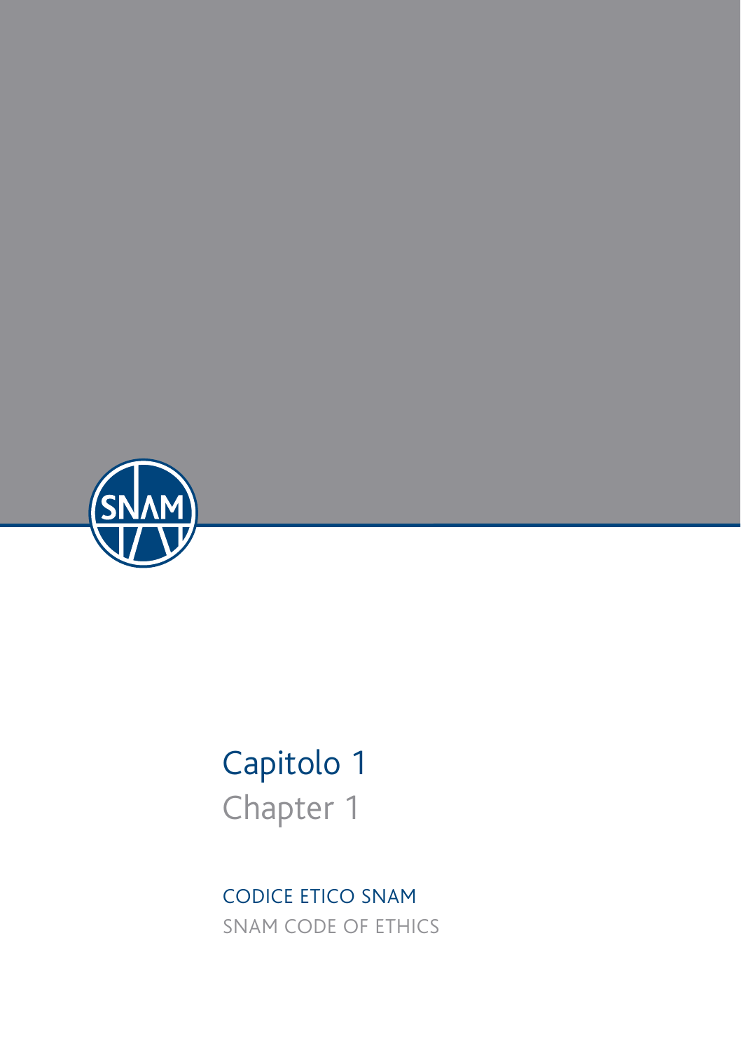# Capitolo 1
# Chapter 1

## CODICE ETICO SNAM
## SNAM CODE OF ETHICS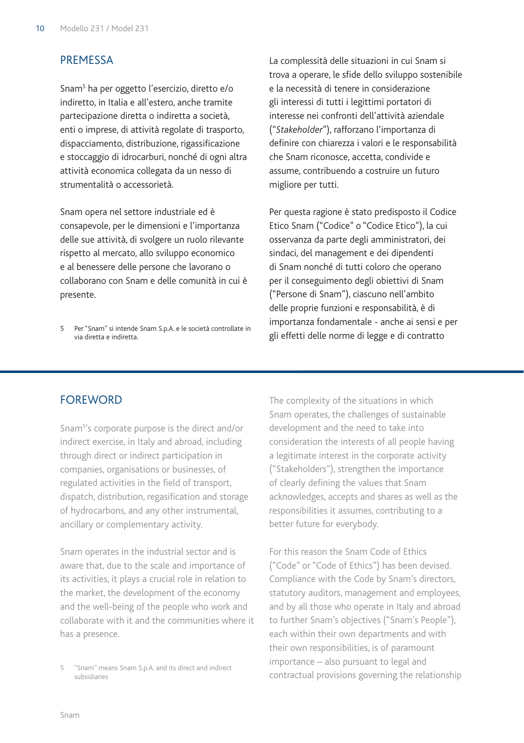## PREMESSA

Snam[5] ha per oggetto l'esercizio, diretto e/o indiretto, in Italia e all'estero, anche tramite partecipazione diretta o indiretta a società, enti o imprese, di attività regolate di trasporto, dispacciamento, distribuzione, rigassificazione e stoccaggio di idrocarburi, nonché di ogni altra attività economica collegata da un nesso di strumentalità o accessorietà.

Snam opera nel settore industriale ed è consapevole, per le dimensioni e l'importanza delle sue attività, di svolgere un ruolo rilevante rispetto al mercato, allo sviluppo economico e al benessere delle persone che lavorano o collaborano con Snam e delle comunità in cui è presente.

5 Per "Snam" si intende Snam S.p.A. e le società controllate in via diretta e indiretta.

La complessità delle situazioni in cui Snam si trova a operare, le sfide dello sviluppo sostenibile e la necessità di tenere in considerazione gli interessi di tutti i legittimi portatori di interesse nei confronti dell'attività aziendale ("*Stakeholder*"), rafforzano l'importanza di definire con chiarezza i valori e le responsabilità che Snam riconosce, accetta, condivide e assume, contribuendo a costruire un futuro migliore per tutti.

Per questa ragione è stato predisposto il Codice Etico Snam ("Codice" o "Codice Etico"), la cui osservanza da parte degli amministratori, dei sindaci, del management e dei dipendenti di Snam nonché di tutti coloro che operano per il conseguimento degli obiettivi di Snam ("Persone di Snam"), ciascuno nell'ambito delle proprie funzioni e responsabilità, è di importanza fondamentale - anche ai sensi e per gli effetti delle norme di legge e di contratto

## FOREWORD

Snam[5]'s corporate purpose is the direct and/or indirect exercise, in Italy and abroad, including through direct or indirect participation in companies, organisations or businesses, of regulated activities in the field of transport, dispatch, distribution, regasification and storage of hydrocarbons, and any other instrumental, ancillary or complementary activity.

Snam operates in the industrial sector and is aware that, due to the scale and importance of its activities, it plays a crucial role in relation to the market, the development of the economy and the well-being of the people who work and collaborate with it and the communities where it has a presence.

5 "Snam" means Snam S.p.A. and its direct and indirect subsidiaries

The complexity of the situations in which Snam operates, the challenges of sustainable development and the need to take into consideration the interests of all people having a legitimate interest in the corporate activity ("Stakeholders"), strengthen the importance of clearly defining the values that Snam acknowledges, accepts and shares as well as the responsibilities it assumes, contributing to a better future for everybody.

For this reason the Snam Code of Ethics ("Code" or "Code of Ethics") has been devised. Compliance with the Code by Snam's directors, statutory auditors, management and employees, and by all those who operate in Italy and abroad to further Snam's objectives ("Snam's People"), each within their own departments and with their own responsibilities, is of paramount importance – also pursuant to legal and contractual provisions governing the relationship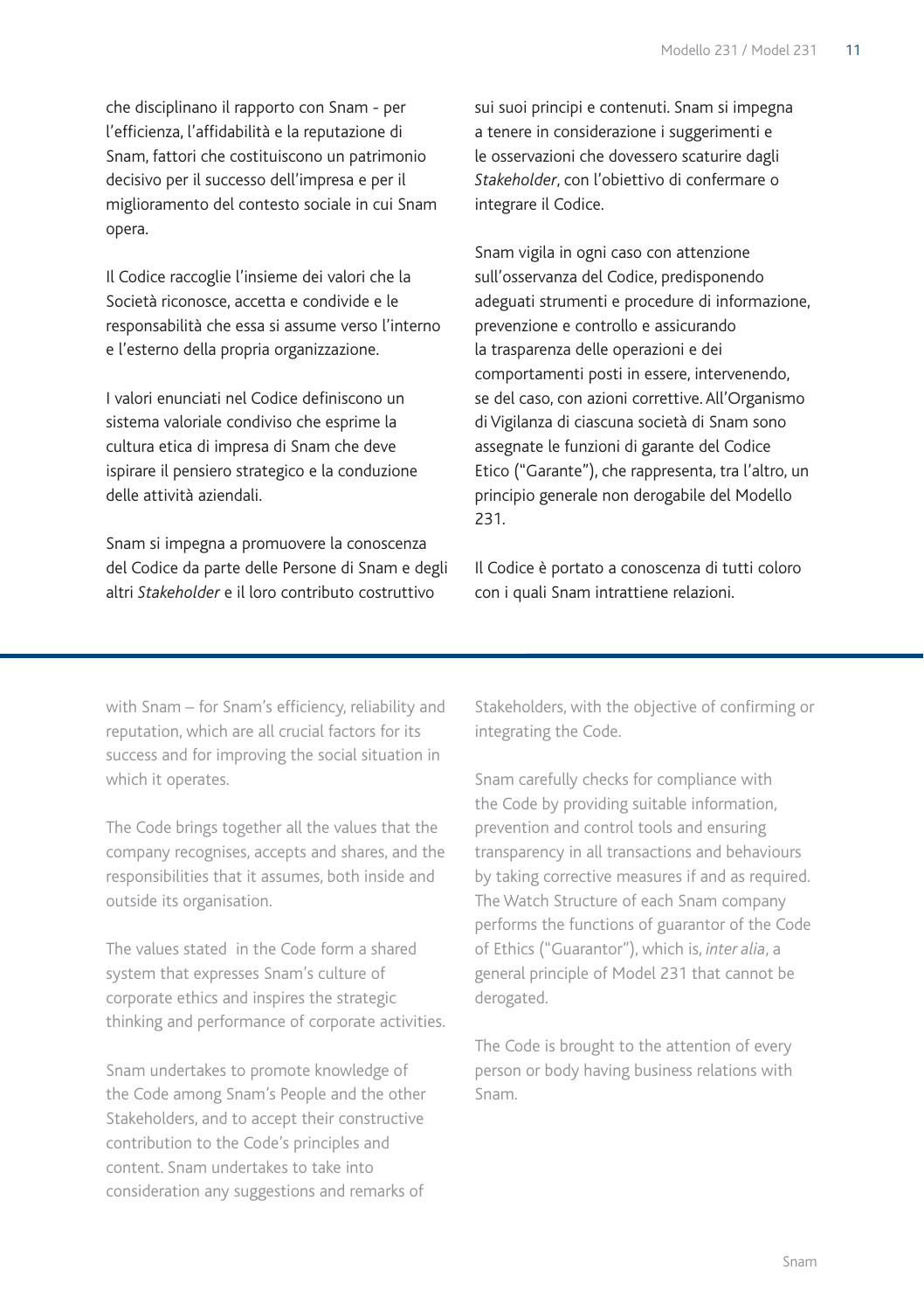che disciplinano il rapporto con Snam - per l'efficienza, l'affidabilità e la reputazione di Snam, fattori che costituiscono un patrimonio decisivo per il successo dell'impresa e per il miglioramento del contesto sociale in cui Snam opera.

Il Codice raccoglie l'insieme dei valori che la Società riconosce, accetta e condivide e le responsabilità che essa si assume verso l'interno e l'esterno della propria organizzazione.

I valori enunciati nel Codice definiscono un sistema valoriale condiviso che esprime la cultura etica di impresa di Snam che deve ispirare il pensiero strategico e la conduzione delle attività aziendali.

Snam si impegna a promuovere la conoscenza del Codice da parte delle Persone di Snam e degli altri *Stakeholder* e il loro contributo costruttivo sui suoi principi e contenuti. Snam si impegna a tenere in considerazione i suggerimenti e le osservazioni che dovessero scaturire dagli *Stakeholder*, con l'obiettivo di confermare o integrare il Codice.

Snam vigila in ogni caso con attenzione sull'osservanza del Codice, predisponendo adeguati strumenti e procedure di informazione, prevenzione e controllo e assicurando la trasparenza delle operazioni e dei comportamenti posti in essere, intervenendo, se del caso, con azioni correttive. All'Organismo di Vigilanza di ciascuna società di Snam sono assegnate le funzioni di garante del Codice Etico ("Garante"), che rappresenta, tra l'altro, un principio generale non derogabile del Modello 231.

Il Codice è portato a conoscenza di tutti coloro con i quali Snam intrattiene relazioni.

---

with Snam – for Snam's efficiency, reliability and reputation, which are all crucial factors for its success and for improving the social situation in which it operates.

The Code brings together all the values that the company recognises, accepts and shares, and the responsibilities that it assumes, both inside and outside its organisation.

The values stated in the Code form a shared system that expresses Snam's culture of corporate ethics and inspires the strategic thinking and performance of corporate activities.

Snam undertakes to promote knowledge of the Code among Snam's People and the other Stakeholders, and to accept their constructive contribution to the Code's principles and content. Snam undertakes to take into consideration any suggestions and remarks of Stakeholders, with the objective of confirming or integrating the Code.

Snam carefully checks for compliance with the Code by providing suitable information, prevention and control tools and ensuring transparency in all transactions and behaviours by taking corrective measures if and as required. The Watch Structure of each Snam company performs the functions of guarantor of the Code of Ethics ("Guarantor"), which is, *inter alia*, a general principle of Model 231 that cannot be derogated.

The Code is brought to the attention of every person or body having business relations with Snam.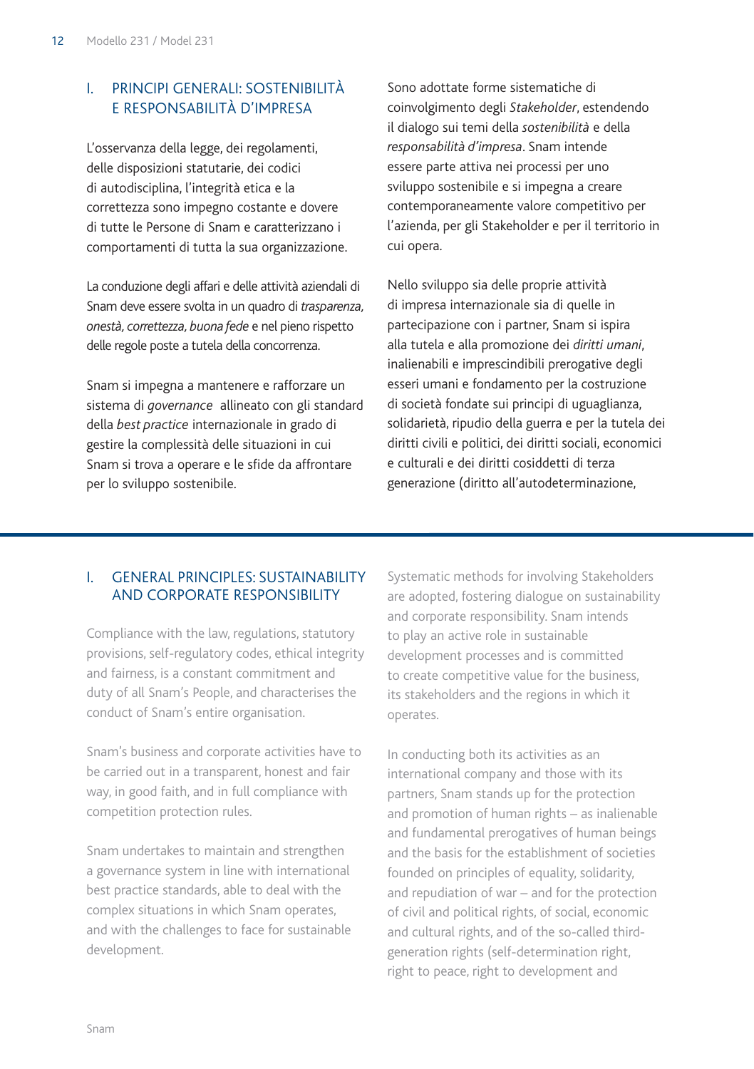## I. PRINCIPI GENERALI: SOSTENIBILITÀ E RESPONSABILITÀ D'IMPRESA

L'osservanza della legge, dei regolamenti, delle disposizioni statutarie, dei codici di autodisciplina, l'integrità etica e la correttezza sono impegno costante e dovere di tutte le Persone di Snam e caratterizzano i comportamenti di tutta la sua organizzazione.

La conduzione degli affari e delle attività aziendali di Snam deve essere svolta in un quadro di *trasparenza, onestà, correttezza, buona fede* e nel pieno rispetto delle regole poste a tutela della concorrenza.

Snam si impegna a mantenere e rafforzare un sistema di *governance* allineato con gli standard della *best practice* internazionale in grado di gestire la complessità delle situazioni in cui Snam si trova a operare e le sfide da affrontare per lo sviluppo sostenibile.

Sono adottate forme sistematiche di coinvolgimento degli *Stakeholder*, estendendo il dialogo sui temi della *sostenibilità* e della *responsabilità d'impresa*. Snam intende essere parte attiva nei processi per uno sviluppo sostenibile e si impegna a creare contemporaneamente valore competitivo per l'azienda, per gli Stakeholder e per il territorio in cui opera.

Nello sviluppo sia delle proprie attività di impresa internazionale sia di quelle in partecipazione con i partner, Snam si ispira alla tutela e alla promozione dei *diritti umani*, inalienabili e imprescindibili prerogative degli esseri umani e fondamento per la costruzione di società fondate sui principi di uguaglianza, solidarietà, ripudio della guerra e per la tutela dei diritti civili e politici, dei diritti sociali, economici e culturali e dei diritti cosiddetti di terza generazione (diritto all'autodeterminazione,

## I. GENERAL PRINCIPLES: SUSTAINABILITY AND CORPORATE RESPONSIBILITY

Compliance with the law, regulations, statutory provisions, self-regulatory codes, ethical integrity and fairness, is a constant commitment and duty of all Snam's People, and characterises the conduct of Snam's entire organisation.

Snam's business and corporate activities have to be carried out in a transparent, honest and fair way, in good faith, and in full compliance with competition protection rules.

Snam undertakes to maintain and strengthen a governance system in line with international best practice standards, able to deal with the complex situations in which Snam operates, and with the challenges to face for sustainable development.

Systematic methods for involving Stakeholders are adopted, fostering dialogue on sustainability and corporate responsibility. Snam intends to play an active role in sustainable development processes and is committed to create competitive value for the business, its stakeholders and the regions in which it operates.

In conducting both its activities as an international company and those with its partners, Snam stands up for the protection and promotion of human rights – as inalienable and fundamental prerogatives of human beings and the basis for the establishment of societies founded on principles of equality, solidarity, and repudiation of war – and for the protection of civil and political rights, of social, economic and cultural rights, and of the so-called third-generation rights (self-determination right, right to peace, right to development and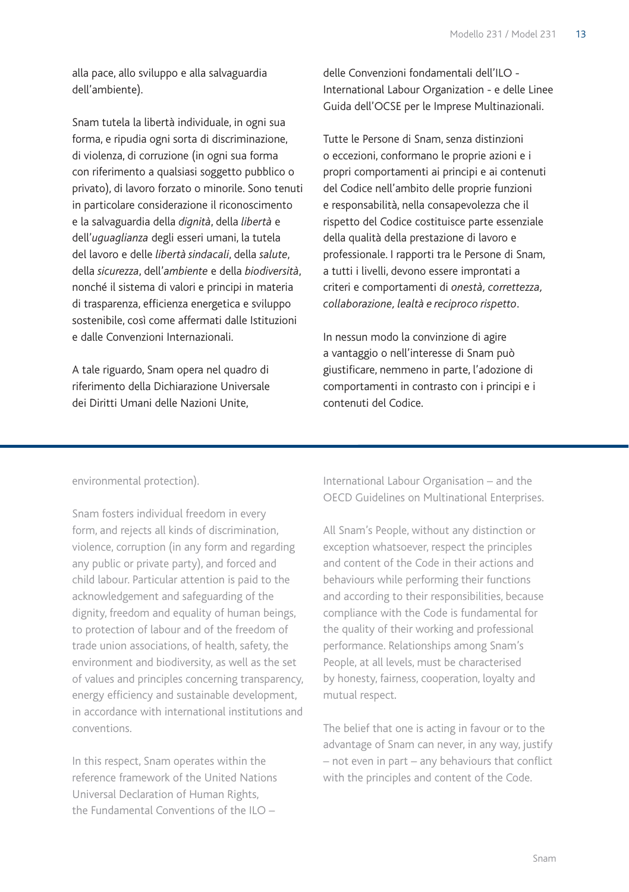alla pace, allo sviluppo e alla salvaguardia dell'ambiente).

Snam tutela la libertà individuale, in ogni sua forma, e ripudia ogni sorta di discriminazione, di violenza, di corruzione (in ogni sua forma con riferimento a qualsiasi soggetto pubblico o privato), di lavoro forzato o minorile. Sono tenuti in particolare considerazione il riconoscimento e la salvaguardia della *dignità*, della *libertà* e dell'*uguaglianza* degli esseri umani, la tutela del lavoro e delle *libertà sindacali*, della *salute*, della *sicurezza*, dell'*ambiente* e della *biodiversità*, nonché il sistema di valori e principi in materia di trasparenza, efficienza energetica e sviluppo sostenibile, così come affermati dalle Istituzioni e dalle Convenzioni Internazionali.

A tale riguardo, Snam opera nel quadro di riferimento della Dichiarazione Universale dei Diritti Umani delle Nazioni Unite, delle Convenzioni fondamentali dell'ILO - International Labour Organization - e delle Linee Guida dell'OCSE per le Imprese Multinazionali.

Tutte le Persone di Snam, senza distinzioni o eccezioni, conformano le proprie azioni e i propri comportamenti ai principi e ai contenuti del Codice nell'ambito delle proprie funzioni e responsabilità, nella consapevolezza che il rispetto del Codice costituisce parte essenziale della qualità della prestazione di lavoro e professionale. I rapporti tra le Persone di Snam, a tutti i livelli, devono essere improntati a criteri e comportamenti di *onestà, correttezza, collaborazione, lealtà e reciproco rispetto*.

In nessun modo la convinzione di agire a vantaggio o nell'interesse di Snam può giustificare, nemmeno in parte, l'adozione di comportamenti in contrasto con i principi e i contenuti del Codice.

---

environmental protection).

Snam fosters individual freedom in every form, and rejects all kinds of discrimination, violence, corruption (in any form and regarding any public or private party), and forced and child labour. Particular attention is paid to the acknowledgement and safeguarding of the dignity, freedom and equality of human beings, to protection of labour and of the freedom of trade union associations, of health, safety, the environment and biodiversity, as well as the set of values and principles concerning transparency, energy efficiency and sustainable development, in accordance with international institutions and conventions.

In this respect, Snam operates within the reference framework of the United Nations Universal Declaration of Human Rights, the Fundamental Conventions of the ILO – International Labour Organisation – and the OECD Guidelines on Multinational Enterprises.

All Snam's People, without any distinction or exception whatsoever, respect the principles and content of the Code in their actions and behaviours while performing their functions and according to their responsibilities, because compliance with the Code is fundamental for the quality of their working and professional performance. Relationships among Snam's People, at all levels, must be characterised by honesty, fairness, cooperation, loyalty and mutual respect.

The belief that one is acting in favour or to the advantage of Snam can never, in any way, justify – not even in part – any behaviours that conflict with the principles and content of the Code.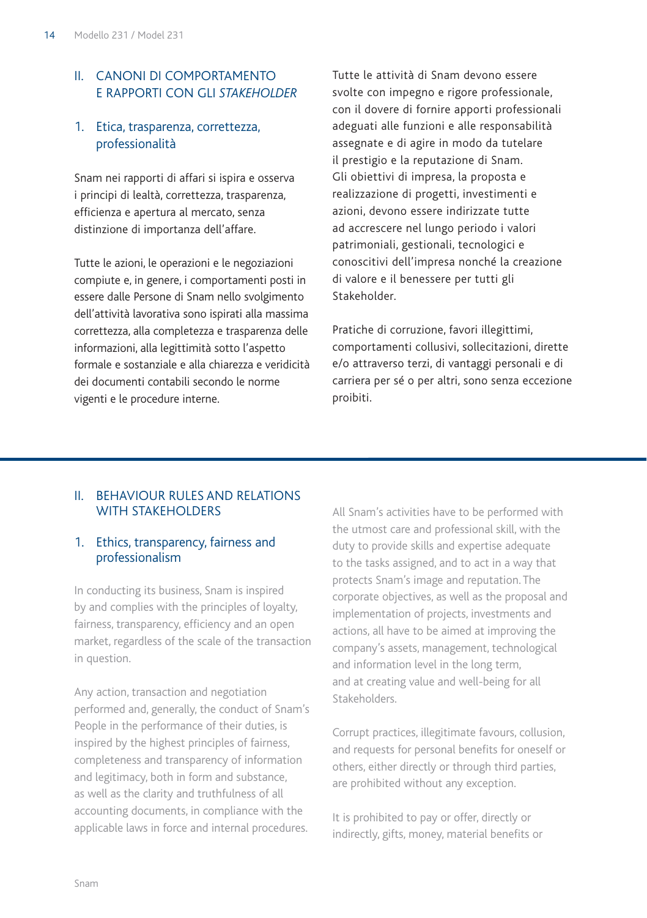## II. CANONI DI COMPORTAMENTO E RAPPORTI CON GLI *STAKEHOLDER*

### 1. Etica, trasparenza, correttezza, professionalità

Snam nei rapporti di affari si ispira e osserva i principi di lealtà, correttezza, trasparenza, efficienza e apertura al mercato, senza distinzione di importanza dell'affare.

Tutte le azioni, le operazioni e le negoziazioni compiute e, in genere, i comportamenti posti in essere dalle Persone di Snam nello svolgimento dell'attività lavorativa sono ispirati alla massima correttezza, alla completezza e trasparenza delle informazioni, alla legittimità sotto l'aspetto formale e sostanziale e alla chiarezza e veridicità dei documenti contabili secondo le norme vigenti e le procedure interne.

Tutte le attività di Snam devono essere svolte con impegno e rigore professionale, con il dovere di fornire apporti professionali adeguati alle funzioni e alle responsabilità assegnate e di agire in modo da tutelare il prestigio e la reputazione di Snam. Gli obiettivi di impresa, la proposta e realizzazione di progetti, investimenti e azioni, devono essere indirizzate tutte ad accrescere nel lungo periodo i valori patrimoniali, gestionali, tecnologici e conoscitivi dell'impresa nonché la creazione di valore e il benessere per tutti gli Stakeholder.

Pratiche di corruzione, favori illegittimi, comportamenti collusivi, sollecitazioni, dirette e/o attraverso terzi, di vantaggi personali e di carriera per sé o per altri, sono senza eccezione proibiti.

## II. BEHAVIOUR RULES AND RELATIONS WITH STAKEHOLDERS

### 1. Ethics, transparency, fairness and professionalism

In conducting its business, Snam is inspired by and complies with the principles of loyalty, fairness, transparency, efficiency and an open market, regardless of the scale of the transaction in question.

Any action, transaction and negotiation performed and, generally, the conduct of Snam's People in the performance of their duties, is inspired by the highest principles of fairness, completeness and transparency of information and legitimacy, both in form and substance, as well as the clarity and truthfulness of all accounting documents, in compliance with the applicable laws in force and internal procedures.

All Snam's activities have to be performed with the utmost care and professional skill, with the duty to provide skills and expertise adequate to the tasks assigned, and to act in a way that protects Snam's image and reputation. The corporate objectives, as well as the proposal and implementation of projects, investments and actions, all have to be aimed at improving the company's assets, management, technological and information level in the long term, and at creating value and well-being for all Stakeholders.

Corrupt practices, illegitimate favours, collusion, and requests for personal benefits for oneself or others, either directly or through third parties, are prohibited without any exception.

It is prohibited to pay or offer, directly or indirectly, gifts, money, material benefits or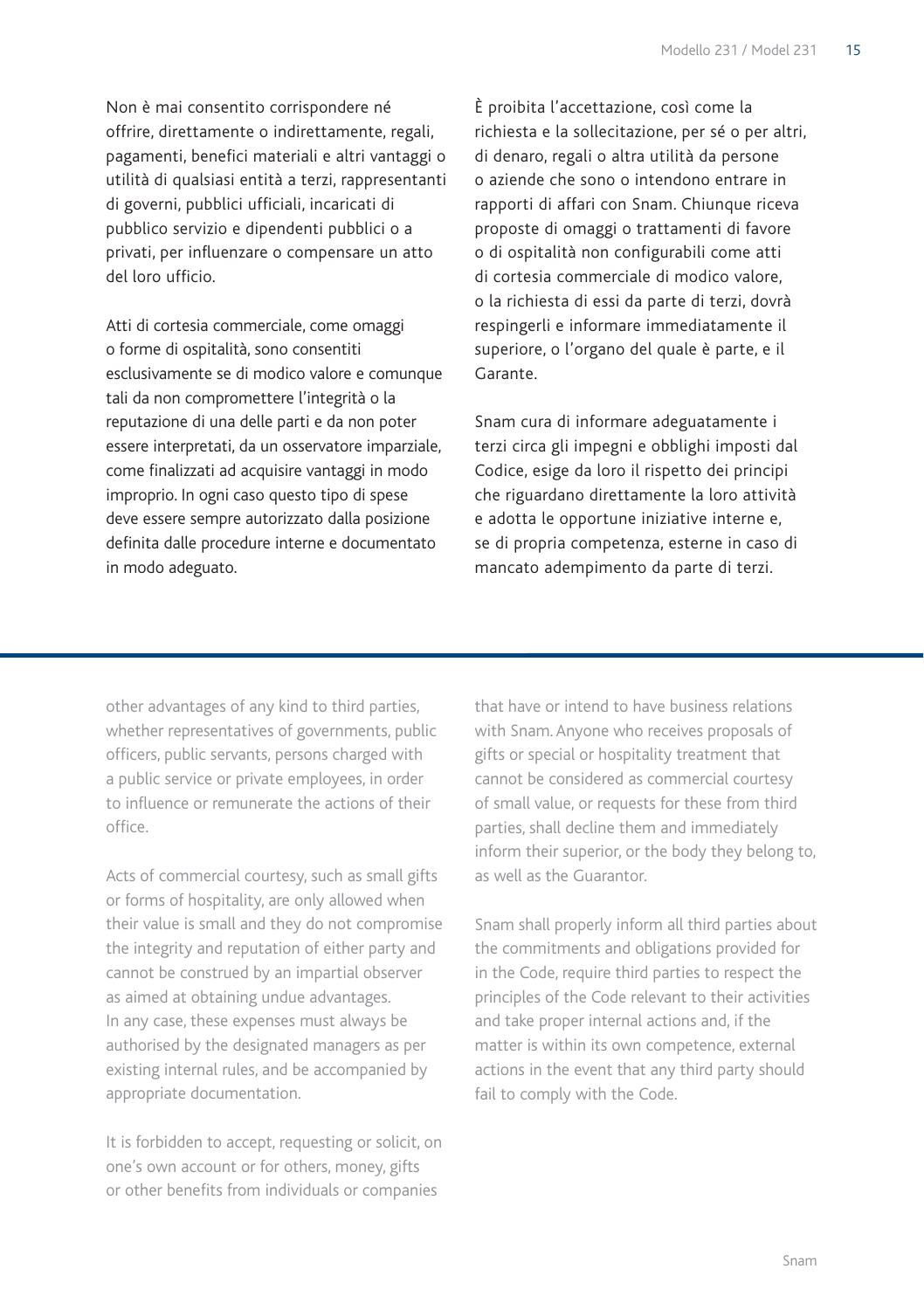Non è mai consentito corrispondere né offrire, direttamente o indirettamente, regali, pagamenti, benefici materiali e altri vantaggi o utilità di qualsiasi entità a terzi, rappresentanti di governi, pubblici ufficiali, incaricati di pubblico servizio e dipendenti pubblici o a privati, per influenzare o compensare un atto del loro ufficio.

Atti di cortesia commerciale, come omaggi o forme di ospitalità, sono consentiti esclusivamente se di modico valore e comunque tali da non compromettere l'integrità o la reputazione di una delle parti e da non poter essere interpretati, da un osservatore imparziale, come finalizzati ad acquisire vantaggi in modo improprio. In ogni caso questo tipo di spese deve essere sempre autorizzato dalla posizione definita dalle procedure interne e documentato in modo adeguato.

È proibita l'accettazione, così come la richiesta e la sollecitazione, per sé o per altri, di denaro, regali o altra utilità da persone o aziende che sono o intendono entrare in rapporti di affari con Snam. Chiunque riceva proposte di omaggi o trattamenti di favore o di ospitalità non configurabili come atti di cortesia commerciale di modico valore, o la richiesta di essi da parte di terzi, dovrà respingerli e informare immediatamente il superiore, o l'organo del quale è parte, e il Garante.

Snam cura di informare adeguatamente i terzi circa gli impegni e obblighi imposti dal Codice, esige da loro il rispetto dei principi che riguardano direttamente la loro attività e adotta le opportune iniziative interne e, se di propria competenza, esterne in caso di mancato adempimento da parte di terzi.

---

other advantages of any kind to third parties, whether representatives of governments, public officers, public servants, persons charged with a public service or private employees, in order to influence or remunerate the actions of their office.

Acts of commercial courtesy, such as small gifts or forms of hospitality, are only allowed when their value is small and they do not compromise the integrity and reputation of either party and cannot be construed by an impartial observer as aimed at obtaining undue advantages. In any case, these expenses must always be authorised by the designated managers as per existing internal rules, and be accompanied by appropriate documentation.

It is forbidden to accept, requesting or solicit, on one's own account or for others, money, gifts or other benefits from individuals or companies that have or intend to have business relations with Snam. Anyone who receives proposals of gifts or special or hospitality treatment that cannot be considered as commercial courtesy of small value, or requests for these from third parties, shall decline them and immediately inform their superior, or the body they belong to, as well as the Guarantor.

Snam shall properly inform all third parties about the commitments and obligations provided for in the Code, require third parties to respect the principles of the Code relevant to their activities and take proper internal actions and, if the matter is within its own competence, external actions in the event that any third party should fail to comply with the Code.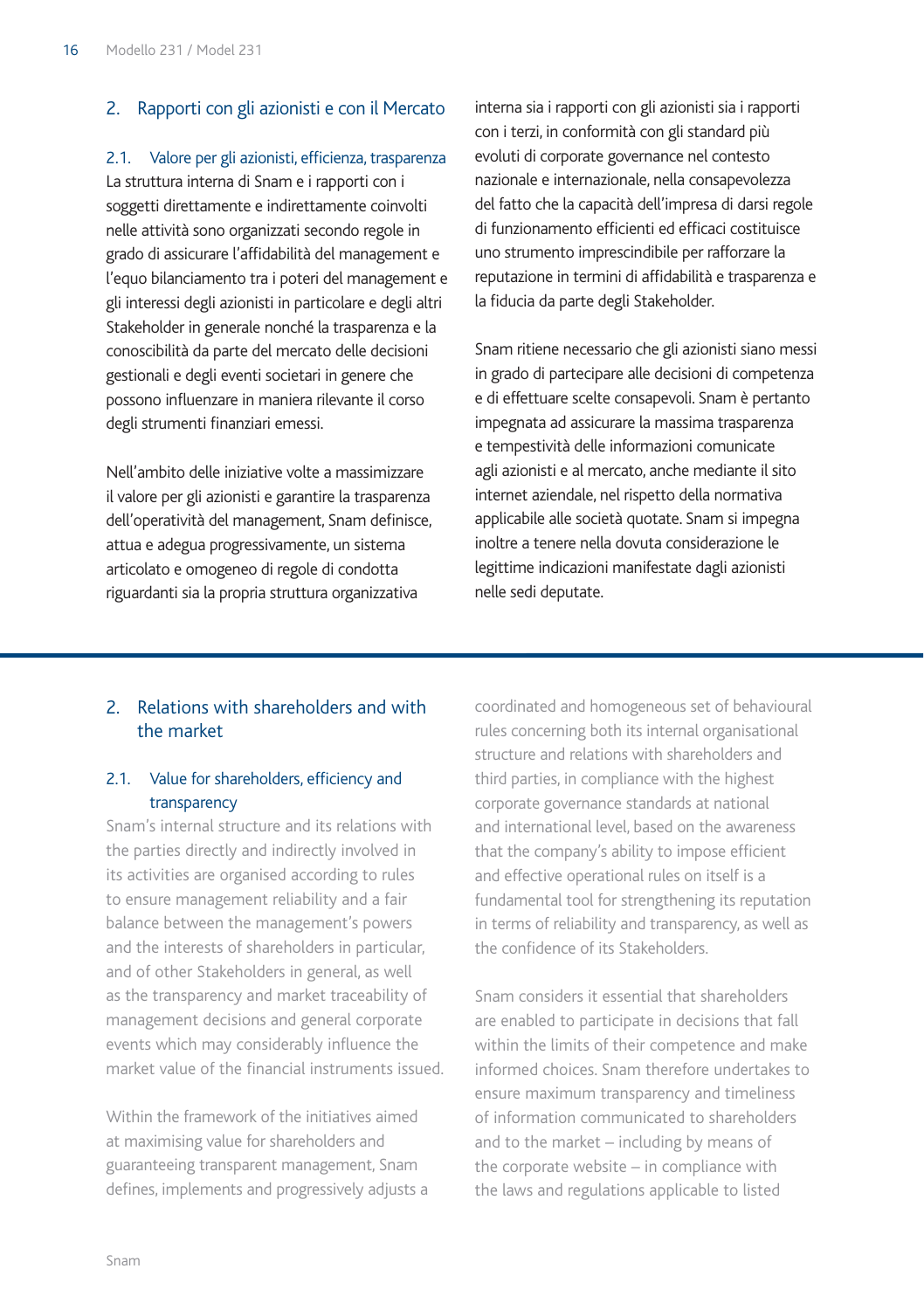## 2. Rapporti con gli azionisti e con il Mercato

### 2.1. Valore per gli azionisti, efficienza, trasparenza

La struttura interna di Snam e i rapporti con i soggetti direttamente e indirettamente coinvolti nelle attività sono organizzati secondo regole in grado di assicurare l'affidabilità del management e l'equo bilanciamento tra i poteri del management e gli interessi degli azionisti in particolare e degli altri Stakeholder in generale nonché la trasparenza e la conoscibilità da parte del mercato delle decisioni gestionali e degli eventi societari in genere che possono influenzare in maniera rilevante il corso degli strumenti finanziari emessi.

Nell'ambito delle iniziative volte a massimizzare il valore per gli azionisti e garantire la trasparenza dell'operatività del management, Snam definisce, attua e adegua progressivamente, un sistema articolato e omogeneo di regole di condotta riguardanti sia la propria struttura organizzativa interna sia i rapporti con gli azionisti sia i rapporti con i terzi, in conformità con gli standard più evoluti di corporate governance nel contesto nazionale e internazionale, nella consapevolezza del fatto che la capacità dell'impresa di darsi regole di funzionamento efficienti ed efficaci costituisce uno strumento imprescindibile per rafforzare la reputazione in termini di affidabilità e trasparenza e la fiducia da parte degli Stakeholder.

Snam ritiene necessario che gli azionisti siano messi in grado di partecipare alle decisioni di competenza e di effettuare scelte consapevoli. Snam è pertanto impegnata ad assicurare la massima trasparenza e tempestività delle informazioni comunicate agli azionisti e al mercato, anche mediante il sito internet aziendale, nel rispetto della normativa applicabile alle società quotate. Snam si impegna inoltre a tenere nella dovuta considerazione le legittime indicazioni manifestate dagli azionisti nelle sedi deputate.

---

## 2. Relations with shareholders and with the market

### 2.1. Value for shareholders, efficiency and transparency

Snam's internal structure and its relations with the parties directly and indirectly involved in its activities are organised according to rules to ensure management reliability and a fair balance between the management's powers and the interests of shareholders in particular, and of other Stakeholders in general, as well as the transparency and market traceability of management decisions and general corporate events which may considerably influence the market value of the financial instruments issued.

Within the framework of the initiatives aimed at maximising value for shareholders and guaranteeing transparent management, Snam defines, implements and progressively adjusts a coordinated and homogeneous set of behavioural rules concerning both its internal organisational structure and relations with shareholders and third parties, in compliance with the highest corporate governance standards at national and international level, based on the awareness that the company's ability to impose efficient and effective operational rules on itself is a fundamental tool for strengthening its reputation in terms of reliability and transparency, as well as the confidence of its Stakeholders.

Snam considers it essential that shareholders are enabled to participate in decisions that fall within the limits of their competence and make informed choices. Snam therefore undertakes to ensure maximum transparency and timeliness of information communicated to shareholders and to the market – including by means of the corporate website – in compliance with the laws and regulations applicable to listed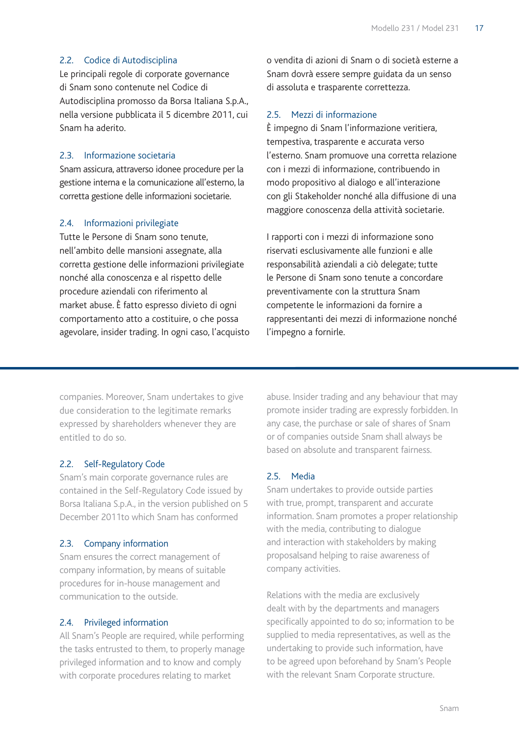## 2.2. Codice di Autodisciplina

Le principali regole di corporate governance di Snam sono contenute nel Codice di Autodisciplina promosso da Borsa Italiana S.p.A., nella versione pubblicata il 5 dicembre 2011, cui Snam ha aderito.

## 2.3. Informazione societaria

Snam assicura, attraverso idonee procedure per la gestione interna e la comunicazione all'esterno, la corretta gestione delle informazioni societarie.

## 2.4. Informazioni privilegiate

Tutte le Persone di Snam sono tenute, nell'ambito delle mansioni assegnate, alla corretta gestione delle informazioni privilegiate nonché alla conoscenza e al rispetto delle procedure aziendali con riferimento al market abuse. È fatto espresso divieto di ogni comportamento atto a costituire, o che possa agevolare, insider trading. In ogni caso, l'acquisto o vendita di azioni di Snam o di società esterne a Snam dovrà essere sempre guidata da un senso di assoluta e trasparente correttezza.

## 2.5. Mezzi di informazione

È impegno di Snam l'informazione veritiera, tempestiva, trasparente e accurata verso l'esterno. Snam promuove una corretta relazione con i mezzi di informazione, contribuendo in modo propositivo al dialogo e all'interazione con gli Stakeholder nonché alla diffusione di una maggiore conoscenza della attività societarie.

I rapporti con i mezzi di informazione sono riservati esclusivamente alle funzioni e alle responsabilità aziendali a ciò delegate; tutte le Persone di Snam sono tenute a concordare preventivamente con la struttura Snam competente le informazioni da fornire a rappresentanti dei mezzi di informazione nonché l'impegno a fornirle.

---

companies. Moreover, Snam undertakes to give due consideration to the legitimate remarks expressed by shareholders whenever they are entitled to do so.

## 2.2. Self-Regulatory Code

Snam's main corporate governance rules are contained in the Self-Regulatory Code issued by Borsa Italiana S.p.A., in the version published on 5 December 2011to which Snam has conformed

## 2.3. Company information

Snam ensures the correct management of company information, by means of suitable procedures for in-house management and communication to the outside.

## 2.4. Privileged information

All Snam's People are required, while performing the tasks entrusted to them, to properly manage privileged information and to know and comply with corporate procedures relating to market abuse. Insider trading and any behaviour that may promote insider trading are expressly forbidden. In any case, the purchase or sale of shares of Snam or of companies outside Snam shall always be based on absolute and transparent fairness.

## 2.5. Media

Snam undertakes to provide outside parties with true, prompt, transparent and accurate information. Snam promotes a proper relationship with the media, contributing to dialogue and interaction with stakeholders by making proposalsand helping to raise awareness of company activities.

Relations with the media are exclusively dealt with by the departments and managers specifically appointed to do so; information to be supplied to media representatives, as well as the undertaking to provide such information, have to be agreed upon beforehand by Snam's People with the relevant Snam Corporate structure.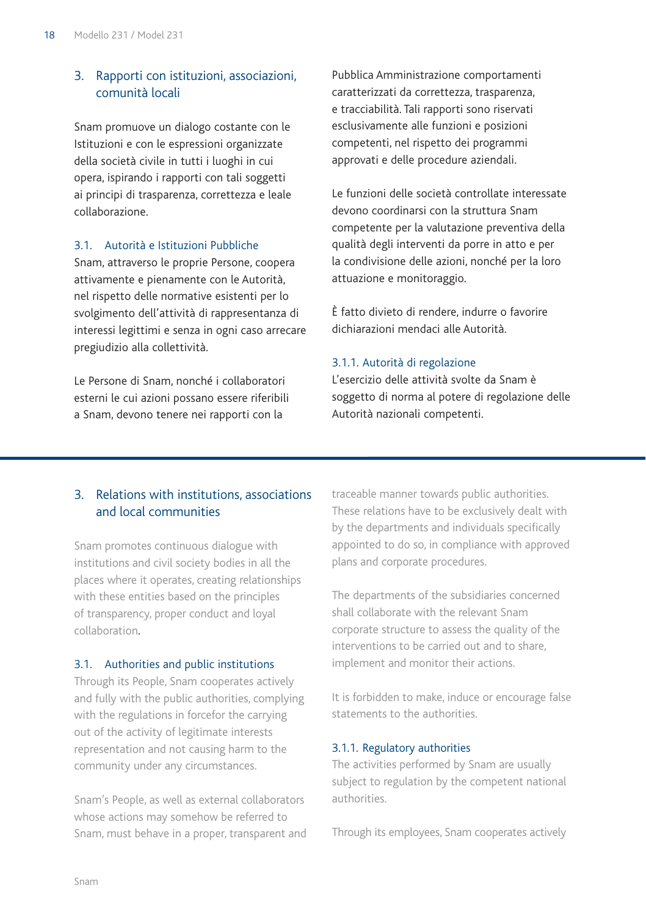## 3. Rapporti con istituzioni, associazioni, comunità locali

Snam promuove un dialogo costante con le Istituzioni e con le espressioni organizzate della società civile in tutti i luoghi in cui opera, ispirando i rapporti con tali soggetti ai principi di trasparenza, correttezza e leale collaborazione.

### 3.1. Autorità e Istituzioni Pubbliche

Snam, attraverso le proprie Persone, coopera attivamente e pienamente con le Autorità, nel rispetto delle normative esistenti per lo svolgimento dell'attività di rappresentanza di interessi legittimi e senza in ogni caso arrecare pregiudizio alla collettività.

Le Persone di Snam, nonché i collaboratori esterni le cui azioni possano essere riferibili a Snam, devono tenere nei rapporti con la Pubblica Amministrazione comportamenti caratterizzati da correttezza, trasparenza, e tracciabilità. Tali rapporti sono riservati esclusivamente alle funzioni e posizioni competenti, nel rispetto dei programmi approvati e delle procedure aziendali.

Le funzioni delle società controllate interessate devono coordinarsi con la struttura Snam competente per la valutazione preventiva della qualità degli interventi da porre in atto e per la condivisione delle azioni, nonché per la loro attuazione e monitoraggio.

È fatto divieto di rendere, indurre o favorire dichiarazioni mendaci alle Autorità.

#### 3.1.1. Autorità di regolazione

L'esercizio delle attività svolte da Snam è soggetto di norma al potere di regolazione delle Autorità nazionali competenti.

---

## 3. Relations with institutions, associations and local communities

Snam promotes continuous dialogue with institutions and civil society bodies in all the places where it operates, creating relationships with these entities based on the principles of transparency, proper conduct and loyal collaboration.

### 3.1. Authorities and public institutions

Through its People, Snam cooperates actively and fully with the public authorities, complying with the regulations in forcefor the carrying out of the activity of legitimate interests representation and not causing harm to the community under any circumstances.

Snam's People, as well as external collaborators whose actions may somehow be referred to Snam, must behave in a proper, transparent and traceable manner towards public authorities. These relations have to be exclusively dealt with by the departments and individuals specifically appointed to do so, in compliance with approved plans and corporate procedures.

The departments of the subsidiaries concerned shall collaborate with the relevant Snam corporate structure to assess the quality of the interventions to be carried out and to share, implement and monitor their actions.

It is forbidden to make, induce or encourage false statements to the authorities.

#### 3.1.1. Regulatory authorities

The activities performed by Snam are usually subject to regulation by the competent national authorities.

Through its employees, Snam cooperates actively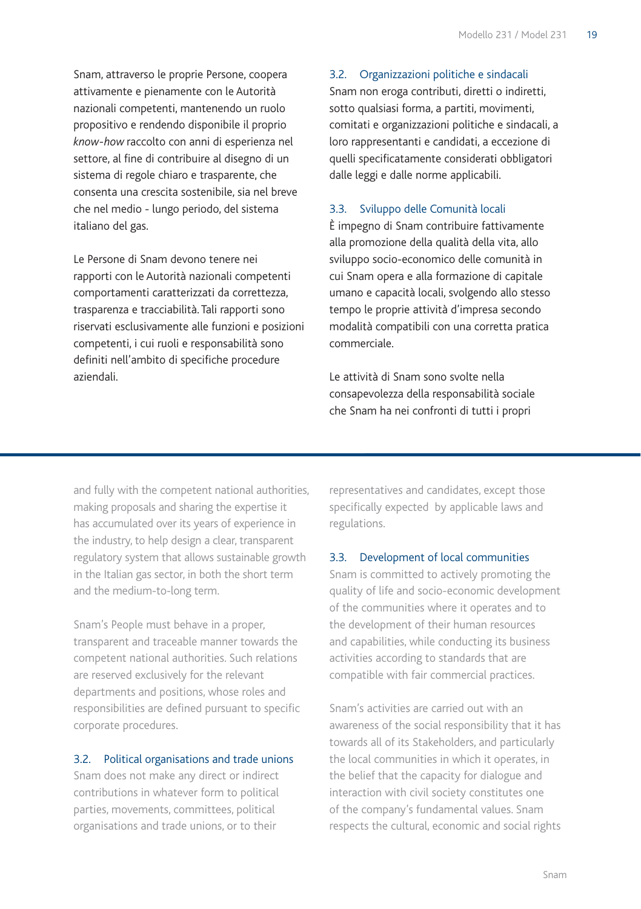Snam, attraverso le proprie Persone, coopera attivamente e pienamente con le Autorità nazionali competenti, mantenendo un ruolo propositivo e rendendo disponibile il proprio *know-how* raccolto con anni di esperienza nel settore, al fine di contribuire al disegno di un sistema di regole chiaro e trasparente, che consenta una crescita sostenibile, sia nel breve che nel medio - lungo periodo, del sistema italiano del gas.

Le Persone di Snam devono tenere nei rapporti con le Autorità nazionali competenti comportamenti caratterizzati da correttezza, trasparenza e tracciabilità. Tali rapporti sono riservati esclusivamente alle funzioni e posizioni competenti, i cui ruoli e responsabilità sono definiti nell'ambito di specifiche procedure aziendali.

### 3.2. Organizzazioni politiche e sindacali

Snam non eroga contributi, diretti o indiretti, sotto qualsiasi forma, a partiti, movimenti, comitati e organizzazioni politiche e sindacali, a loro rappresentanti e candidati, a eccezione di quelli specificatamente considerati obbligatori dalle leggi e dalle norme applicabili.

### 3.3. Sviluppo delle Comunità locali

È impegno di Snam contribuire fattivamente alla promozione della qualità della vita, allo sviluppo socio-economico delle comunità in cui Snam opera e alla formazione di capitale umano e capacità locali, svolgendo allo stesso tempo le proprie attività d'impresa secondo modalità compatibili con una corretta pratica commerciale.

Le attività di Snam sono svolte nella consapevolezza della responsabilità sociale che Snam ha nei confronti di tutti i propri

---

and fully with the competent national authorities, making proposals and sharing the expertise it has accumulated over its years of experience in the industry, to help design a clear, transparent regulatory system that allows sustainable growth in the Italian gas sector, in both the short term and the medium-to-long term.

Snam's People must behave in a proper, transparent and traceable manner towards the competent national authorities. Such relations are reserved exclusively for the relevant departments and positions, whose roles and responsibilities are defined pursuant to specific corporate procedures.

### 3.2. Political organisations and trade unions

Snam does not make any direct or indirect contributions in whatever form to political parties, movements, committees, political organisations and trade unions, or to their representatives and candidates, except those specifically expected by applicable laws and regulations.

### 3.3. Development of local communities

Snam is committed to actively promoting the quality of life and socio-economic development of the communities where it operates and to the development of their human resources and capabilities, while conducting its business activities according to standards that are compatible with fair commercial practices.

Snam's activities are carried out with an awareness of the social responsibility that it has towards all of its Stakeholders, and particularly the local communities in which it operates, in the belief that the capacity for dialogue and interaction with civil society constitutes one of the company's fundamental values. Snam respects the cultural, economic and social rights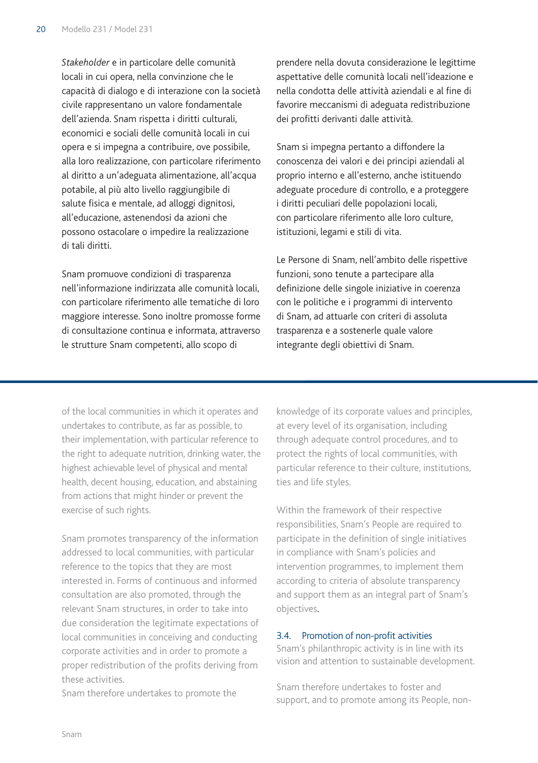*Stakeholder* e in particolare delle comunità locali in cui opera, nella convinzione che le capacità di dialogo e di interazione con la società civile rappresentano un valore fondamentale dell'azienda. Snam rispetta i diritti culturali, economici e sociali delle comunità locali in cui opera e si impegna a contribuire, ove possibile, alla loro realizzazione, con particolare riferimento al diritto a un'adeguata alimentazione, all'acqua potabile, al più alto livello raggiungibile di salute fisica e mentale, ad alloggi dignitosi, all'educazione, astenendosi da azioni che possono ostacolare o impedire la realizzazione di tali diritti.

Snam promuove condizioni di trasparenza nell'informazione indirizzata alle comunità locali, con particolare riferimento alle tematiche di loro maggiore interesse. Sono inoltre promosse forme di consultazione continua e informata, attraverso le strutture Snam competenti, allo scopo di prendere nella dovuta considerazione le legittime aspettative delle comunità locali nell'ideazione e nella condotta delle attività aziendali e al fine di favorire meccanismi di adeguata redistribuzione dei profitti derivanti dalle attività.

Snam si impegna pertanto a diffondere la conoscenza dei valori e dei principi aziendali al proprio interno e all'esterno, anche istituendo adeguate procedure di controllo, e a proteggere i diritti peculiari delle popolazioni locali, con particolare riferimento alle loro culture, istituzioni, legami e stili di vita.

Le Persone di Snam, nell'ambito delle rispettive funzioni, sono tenute a partecipare alla definizione delle singole iniziative in coerenza con le politiche e i programmi di intervento di Snam, ad attuarle con criteri di assoluta trasparenza e a sostenerle quale valore integrante degli obiettivi di Snam.

---

of the local communities in which it operates and undertakes to contribute, as far as possible, to their implementation, with particular reference to the right to adequate nutrition, drinking water, the highest achievable level of physical and mental health, decent housing, education, and abstaining from actions that might hinder or prevent the exercise of such rights.

Snam promotes transparency of the information addressed to local communities, with particular reference to the topics that they are most interested in. Forms of continuous and informed consultation are also promoted, through the relevant Snam structures, in order to take into due consideration the legitimate expectations of local communities in conceiving and conducting corporate activities and in order to promote a proper redistribution of the profits deriving from these activities.
Snam therefore undertakes to promote the knowledge of its corporate values and principles, at every level of its organisation, including through adequate control procedures, and to protect the rights of local communities, with particular reference to their culture, institutions, ties and life styles.

Within the framework of their respective responsibilities, Snam's People are required to participate in the definition of single initiatives in compliance with Snam's policies and intervention programmes, to implement them according to criteria of absolute transparency and support them as an integral part of Snam's objectives.

### 3.4. Promotion of non-profit activities

Snam's philanthropic activity is in line with its vision and attention to sustainable development.

Snam therefore undertakes to foster and support, and to promote among its People, non-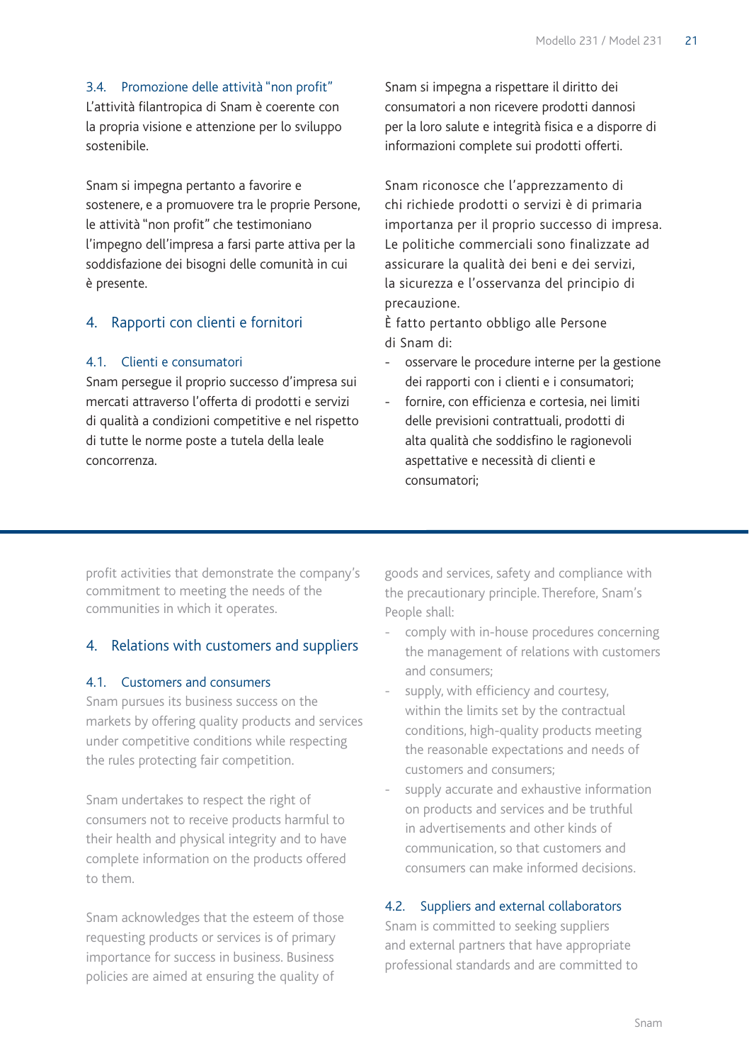### 3.4. Promozione delle attività "non profit"

L'attività filantropica di Snam è coerente con la propria visione e attenzione per lo sviluppo sostenibile.

Snam si impegna pertanto a favorire e sostenere, e a promuovere tra le proprie Persone, le attività "non profit" che testimoniano l'impegno dell'impresa a farsi parte attiva per la soddisfazione dei bisogni delle comunità in cui è presente.

## 4. Rapporti con clienti e fornitori

### 4.1. Clienti e consumatori

Snam persegue il proprio successo d'impresa sui mercati attraverso l'offerta di prodotti e servizi di qualità a condizioni competitive e nel rispetto di tutte le norme poste a tutela della leale concorrenza.

Snam si impegna a rispettare il diritto dei consumatori a non ricevere prodotti dannosi per la loro salute e integrità fisica e a disporre di informazioni complete sui prodotti offerti.

Snam riconosce che l'apprezzamento di chi richiede prodotti o servizi è di primaria importanza per il proprio successo di impresa. Le politiche commerciali sono finalizzate ad assicurare la qualità dei beni e dei servizi, la sicurezza e l'osservanza del principio di precauzione.
È fatto pertanto obbligo alle Persone di Snam di:

- osservare le procedure interne per la gestione dei rapporti con i clienti e i consumatori;
- fornire, con efficienza e cortesia, nei limiti delle previsioni contrattuali, prodotti di alta qualità che soddisfino le ragionevoli aspettative e necessità di clienti e consumatori;

---

profit activities that demonstrate the company's commitment to meeting the needs of the communities in which it operates.

## 4. Relations with customers and suppliers

### 4.1. Customers and consumers

Snam pursues its business success on the markets by offering quality products and services under competitive conditions while respecting the rules protecting fair competition.

Snam undertakes to respect the right of consumers not to receive products harmful to their health and physical integrity and to have complete information on the products offered to them.

Snam acknowledges that the esteem of those requesting products or services is of primary importance for success in business. Business policies are aimed at ensuring the quality of goods and services, safety and compliance with the precautionary principle. Therefore, Snam's People shall:

- comply with in-house procedures concerning the management of relations with customers and consumers;
- supply, with efficiency and courtesy, within the limits set by the contractual conditions, high-quality products meeting the reasonable expectations and needs of customers and consumers;
- supply accurate and exhaustive information on products and services and be truthful in advertisements and other kinds of communication, so that customers and consumers can make informed decisions.

### 4.2. Suppliers and external collaborators

Snam is committed to seeking suppliers and external partners that have appropriate professional standards and are committed to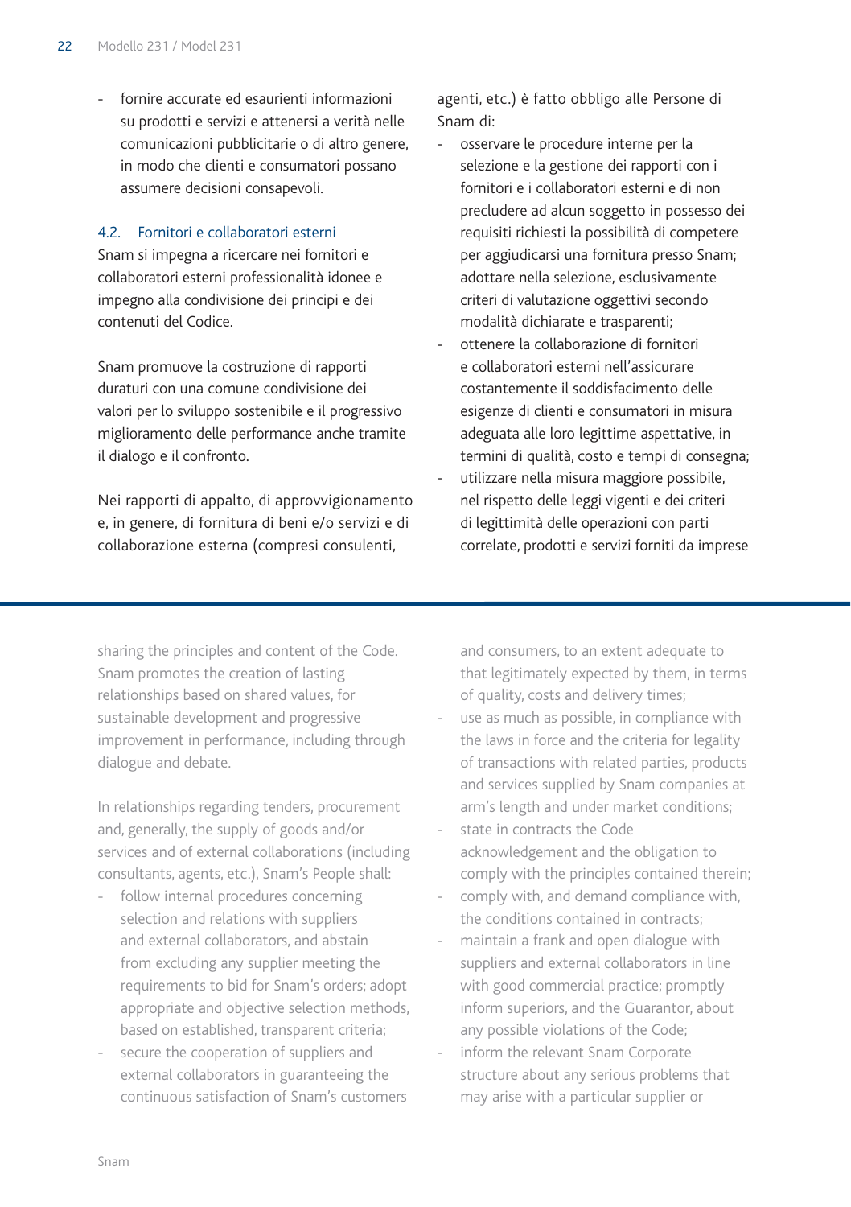- fornire accurate ed esaurienti informazioni su prodotti e servizi e attenersi a verità nelle comunicazioni pubblicitarie o di altro genere, in modo che clienti e consumatori possano assumere decisioni consapevoli.

### 4.2. Fornitori e collaboratori esterni

Snam si impegna a ricercare nei fornitori e collaboratori esterni professionalità idonee e impegno alla condivisione dei principi e dei contenuti del Codice.

Snam promuove la costruzione di rapporti duraturi con una comune condivisione dei valori per lo sviluppo sostenibile e il progressivo miglioramento delle performance anche tramite il dialogo e il confronto.

Nei rapporti di appalto, di approvvigionamento e, in genere, di fornitura di beni e/o servizi e di collaborazione esterna (compresi consulenti, agenti, etc.) è fatto obbligo alle Persone di Snam di:

- osservare le procedure interne per la selezione e la gestione dei rapporti con i fornitori e i collaboratori esterni e di non precludere ad alcun soggetto in possesso dei requisiti richiesti la possibilità di competere per aggiudicarsi una fornitura presso Snam; adottare nella selezione, esclusivamente criteri di valutazione oggettivi secondo modalità dichiarate e trasparenti;
- ottenere la collaborazione di fornitori e collaboratori esterni nell'assicurare costantemente il soddisfacimento delle esigenze di clienti e consumatori in misura adeguata alle loro legittime aspettative, in termini di qualità, costo e tempi di consegna;
- utilizzare nella misura maggiore possibile, nel rispetto delle leggi vigenti e dei criteri di legittimità delle operazioni con parti correlate, prodotti e servizi forniti da imprese

---

sharing the principles and content of the Code. Snam promotes the creation of lasting relationships based on shared values, for sustainable development and progressive improvement in performance, including through dialogue and debate.

In relationships regarding tenders, procurement and, generally, the supply of goods and/or services and of external collaborations (including consultants, agents, etc.), Snam's People shall:

- follow internal procedures concerning selection and relations with suppliers and external collaborators, and abstain from excluding any supplier meeting the requirements to bid for Snam's orders; adopt appropriate and objective selection methods, based on established, transparent criteria;
- secure the cooperation of suppliers and external collaborators in guaranteeing the continuous satisfaction of Snam's customers and consumers, to an extent adequate to that legitimately expected by them, in terms of quality, costs and delivery times;
- use as much as possible, in compliance with the laws in force and the criteria for legality of transactions with related parties, products and services supplied by Snam companies at arm's length and under market conditions;
- state in contracts the Code acknowledgement and the obligation to comply with the principles contained therein;
- comply with, and demand compliance with, the conditions contained in contracts;
- maintain a frank and open dialogue with suppliers and external collaborators in line with good commercial practice; promptly inform superiors, and the Guarantor, about any possible violations of the Code;
- inform the relevant Snam Corporate structure about any serious problems that may arise with a particular supplier or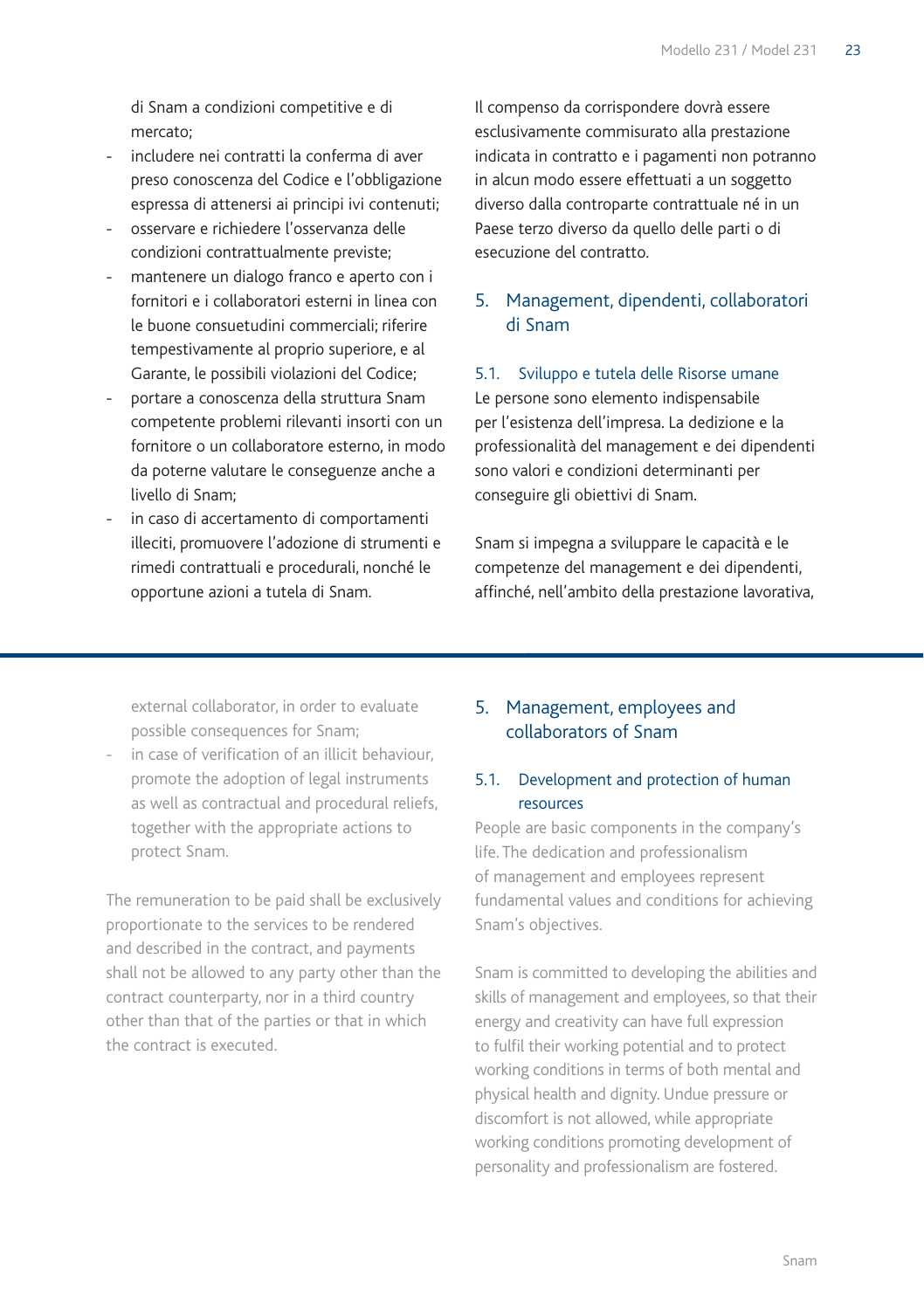di Snam a condizioni competitive e di mercato;
- includere nei contratti la conferma di aver preso conoscenza del Codice e l'obbligazione espressa di attenersi ai principi ivi contenuti;
- osservare e richiedere l'osservanza delle condizioni contrattualmente previste;
- mantenere un dialogo franco e aperto con i fornitori e i collaboratori esterni in linea con le buone consuetudini commerciali; riferire tempestivamente al proprio superiore, e al Garante, le possibili violazioni del Codice;
- portare a conoscenza della struttura Snam competente problemi rilevanti insorti con un fornitore o un collaboratore esterno, in modo da poterne valutare le conseguenze anche a livello di Snam;
- in caso di accertamento di comportamenti illeciti, promuovere l'adozione di strumenti e rimedi contrattuali e procedurali, nonché le opportune azioni a tutela di Snam.

Il compenso da corrispondere dovrà essere esclusivamente commisurato alla prestazione indicata in contratto e i pagamenti non potranno in alcun modo essere effettuati a un soggetto diverso dalla controparte contrattuale né in un Paese terzo diverso da quello delle parti o di esecuzione del contratto.

## 5. Management, dipendenti, collaboratori di Snam

### 5.1. Sviluppo e tutela delle Risorse umane

Le persone sono elemento indispensabile per l'esistenza dell'impresa. La dedizione e la professionalità del management e dei dipendenti sono valori e condizioni determinanti per conseguire gli obiettivi di Snam.

Snam si impegna a sviluppare le capacità e le competenze del management e dei dipendenti, affinché, nell'ambito della prestazione lavorativa,

---

external collaborator, in order to evaluate possible consequences for Snam;
- in case of verification of an illicit behaviour, promote the adoption of legal instruments as well as contractual and procedural reliefs, together with the appropriate actions to protect Snam.

The remuneration to be paid shall be exclusively proportionate to the services to be rendered and described in the contract, and payments shall not be allowed to any party other than the contract counterparty, nor in a third country other than that of the parties or that in which the contract is executed.

## 5. Management, employees and collaborators of Snam

### 5.1. Development and protection of human resources

People are basic components in the company's life. The dedication and professionalism of management and employees represent fundamental values and conditions for achieving Snam's objectives.

Snam is committed to developing the abilities and skills of management and employees, so that their energy and creativity can have full expression to fulfil their working potential and to protect working conditions in terms of both mental and physical health and dignity. Undue pressure or discomfort is not allowed, while appropriate working conditions promoting development of personality and professionalism are fostered.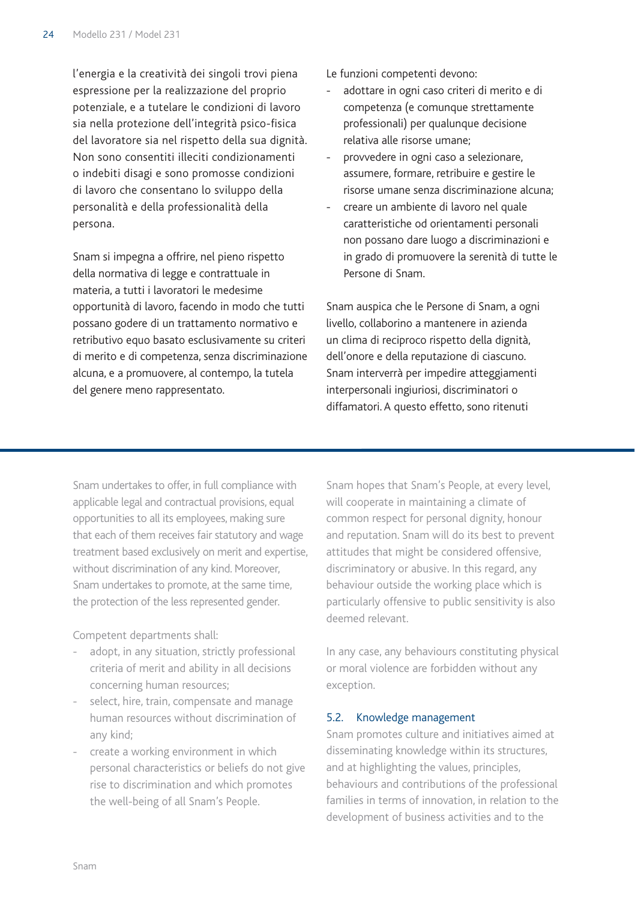l'energia e la creatività dei singoli trovi piena espressione per la realizzazione del proprio potenziale, e a tutelare le condizioni di lavoro sia nella protezione dell'integrità psico-fisica del lavoratore sia nel rispetto della sua dignità. Non sono consentiti illeciti condizionamenti o indebiti disagi e sono promosse condizioni di lavoro che consentano lo sviluppo della personalità e della professionalità della persona.

Snam si impegna a offrire, nel pieno rispetto della normativa di legge e contrattuale in materia, a tutti i lavoratori le medesime opportunità di lavoro, facendo in modo che tutti possano godere di un trattamento normativo e retributivo equo basato esclusivamente su criteri di merito e di competenza, senza discriminazione alcuna, e a promuovere, al contempo, la tutela del genere meno rappresentato.

Le funzioni competenti devono:

- adottare in ogni caso criteri di merito e di competenza (e comunque strettamente professionali) per qualunque decisione relativa alle risorse umane;
- provvedere in ogni caso a selezionare, assumere, formare, retribuire e gestire le risorse umane senza discriminazione alcuna;
- creare un ambiente di lavoro nel quale caratteristiche od orientamenti personali non possano dare luogo a discriminazioni e in grado di promuovere la serenità di tutte le Persone di Snam.

Snam auspica che le Persone di Snam, a ogni livello, collaborino a mantenere in azienda un clima di reciproco rispetto della dignità, dell'onore e della reputazione di ciascuno. Snam interverrà per impedire atteggiamenti interpersonali ingiuriosi, discriminatori o diffamatori. A questo effetto, sono ritenuti

---

Snam undertakes to offer, in full compliance with applicable legal and contractual provisions, equal opportunities to all its employees, making sure that each of them receives fair statutory and wage treatment based exclusively on merit and expertise, without discrimination of any kind. Moreover, Snam undertakes to promote, at the same time, the protection of the less represented gender.

Competent departments shall:

- adopt, in any situation, strictly professional criteria of merit and ability in all decisions concerning human resources;
- select, hire, train, compensate and manage human resources without discrimination of any kind;
- create a working environment in which personal characteristics or beliefs do not give rise to discrimination and which promotes the well-being of all Snam's People.

Snam hopes that Snam's People, at every level, will cooperate in maintaining a climate of common respect for personal dignity, honour and reputation. Snam will do its best to prevent attitudes that might be considered offensive, discriminatory or abusive. In this regard, any behaviour outside the working place which is particularly offensive to public sensitivity is also deemed relevant.

In any case, any behaviours constituting physical or moral violence are forbidden without any exception.

### 5.2. Knowledge management

Snam promotes culture and initiatives aimed at disseminating knowledge within its structures, and at highlighting the values, principles, behaviours and contributions of the professional families in terms of innovation, in relation to the development of business activities and to the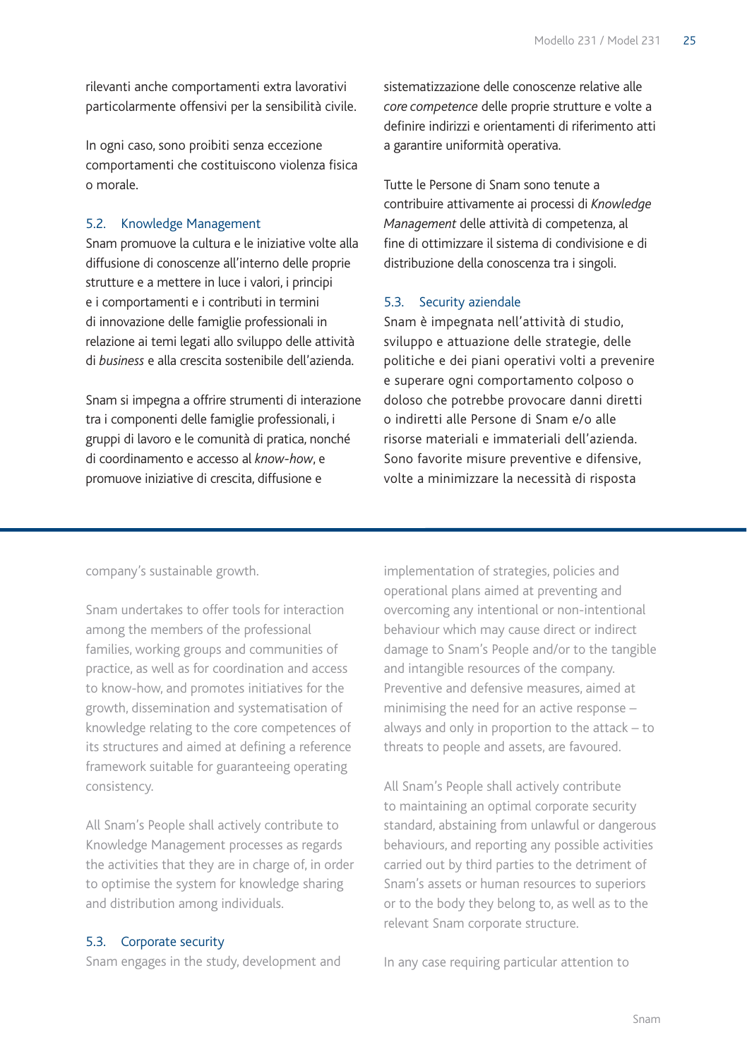rilevanti anche comportamenti extra lavorativi particolarmente offensivi per la sensibilità civile.

In ogni caso, sono proibiti senza eccezione comportamenti che costituiscono violenza fisica o morale.

### 5.2. Knowledge Management

Snam promuove la cultura e le iniziative volte alla diffusione di conoscenze all'interno delle proprie strutture e a mettere in luce i valori, i principi e i comportamenti e i contributi in termini di innovazione delle famiglie professionali in relazione ai temi legati allo sviluppo delle attività di *business* e alla crescita sostenibile dell'azienda.

Snam si impegna a offrire strumenti di interazione tra i componenti delle famiglie professionali, i gruppi di lavoro e le comunità di pratica, nonché di coordinamento e accesso al *know-how*, e promuove iniziative di crescita, diffusione e sistematizzazione delle conoscenze relative alle *core competence* delle proprie strutture e volte a definire indirizzi e orientamenti di riferimento atti a garantire uniformità operativa.

Tutte le Persone di Snam sono tenute a contribuire attivamente ai processi di *Knowledge Management* delle attività di competenza, al fine di ottimizzare il sistema di condivisione e di distribuzione della conoscenza tra i singoli.

### 5.3. Security aziendale

Snam è impegnata nell'attività di studio, sviluppo e attuazione delle strategie, delle politiche e dei piani operativi volti a prevenire e superare ogni comportamento colposo o doloso che potrebbe provocare danni diretti o indiretti alle Persone di Snam e/o alle risorse materiali e immateriali dell'azienda. Sono favorite misure preventive e difensive, volte a minimizzare la necessità di risposta

---

company's sustainable growth.

Snam undertakes to offer tools for interaction among the members of the professional families, working groups and communities of practice, as well as for coordination and access to know-how, and promotes initiatives for the growth, dissemination and systematisation of knowledge relating to the core competences of its structures and aimed at defining a reference framework suitable for guaranteeing operating consistency.

All Snam's People shall actively contribute to Knowledge Management processes as regards the activities that they are in charge of, in order to optimise the system for knowledge sharing and distribution among individuals.

### 5.3. Corporate security

Snam engages in the study, development and implementation of strategies, policies and operational plans aimed at preventing and overcoming any intentional or non-intentional behaviour which may cause direct or indirect damage to Snam's People and/or to the tangible and intangible resources of the company. Preventive and defensive measures, aimed at minimising the need for an active response – always and only in proportion to the attack – to threats to people and assets, are favoured.

All Snam's People shall actively contribute to maintaining an optimal corporate security standard, abstaining from unlawful or dangerous behaviours, and reporting any possible activities carried out by third parties to the detriment of Snam's assets or human resources to superiors or to the body they belong to, as well as to the relevant Snam corporate structure.

In any case requiring particular attention to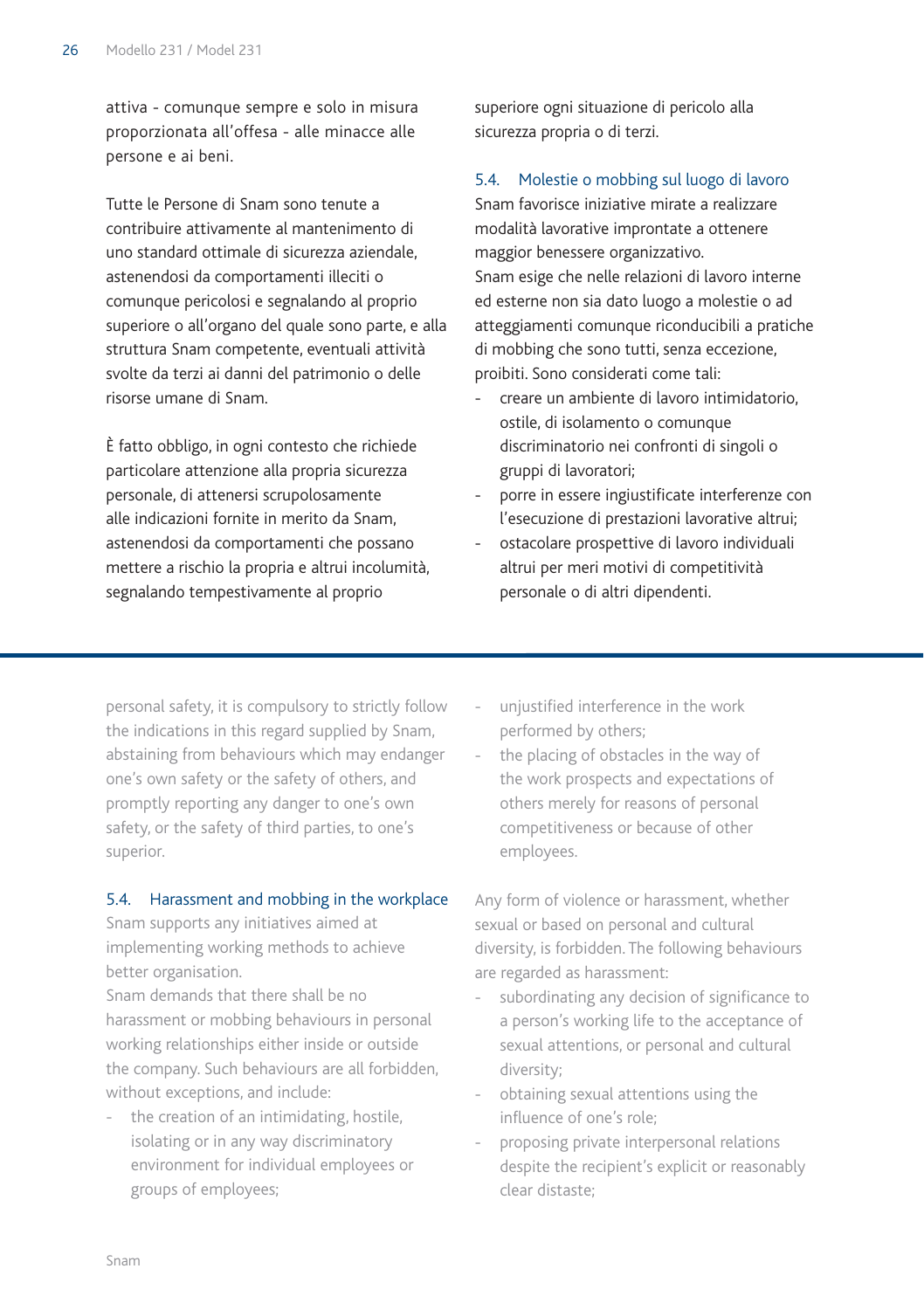attiva - comunque sempre e solo in misura proporzionata all'offesa - alle minacce alle persone e ai beni.

Tutte le Persone di Snam sono tenute a contribuire attivamente al mantenimento di uno standard ottimale di sicurezza aziendale, astenendosi da comportamenti illeciti o comunque pericolosi e segnalando al proprio superiore o all'organo del quale sono parte, e alla struttura Snam competente, eventuali attività svolte da terzi ai danni del patrimonio o delle risorse umane di Snam.

È fatto obbligo, in ogni contesto che richiede particolare attenzione alla propria sicurezza personale, di attenersi scrupolosamente alle indicazioni fornite in merito da Snam, astenendosi da comportamenti che possano mettere a rischio la propria e altrui incolumità, segnalando tempestivamente al proprio superiore ogni situazione di pericolo alla sicurezza propria o di terzi.

### 5.4. Molestie o mobbing sul luogo di lavoro

Snam favorisce iniziative mirate a realizzare modalità lavorative improntate a ottenere maggior benessere organizzativo.
Snam esige che nelle relazioni di lavoro interne ed esterne non sia dato luogo a molestie o ad atteggiamenti comunque riconducibili a pratiche di mobbing che sono tutti, senza eccezione, proibiti. Sono considerati come tali:

- creare un ambiente di lavoro intimidatorio, ostile, di isolamento o comunque discriminatorio nei confronti di singoli o gruppi di lavoratori;
- porre in essere ingiustificate interferenze con l'esecuzione di prestazioni lavorative altrui;
- ostacolare prospettive di lavoro individuali altrui per meri motivi di competitività personale o di altri dipendenti.

---

personal safety, it is compulsory to strictly follow the indications in this regard supplied by Snam, abstaining from behaviours which may endanger one's own safety or the safety of others, and promptly reporting any danger to one's own safety, or the safety of third parties, to one's superior.

### 5.4. Harassment and mobbing in the workplace

Snam supports any initiatives aimed at implementing working methods to achieve better organisation.
Snam demands that there shall be no harassment or mobbing behaviours in personal working relationships either inside or outside the company. Such behaviours are all forbidden, without exceptions, and include:

- the creation of an intimidating, hostile, isolating or in any way discriminatory environment for individual employees or groups of employees;
- unjustified interference in the work performed by others;
- the placing of obstacles in the way of the work prospects and expectations of others merely for reasons of personal competitiveness or because of other employees.

Any form of violence or harassment, whether sexual or based on personal and cultural diversity, is forbidden. The following behaviours are regarded as harassment:

- subordinating any decision of significance to a person's working life to the acceptance of sexual attentions, or personal and cultural diversity;
- obtaining sexual attentions using the influence of one's role;
- proposing private interpersonal relations despite the recipient's explicit or reasonably clear distaste;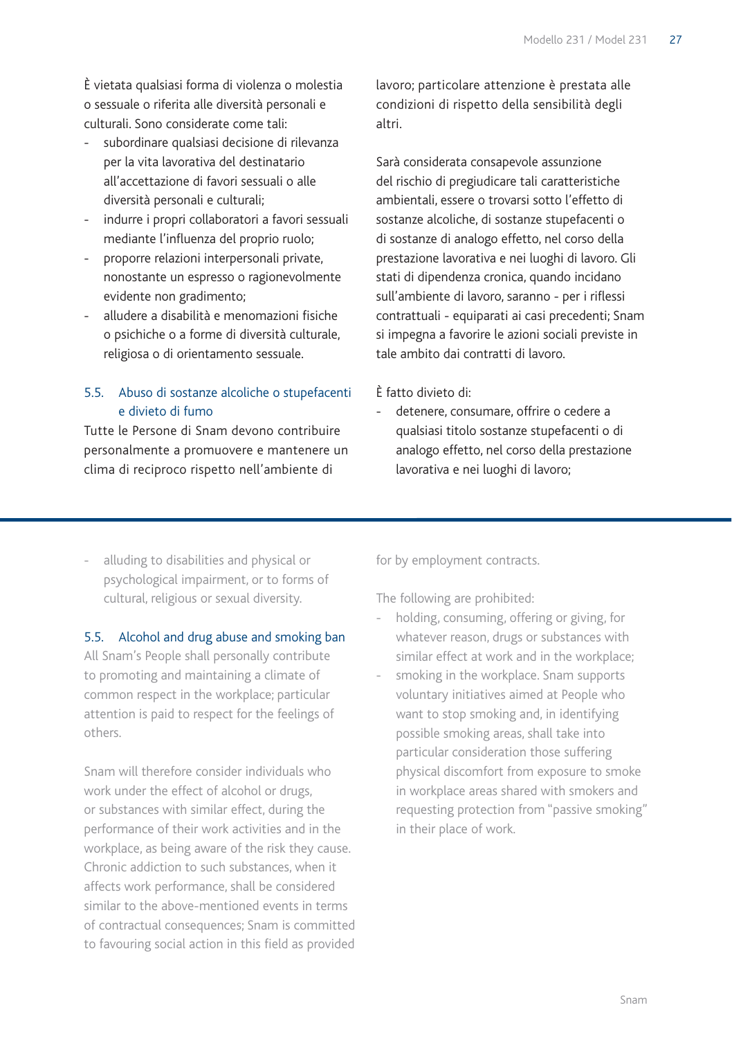È vietata qualsiasi forma di violenza o molestia o sessuale o riferita alle diversità personali e culturali. Sono considerate come tali:

- subordinare qualsiasi decisione di rilevanza per la vita lavorativa del destinatario all'accettazione di favori sessuali o alle diversità personali e culturali;
- indurre i propri collaboratori a favori sessuali mediante l'influenza del proprio ruolo;
- proporre relazioni interpersonali private, nonostante un espresso o ragionevolmente evidente non gradimento;
- alludere a disabilità e menomazioni fisiche o psichiche o a forme di diversità culturale, religiosa o di orientamento sessuale.

### 5.5. Abuso di sostanze alcoliche o stupefacenti e divieto di fumo

Tutte le Persone di Snam devono contribuire personalmente a promuovere e mantenere un clima di reciproco rispetto nell'ambiente di lavoro; particolare attenzione è prestata alle condizioni di rispetto della sensibilità degli altri.

Sarà considerata consapevole assunzione del rischio di pregiudicare tali caratteristiche ambientali, essere o trovarsi sotto l'effetto di sostanze alcoliche, di sostanze stupefacenti o di sostanze di analogo effetto, nel corso della prestazione lavorativa e nei luoghi di lavoro. Gli stati di dipendenza cronica, quando incidano sull'ambiente di lavoro, saranno - per i riflessi contrattuali - equiparati ai casi precedenti; Snam si impegna a favorire le azioni sociali previste in tale ambito dai contratti di lavoro.

È fatto divieto di:

- detenere, consumare, offrire o cedere a qualsiasi titolo sostanze stupefacenti o di analogo effetto, nel corso della prestazione lavorativa e nei luoghi di lavoro;

---

- alluding to disabilities and physical or psychological impairment, or to forms of cultural, religious or sexual diversity.

### 5.5. Alcohol and drug abuse and smoking ban

All Snam's People shall personally contribute to promoting and maintaining a climate of common respect in the workplace; particular attention is paid to respect for the feelings of others.

Snam will therefore consider individuals who work under the effect of alcohol or drugs, or substances with similar effect, during the performance of their work activities and in the workplace, as being aware of the risk they cause. Chronic addiction to such substances, when it affects work performance, shall be considered similar to the above-mentioned events in terms of contractual consequences; Snam is committed to favouring social action in this field as provided for by employment contracts.

The following are prohibited:

- holding, consuming, offering or giving, for whatever reason, drugs or substances with similar effect at work and in the workplace;
- smoking in the workplace. Snam supports voluntary initiatives aimed at People who want to stop smoking and, in identifying possible smoking areas, shall take into particular consideration those suffering physical discomfort from exposure to smoke in workplace areas shared with smokers and requesting protection from "passive smoking" in their place of work.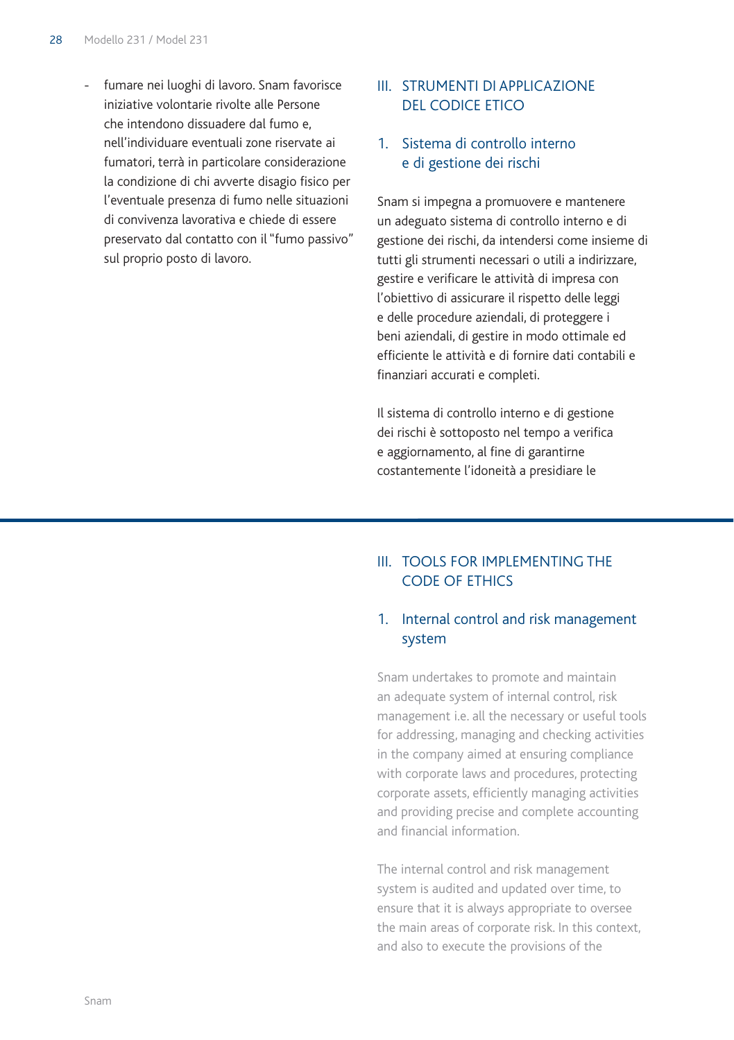- fumare nei luoghi di lavoro. Snam favorisce iniziative volontarie rivolte alle Persone che intendono dissuadere dal fumo e, nell'individuare eventuali zone riservate ai fumatori, terrà in particolare considerazione la condizione di chi avverte disagio fisico per l'eventuale presenza di fumo nelle situazioni di convivenza lavorativa e chiede di essere preservato dal contatto con il "fumo passivo" sul proprio posto di lavoro.

## III. STRUMENTI DI APPLICAZIONE DEL CODICE ETICO

### 1. Sistema di controllo interno e di gestione dei rischi

Snam si impegna a promuovere e mantenere un adeguato sistema di controllo interno e di gestione dei rischi, da intendersi come insieme di tutti gli strumenti necessari o utili a indirizzare, gestire e verificare le attività di impresa con l'obiettivo di assicurare il rispetto delle leggi e delle procedure aziendali, di proteggere i beni aziendali, di gestire in modo ottimale ed efficiente le attività e di fornire dati contabili e finanziari accurati e completi.

Il sistema di controllo interno e di gestione dei rischi è sottoposto nel tempo a verifica e aggiornamento, al fine di garantirne costantemente l'idoneità a presidiare le

---

## III. TOOLS FOR IMPLEMENTING THE CODE OF ETHICS

### 1. Internal control and risk management system

Snam undertakes to promote and maintain an adequate system of internal control, risk management i.e. all the necessary or useful tools for addressing, managing and checking activities in the company aimed at ensuring compliance with corporate laws and procedures, protecting corporate assets, efficiently managing activities and providing precise and complete accounting and financial information.

The internal control and risk management system is audited and updated over time, to ensure that it is always appropriate to oversee the main areas of corporate risk. In this context, and also to execute the provisions of the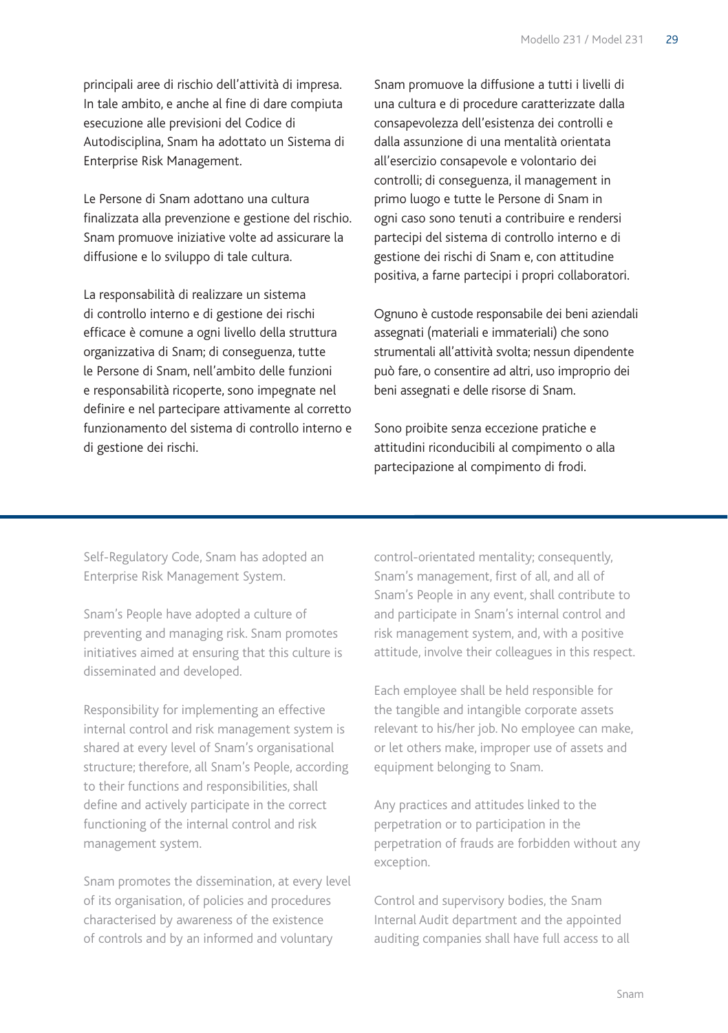principali aree di rischio dell'attività di impresa. In tale ambito, e anche al fine di dare compiuta esecuzione alle previsioni del Codice di Autodisciplina, Snam ha adottato un Sistema di Enterprise Risk Management.

Le Persone di Snam adottano una cultura finalizzata alla prevenzione e gestione del rischio. Snam promuove iniziative volte ad assicurare la diffusione e lo sviluppo di tale cultura.

La responsabilità di realizzare un sistema di controllo interno e di gestione dei rischi efficace è comune a ogni livello della struttura organizzativa di Snam; di conseguenza, tutte le Persone di Snam, nell'ambito delle funzioni e responsabilità ricoperte, sono impegnate nel definire e nel partecipare attivamente al corretto funzionamento del sistema di controllo interno e di gestione dei rischi.

Snam promuove la diffusione a tutti i livelli di una cultura e di procedure caratterizzate dalla consapevolezza dell'esistenza dei controlli e dalla assunzione di una mentalità orientata all'esercizio consapevole e volontario dei controlli; di conseguenza, il management in primo luogo e tutte le Persone di Snam in ogni caso sono tenuti a contribuire e rendersi partecipi del sistema di controllo interno e di gestione dei rischi di Snam e, con attitudine positiva, a farne partecipi i propri collaboratori.

Ognuno è custode responsabile dei beni aziendali assegnati (materiali e immateriali) che sono strumentali all'attività svolta; nessun dipendente può fare, o consentire ad altri, uso improprio dei beni assegnati e delle risorse di Snam.

Sono proibite senza eccezione pratiche e attitudini riconducibili al compimento o alla partecipazione al compimento di frodi.

---

Self-Regulatory Code, Snam has adopted an Enterprise Risk Management System.

Snam's People have adopted a culture of preventing and managing risk. Snam promotes initiatives aimed at ensuring that this culture is disseminated and developed.

Responsibility for implementing an effective internal control and risk management system is shared at every level of Snam's organisational structure; therefore, all Snam's People, according to their functions and responsibilities, shall define and actively participate in the correct functioning of the internal control and risk management system.

Snam promotes the dissemination, at every level of its organisation, of policies and procedures characterised by awareness of the existence of controls and by an informed and voluntary control-orientated mentality; consequently, Snam's management, first of all, and all of Snam's People in any event, shall contribute to and participate in Snam's internal control and risk management system, and, with a positive attitude, involve their colleagues in this respect.

Each employee shall be held responsible for the tangible and intangible corporate assets relevant to his/her job. No employee can make, or let others make, improper use of assets and equipment belonging to Snam.

Any practices and attitudes linked to the perpetration or to participation in the perpetration of frauds are forbidden without any exception.

Control and supervisory bodies, the Snam Internal Audit department and the appointed auditing companies shall have full access to all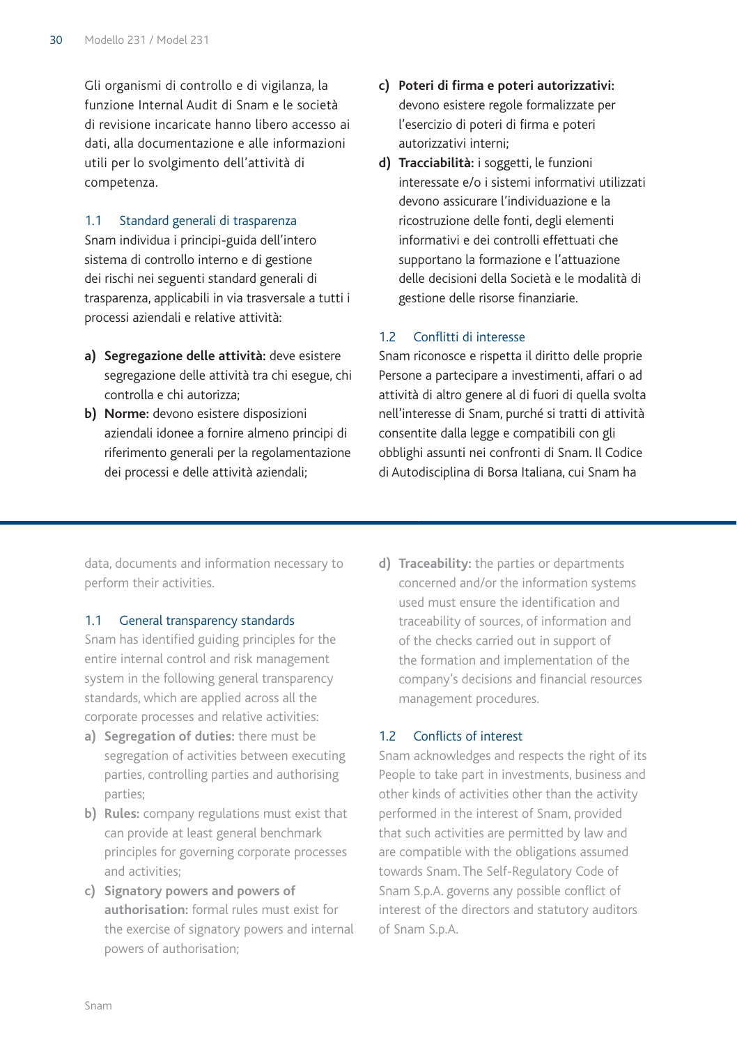Gli organismi di controllo e di vigilanza, la funzione Internal Audit di Snam e le società di revisione incaricate hanno libero accesso ai dati, alla documentazione e alle informazioni utili per lo svolgimento dell'attività di competenza.

### 1.1 Standard generali di trasparenza

Snam individua i principi-guida dell'intero sistema di controllo interno e di gestione dei rischi nei seguenti standard generali di trasparenza, applicabili in via trasversale a tutti i processi aziendali e relative attività:

a) **Segregazione delle attività:** deve esistere segregazione delle attività tra chi esegue, chi controlla e chi autorizza;
b) **Norme:** devono esistere disposizioni aziendali idonee a fornire almeno principi di riferimento generali per la regolamentazione dei processi e delle attività aziendali;
c) **Poteri di firma e poteri autorizzativi:** devono esistere regole formalizzate per l'esercizio di poteri di firma e poteri autorizzativi interni;
d) **Tracciabilità:** i soggetti, le funzioni interessate e/o i sistemi informativi utilizzati devono assicurare l'individuazione e la ricostruzione delle fonti, degli elementi informativi e dei controlli effettuati che supportano la formazione e l'attuazione delle decisioni della Società e le modalità di gestione delle risorse finanziarie.

### 1.2 Conflitti di interesse

Snam riconosce e rispetta il diritto delle proprie Persone a partecipare a investimenti, affari o ad attività di altro genere al di fuori di quella svolta nell'interesse di Snam, purché si tratti di attività consentite dalla legge e compatibili con gli obblighi assunti nei confronti di Snam. Il Codice di Autodisciplina di Borsa Italiana, cui Snam ha

---

data, documents and information necessary to perform their activities.

### 1.1 General transparency standards

Snam has identified guiding principles for the entire internal control and risk management system in the following general transparency standards, which are applied across all the corporate processes and relative activities:

a) **Segregation of duties:** there must be segregation of activities between executing parties, controlling parties and authorising parties;
b) **Rules:** company regulations must exist that can provide at least general benchmark principles for governing corporate processes and activities;
c) **Signatory powers and powers of authorisation:** formal rules must exist for the exercise of signatory powers and internal powers of authorisation;
d) **Traceability:** the parties or departments concerned and/or the information systems used must ensure the identification and traceability of sources, of information and of the checks carried out in support of the formation and implementation of the company's decisions and financial resources management procedures.

### 1.2 Conflicts of interest

Snam acknowledges and respects the right of its People to take part in investments, business and other kinds of activities other than the activity performed in the interest of Snam, provided that such activities are permitted by law and are compatible with the obligations assumed towards Snam. The Self-Regulatory Code of Snam S.p.A. governs any possible conflict of interest of the directors and statutory auditors of Snam S.p.A.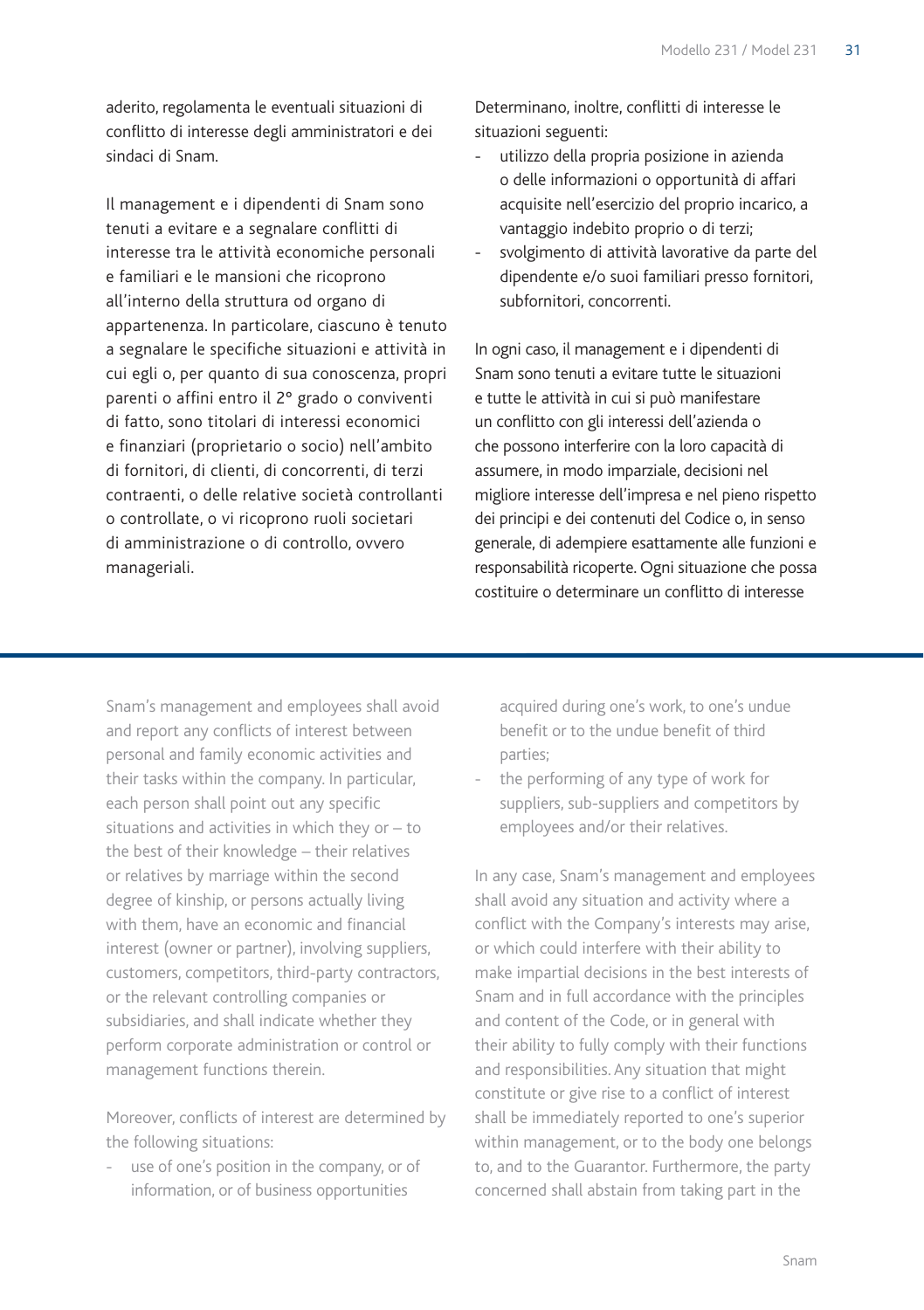aderito, regolamenta le eventuali situazioni di conflitto di interesse degli amministratori e dei sindaci di Snam.

Il management e i dipendenti di Snam sono tenuti a evitare e a segnalare conflitti di interesse tra le attività economiche personali e familiari e le mansioni che ricoprono all'interno della struttura od organo di appartenenza. In particolare, ciascuno è tenuto a segnalare le specifiche situazioni e attività in cui egli o, per quanto di sua conoscenza, propri parenti o affini entro il 2° grado o conviventi di fatto, sono titolari di interessi economici e finanziari (proprietario o socio) nell'ambito di fornitori, di clienti, di concorrenti, di terzi contraenti, o delle relative società controllanti o controllate, o vi ricoprono ruoli societari di amministrazione o di controllo, ovvero manageriali.

Determinano, inoltre, conflitti di interesse le situazioni seguenti:

- utilizzo della propria posizione in azienda o delle informazioni o opportunità di affari acquisite nell'esercizio del proprio incarico, a vantaggio indebito proprio o di terzi;
- svolgimento di attività lavorative da parte del dipendente e/o suoi familiari presso fornitori, subfornitori, concorrenti.

In ogni caso, il management e i dipendenti di Snam sono tenuti a evitare tutte le situazioni e tutte le attività in cui si può manifestare un conflitto con gli interessi dell'azienda o che possono interferire con la loro capacità di assumere, in modo imparziale, decisioni nel migliore interesse dell'impresa e nel pieno rispetto dei principi e dei contenuti del Codice o, in senso generale, di adempiere esattamente alle funzioni e responsabilità ricoperte. Ogni situazione che possa costituire o determinare un conflitto di interesse

---

Snam's management and employees shall avoid and report any conflicts of interest between personal and family economic activities and their tasks within the company. In particular, each person shall point out any specific situations and activities in which they or – to the best of their knowledge – their relatives or relatives by marriage within the second degree of kinship, or persons actually living with them, have an economic and financial interest (owner or partner), involving suppliers, customers, competitors, third-party contractors, or the relevant controlling companies or subsidiaries, and shall indicate whether they perform corporate administration or control or management functions therein.

Moreover, conflicts of interest are determined by the following situations:

- use of one's position in the company, or of information, or of business opportunities acquired during one's work, to one's undue benefit or to the undue benefit of third parties;
- the performing of any type of work for suppliers, sub-suppliers and competitors by employees and/or their relatives.

In any case, Snam's management and employees shall avoid any situation and activity where a conflict with the Company's interests may arise, or which could interfere with their ability to make impartial decisions in the best interests of Snam and in full accordance with the principles and content of the Code, or in general with their ability to fully comply with their functions and responsibilities. Any situation that might constitute or give rise to a conflict of interest shall be immediately reported to one's superior within management, or to the body one belongs to, and to the Guarantor. Furthermore, the party concerned shall abstain from taking part in the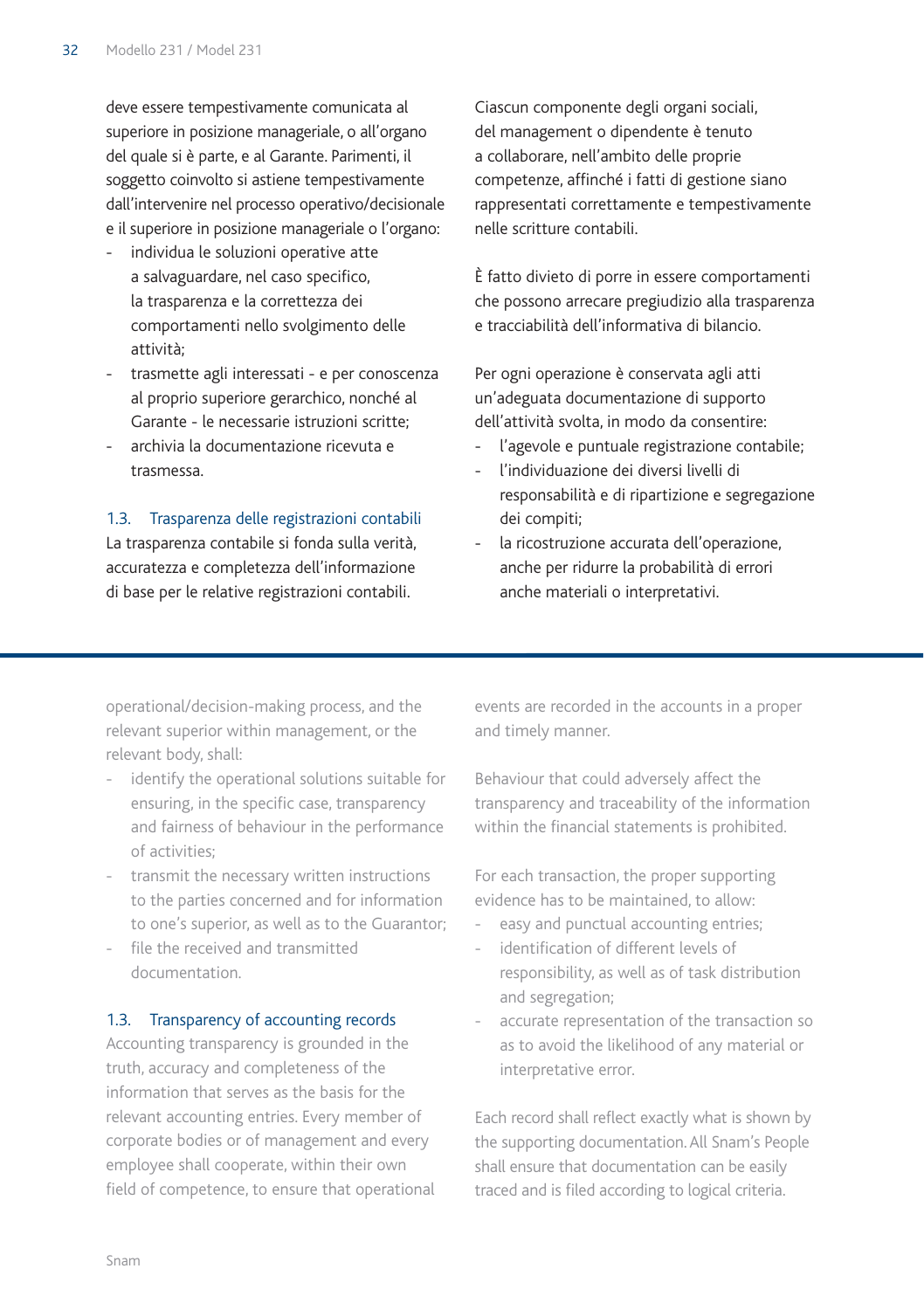deve essere tempestivamente comunicata al superiore in posizione manageriale, o all'organo del quale si è parte, e al Garante. Parimenti, il soggetto coinvolto si astiene tempestivamente dall'intervenire nel processo operativo/decisionale e il superiore in posizione manageriale o l'organo:

- individua le soluzioni operative atte a salvaguardare, nel caso specifico, la trasparenza e la correttezza dei comportamenti nello svolgimento delle attività;
- trasmette agli interessati - e per conoscenza al proprio superiore gerarchico, nonché al Garante - le necessarie istruzioni scritte;
- archivia la documentazione ricevuta e trasmessa.

### 1.3. Trasparenza delle registrazioni contabili

La trasparenza contabile si fonda sulla verità, accuratezza e completezza dell'informazione di base per le relative registrazioni contabili.

Ciascun componente degli organi sociali, del management o dipendente è tenuto a collaborare, nell'ambito delle proprie competenze, affinché i fatti di gestione siano rappresentati correttamente e tempestivamente nelle scritture contabili.

È fatto divieto di porre in essere comportamenti che possono arrecare pregiudizio alla trasparenza e tracciabilità dell'informativa di bilancio.

Per ogni operazione è conservata agli atti un'adeguata documentazione di supporto dell'attività svolta, in modo da consentire:

- l'agevole e puntuale registrazione contabile;
- l'individuazione dei diversi livelli di responsabilità e di ripartizione e segregazione dei compiti;
- la ricostruzione accurata dell'operazione, anche per ridurre la probabilità di errori anche materiali o interpretativi.

---

operational/decision-making process, and the relevant superior within management, or the relevant body, shall:

- identify the operational solutions suitable for ensuring, in the specific case, transparency and fairness of behaviour in the performance of activities;
- transmit the necessary written instructions to the parties concerned and for information to one's superior, as well as to the Guarantor;
- file the received and transmitted documentation.

### 1.3. Transparency of accounting records

Accounting transparency is grounded in the truth, accuracy and completeness of the information that serves as the basis for the relevant accounting entries. Every member of corporate bodies or of management and every employee shall cooperate, within their own field of competence, to ensure that operational events are recorded in the accounts in a proper and timely manner.

Behaviour that could adversely affect the transparency and traceability of the information within the financial statements is prohibited.

For each transaction, the proper supporting evidence has to be maintained, to allow:

- easy and punctual accounting entries;
- identification of different levels of responsibility, as well as of task distribution and segregation;
- accurate representation of the transaction so as to avoid the likelihood of any material or interpretative error.

Each record shall reflect exactly what is shown by the supporting documentation. All Snam's People shall ensure that documentation can be easily traced and is filed according to logical criteria.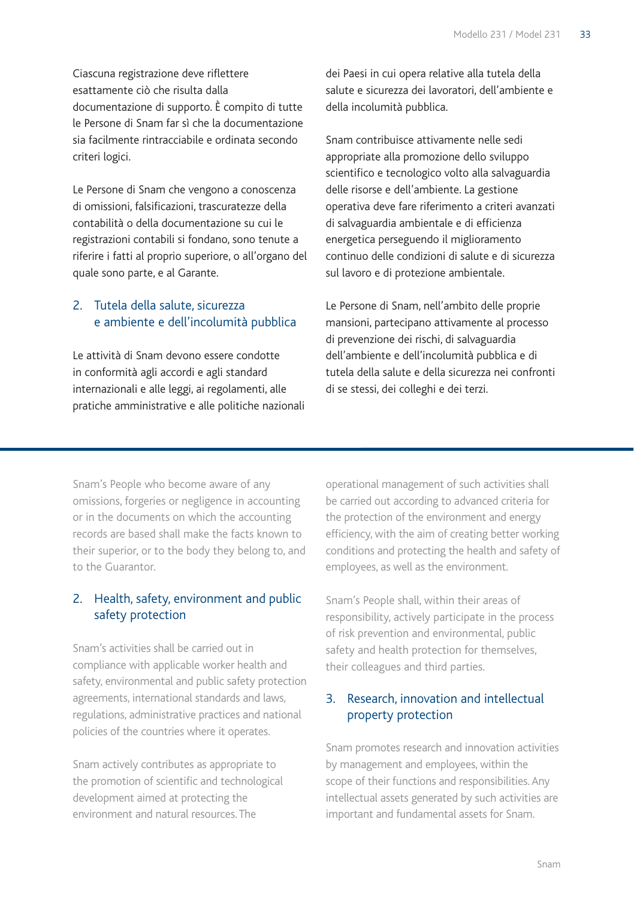Ciascuna registrazione deve riflettere esattamente ciò che risulta dalla documentazione di supporto. È compito di tutte le Persone di Snam far sì che la documentazione sia facilmente rintracciabile e ordinata secondo criteri logici.

Le Persone di Snam che vengono a conoscenza di omissioni, falsificazioni, trascuratezze della contabilità o della documentazione su cui le registrazioni contabili si fondano, sono tenute a riferire i fatti al proprio superiore, o all'organo del quale sono parte, e al Garante.

## 2. Tutela della salute, sicurezza e ambiente e dell'incolumità pubblica

Le attività di Snam devono essere condotte in conformità agli accordi e agli standard internazionali e alle leggi, ai regolamenti, alle pratiche amministrative e alle politiche nazionali dei Paesi in cui opera relative alla tutela della salute e sicurezza dei lavoratori, dell'ambiente e della incolumità pubblica.

Snam contribuisce attivamente nelle sedi appropriate alla promozione dello sviluppo scientifico e tecnologico volto alla salvaguardia delle risorse e dell'ambiente. La gestione operativa deve fare riferimento a criteri avanzati di salvaguardia ambientale e di efficienza energetica perseguendo il miglioramento continuo delle condizioni di salute e di sicurezza sul lavoro e di protezione ambientale.

Le Persone di Snam, nell'ambito delle proprie mansioni, partecipano attivamente al processo di prevenzione dei rischi, di salvaguardia dell'ambiente e dell'incolumità pubblica e di tutela della salute e della sicurezza nei confronti di se stessi, dei colleghi e dei terzi.

---

Snam's People who become aware of any omissions, forgeries or negligence in accounting or in the documents on which the accounting records are based shall make the facts known to their superior, or to the body they belong to, and to the Guarantor.

## 2. Health, safety, environment and public safety protection

Snam's activities shall be carried out in compliance with applicable worker health and safety, environmental and public safety protection agreements, international standards and laws, regulations, administrative practices and national policies of the countries where it operates.

Snam actively contributes as appropriate to the promotion of scientific and technological development aimed at protecting the environment and natural resources. The operational management of such activities shall be carried out according to advanced criteria for the protection of the environment and energy efficiency, with the aim of creating better working conditions and protecting the health and safety of employees, as well as the environment.

Snam's People shall, within their areas of responsibility, actively participate in the process of risk prevention and environmental, public safety and health protection for themselves, their colleagues and third parties.

## 3. Research, innovation and intellectual property protection

Snam promotes research and innovation activities by management and employees, within the scope of their functions and responsibilities. Any intellectual assets generated by such activities are important and fundamental assets for Snam.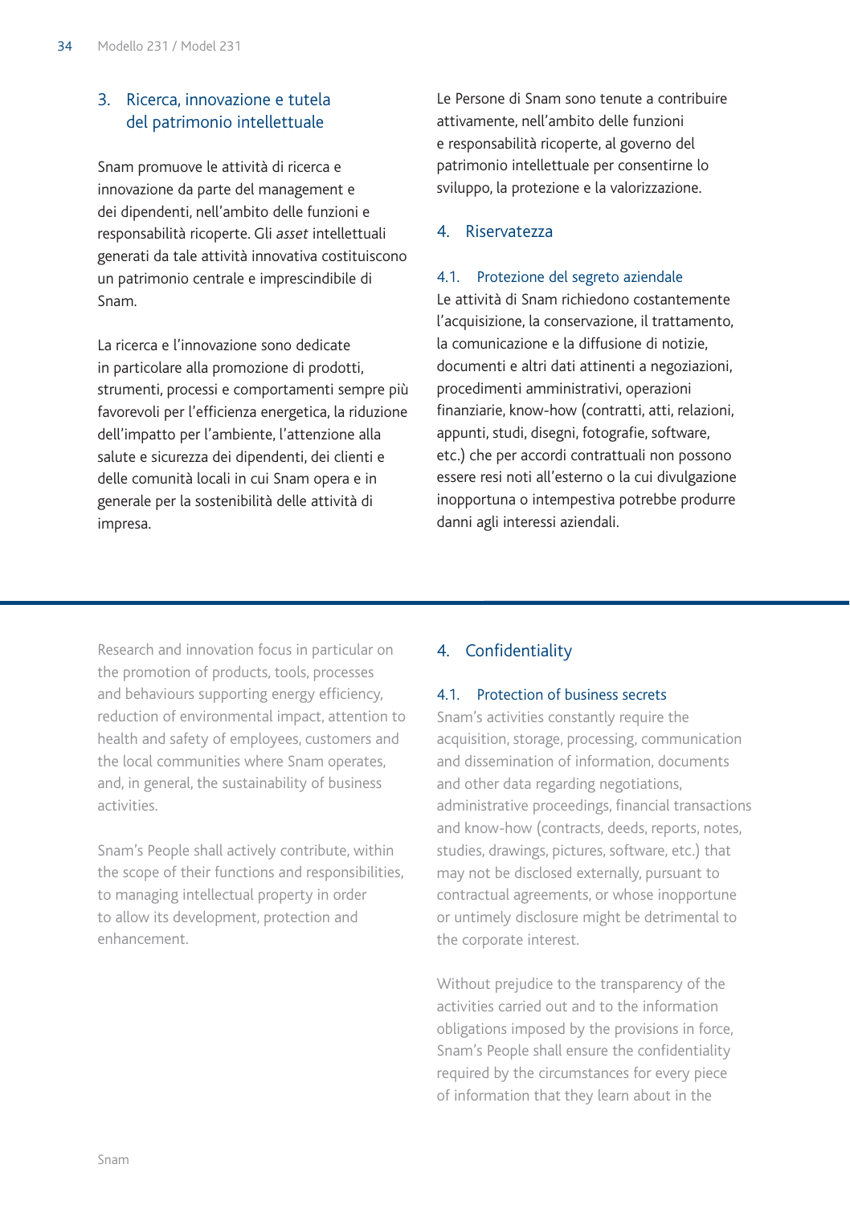## 3. Ricerca, innovazione e tutela del patrimonio intellettuale

Snam promuove le attività di ricerca e innovazione da parte del management e dei dipendenti, nell'ambito delle funzioni e responsabilità ricoperte. Gli *asset* intellettuali generati da tale attività innovativa costituiscono un patrimonio centrale e imprescindibile di Snam.

La ricerca e l'innovazione sono dedicate in particolare alla promozione di prodotti, strumenti, processi e comportamenti sempre più favorevoli per l'efficienza energetica, la riduzione dell'impatto per l'ambiente, l'attenzione alla salute e sicurezza dei dipendenti, dei clienti e delle comunità locali in cui Snam opera e in generale per la sostenibilità delle attività di impresa.

Le Persone di Snam sono tenute a contribuire attivamente, nell'ambito delle funzioni e responsabilità ricoperte, al governo del patrimonio intellettuale per consentirne lo sviluppo, la protezione e la valorizzazione.

## 4. Riservatezza

### 4.1. Protezione del segreto aziendale

Le attività di Snam richiedono costantemente l'acquisizione, la conservazione, il trattamento, la comunicazione e la diffusione di notizie, documenti e altri dati attinenti a negoziazioni, procedimenti amministrativi, operazioni finanziarie, know-how (contratti, atti, relazioni, appunti, studi, disegni, fotografie, software, etc.) che per accordi contrattuali non possono essere resi noti all'esterno o la cui divulgazione inopportuna o intempestiva potrebbe produrre danni agli interessi aziendali.

---

Research and innovation focus in particular on the promotion of products, tools, processes and behaviours supporting energy efficiency, reduction of environmental impact, attention to health and safety of employees, customers and the local communities where Snam operates, and, in general, the sustainability of business activities.

Snam's People shall actively contribute, within the scope of their functions and responsibilities, to managing intellectual property in order to allow its development, protection and enhancement.

## 4. Confidentiality

### 4.1. Protection of business secrets

Snam's activities constantly require the acquisition, storage, processing, communication and dissemination of information, documents and other data regarding negotiations, administrative proceedings, financial transactions and know-how (contracts, deeds, reports, notes, studies, drawings, pictures, software, etc.) that may not be disclosed externally, pursuant to contractual agreements, or whose inopportune or untimely disclosure might be detrimental to the corporate interest.

Without prejudice to the transparency of the activities carried out and to the information obligations imposed by the provisions in force, Snam's People shall ensure the confidentiality required by the circumstances for every piece of information that they learn about in the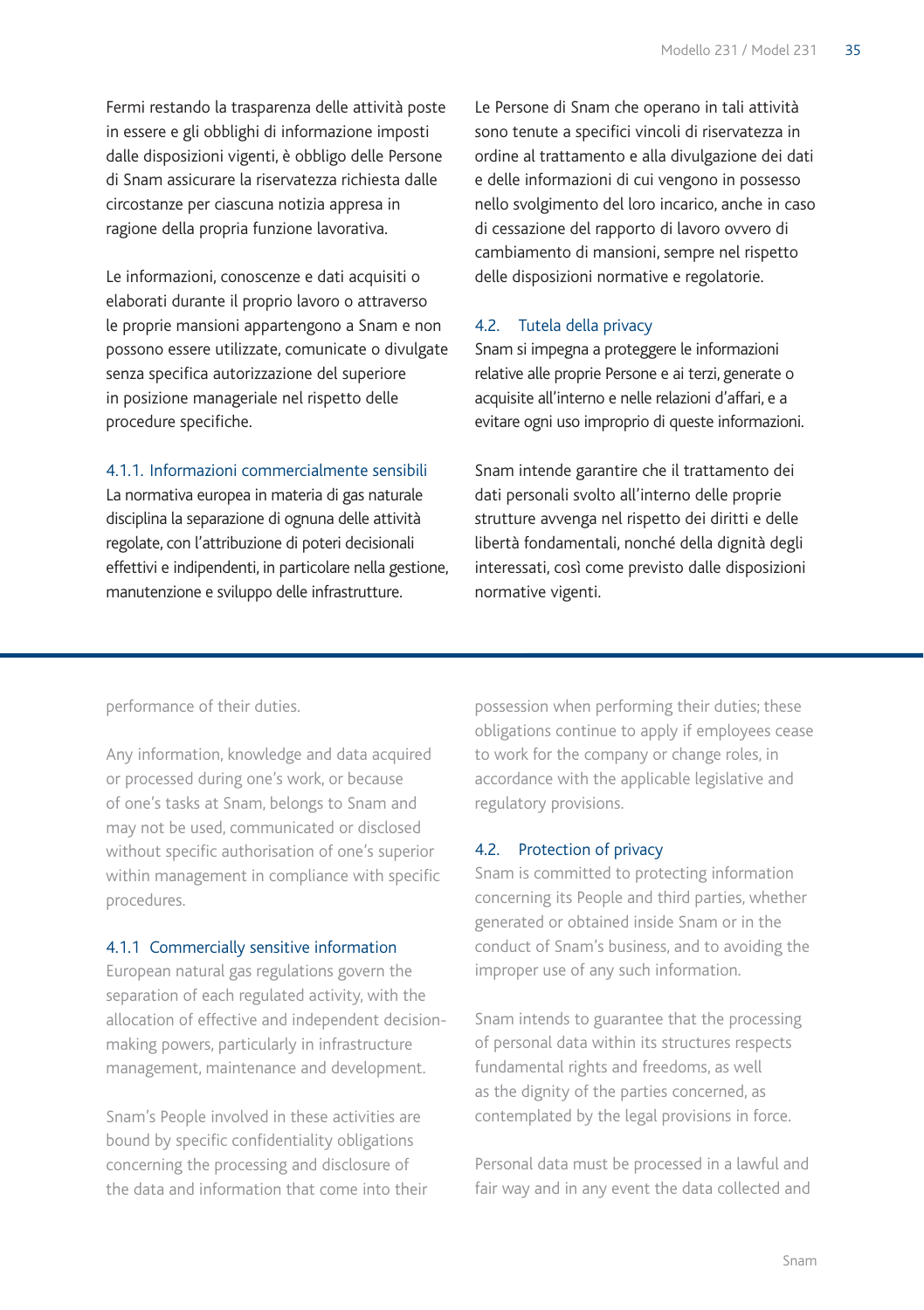Fermi restando la trasparenza delle attività poste in essere e gli obblighi di informazione imposti dalle disposizioni vigenti, è obbligo delle Persone di Snam assicurare la riservatezza richiesta dalle circostanze per ciascuna notizia appresa in ragione della propria funzione lavorativa.

Le informazioni, conoscenze e dati acquisiti o elaborati durante il proprio lavoro o attraverso le proprie mansioni appartengono a Snam e non possono essere utilizzate, comunicate o divulgate senza specifica autorizzazione del superiore in posizione manageriale nel rispetto delle procedure specifiche.

#### 4.1.1. Informazioni commercialmente sensibili

La normativa europea in materia di gas naturale disciplina la separazione di ognuna delle attività regolate, con l'attribuzione di poteri decisionali effettivi e indipendenti, in particolare nella gestione, manutenzione e sviluppo delle infrastrutture.

Le Persone di Snam che operano in tali attività sono tenute a specifici vincoli di riservatezza in ordine al trattamento e alla divulgazione dei dati e delle informazioni di cui vengono in possesso nello svolgimento del loro incarico, anche in caso di cessazione del rapporto di lavoro ovvero di cambiamento di mansioni, sempre nel rispetto delle disposizioni normative e regolatorie.

### 4.2. Tutela della privacy

Snam si impegna a proteggere le informazioni relative alle proprie Persone e ai terzi, generate o acquisite all'interno e nelle relazioni d'affari, e a evitare ogni uso improprio di queste informazioni.

Snam intende garantire che il trattamento dei dati personali svolto all'interno delle proprie strutture avvenga nel rispetto dei diritti e delle libertà fondamentali, nonché della dignità degli interessati, così come previsto dalle disposizioni normative vigenti.

---

performance of their duties.

Any information, knowledge and data acquired or processed during one's work, or because of one's tasks at Snam, belongs to Snam and may not be used, communicated or disclosed without specific authorisation of one's superior within management in compliance with specific procedures.

#### 4.1.1 Commercially sensitive information

European natural gas regulations govern the separation of each regulated activity, with the allocation of effective and independent decision-making powers, particularly in infrastructure management, maintenance and development.

Snam's People involved in these activities are bound by specific confidentiality obligations concerning the processing and disclosure of the data and information that come into their possession when performing their duties; these obligations continue to apply if employees cease to work for the company or change roles, in accordance with the applicable legislative and regulatory provisions.

### 4.2. Protection of privacy

Snam is committed to protecting information concerning its People and third parties, whether generated or obtained inside Snam or in the conduct of Snam's business, and to avoiding the improper use of any such information.

Snam intends to guarantee that the processing of personal data within its structures respects fundamental rights and freedoms, as well as the dignity of the parties concerned, as contemplated by the legal provisions in force.

Personal data must be processed in a lawful and fair way and in any event the data collected and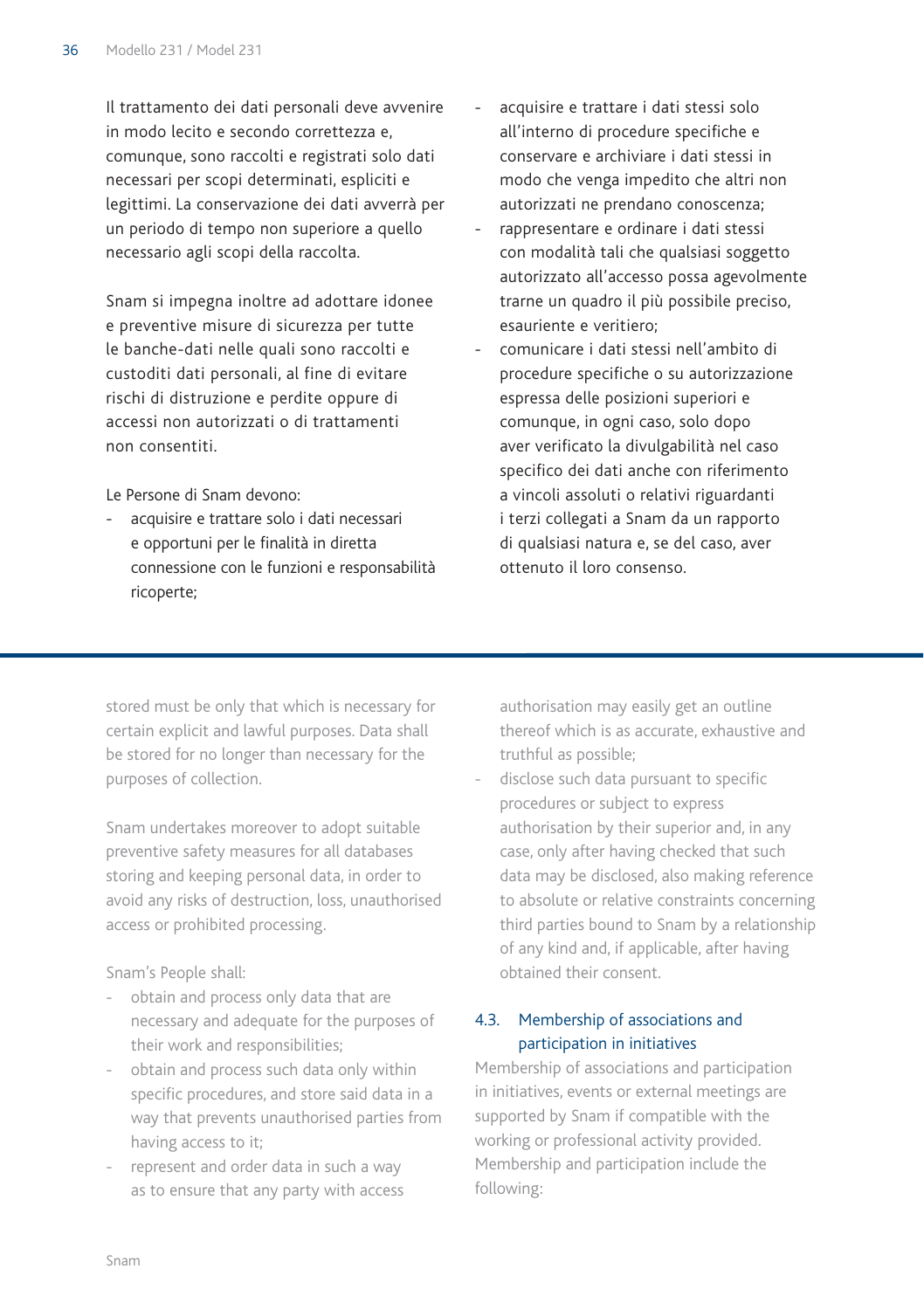Il trattamento dei dati personali deve avvenire in modo lecito e secondo correttezza e, comunque, sono raccolti e registrati solo dati necessari per scopi determinati, espliciti e legittimi. La conservazione dei dati avverrà per un periodo di tempo non superiore a quello necessario agli scopi della raccolta.

Snam si impegna inoltre ad adottare idonee e preventive misure di sicurezza per tutte le banche-dati nelle quali sono raccolti e custoditi dati personali, al fine di evitare rischi di distruzione e perdite oppure di accessi non autorizzati o di trattamenti non consentiti.

Le Persone di Snam devono:

- acquisire e trattare solo i dati necessari e opportuni per le finalità in diretta connessione con le funzioni e responsabilità ricoperte;
- acquisire e trattare i dati stessi solo all'interno di procedure specifiche e conservare e archiviare i dati stessi in modo che venga impedito che altri non autorizzati ne prendano conoscenza;
- rappresentare e ordinare i dati stessi con modalità tali che qualsiasi soggetto autorizzato all'accesso possa agevolmente trarne un quadro il più possibile preciso, esauriente e veritiero;
- comunicare i dati stessi nell'ambito di procedure specifiche o su autorizzazione espressa delle posizioni superiori e comunque, in ogni caso, solo dopo aver verificato la divulgabilità nel caso specifico dei dati anche con riferimento a vincoli assoluti o relativi riguardanti i terzi collegati a Snam da un rapporto di qualsiasi natura e, se del caso, aver ottenuto il loro consenso.

---

stored must be only that which is necessary for certain explicit and lawful purposes. Data shall be stored for no longer than necessary for the purposes of collection.

Snam undertakes moreover to adopt suitable preventive safety measures for all databases storing and keeping personal data, in order to avoid any risks of destruction, loss, unauthorised access or prohibited processing.

Snam's People shall:

- obtain and process only data that are necessary and adequate for the purposes of their work and responsibilities;
- obtain and process such data only within specific procedures, and store said data in a way that prevents unauthorised parties from having access to it;
- represent and order data in such a way as to ensure that any party with access authorisation may easily get an outline thereof which is as accurate, exhaustive and truthful as possible;
- disclose such data pursuant to specific procedures or subject to express authorisation by their superior and, in any case, only after having checked that such data may be disclosed, also making reference to absolute or relative constraints concerning third parties bound to Snam by a relationship of any kind and, if applicable, after having obtained their consent.

### 4.3. Membership of associations and participation in initiatives

Membership of associations and participation in initiatives, events or external meetings are supported by Snam if compatible with the working or professional activity provided. Membership and participation include the following: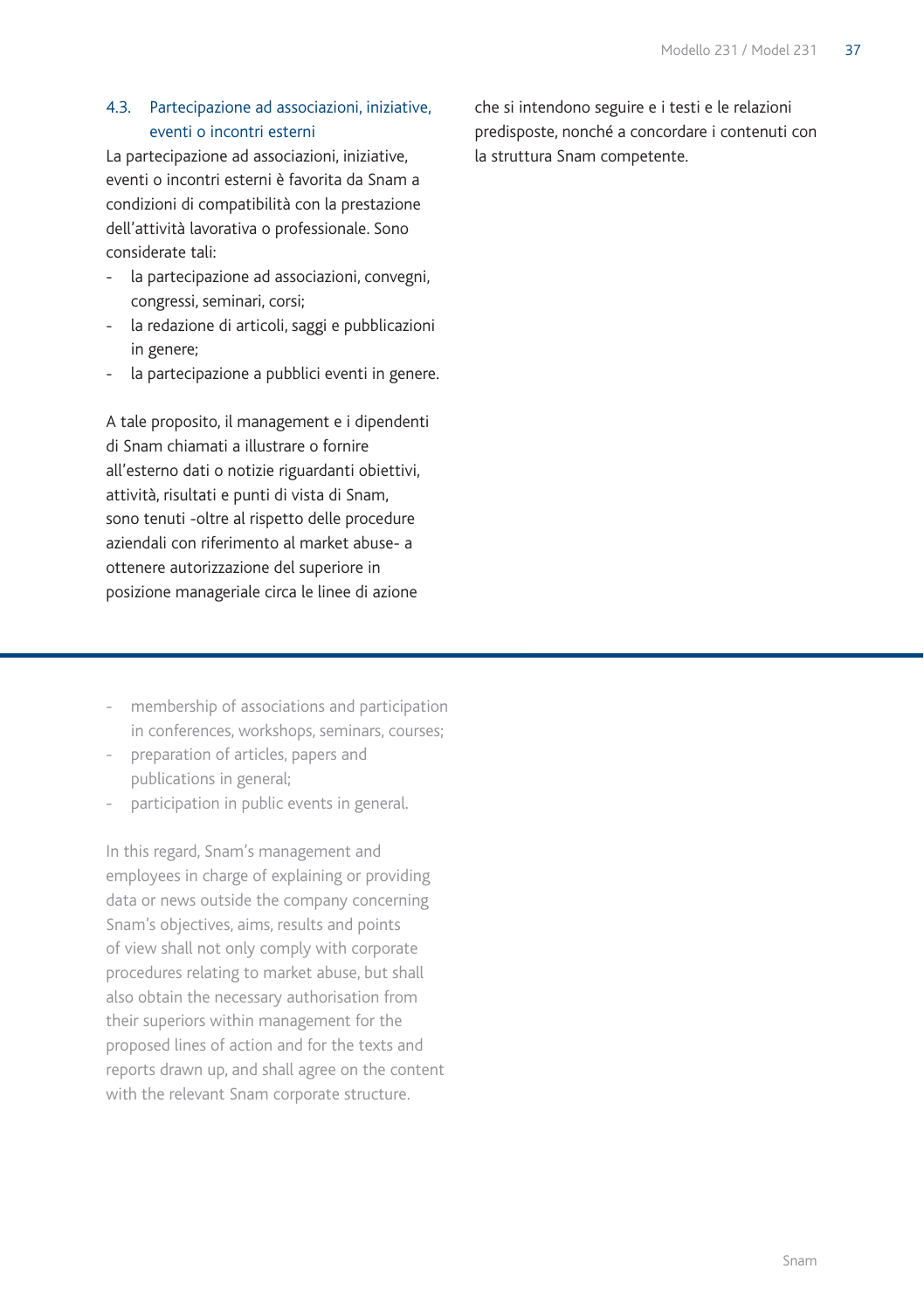### 4.3. Partecipazione ad associazioni, iniziative, eventi o incontri esterni

La partecipazione ad associazioni, iniziative, eventi o incontri esterni è favorita da Snam a condizioni di compatibilità con la prestazione dell'attività lavorativa o professionale. Sono considerate tali:

- la partecipazione ad associazioni, convegni, congressi, seminari, corsi;
- la redazione di articoli, saggi e pubblicazioni in genere;
- la partecipazione a pubblici eventi in genere.

A tale proposito, il management e i dipendenti di Snam chiamati a illustrare o fornire all'esterno dati o notizie riguardanti obiettivi, attività, risultati e punti di vista di Snam, sono tenuti -oltre al rispetto delle procedure aziendali con riferimento al market abuse- a ottenere autorizzazione del superiore in posizione manageriale circa le linee di azione che si intendono seguire e i testi e le relazioni predisposte, nonché a concordare i contenuti con la struttura Snam competente.

---

- membership of associations and participation in conferences, workshops, seminars, courses;
- preparation of articles, papers and publications in general;
- participation in public events in general.

In this regard, Snam's management and employees in charge of explaining or providing data or news outside the company concerning Snam's objectives, aims, results and points of view shall not only comply with corporate procedures relating to market abuse, but shall also obtain the necessary authorisation from their superiors within management for the proposed lines of action and for the texts and reports drawn up, and shall agree on the content with the relevant Snam corporate structure.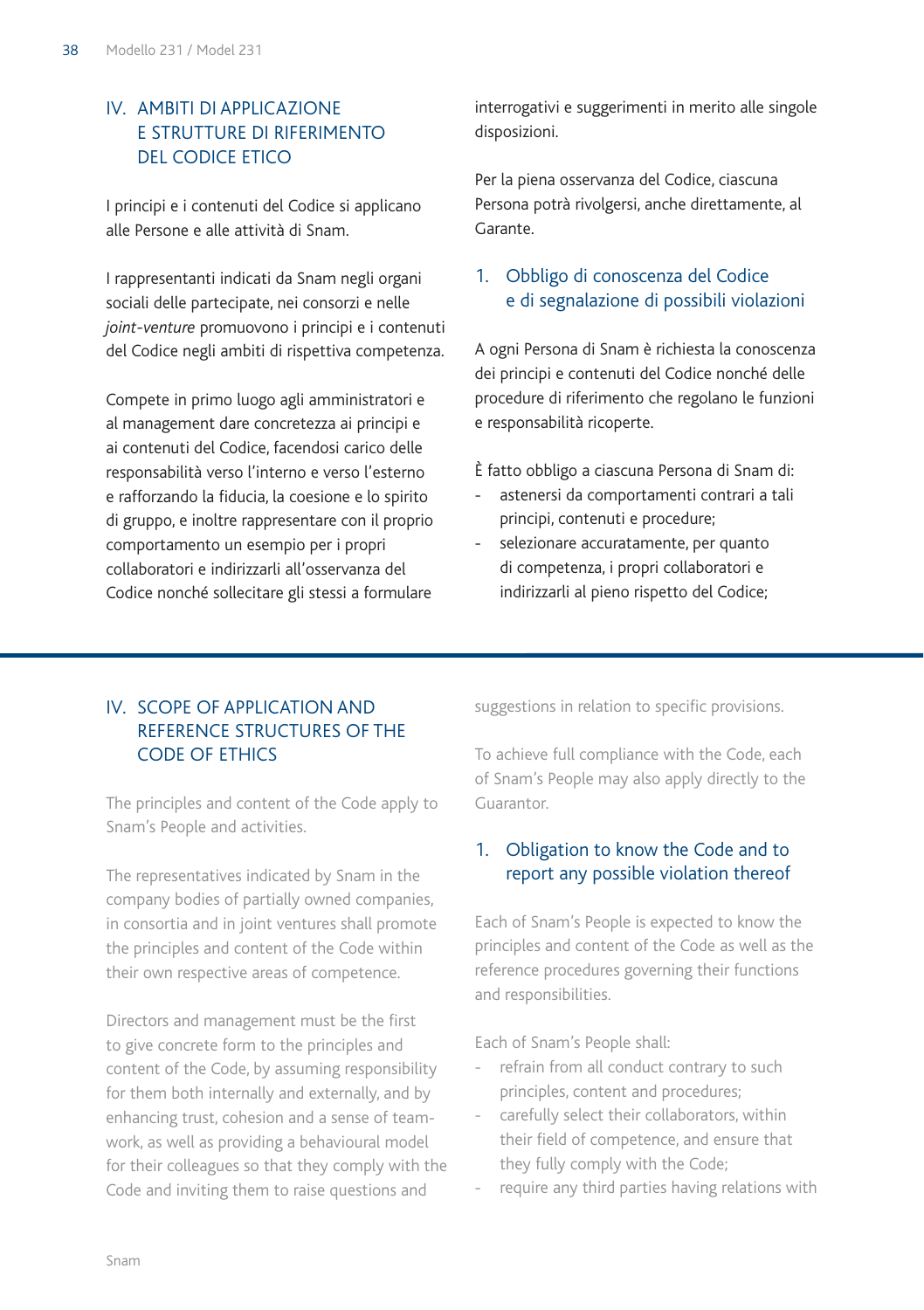## IV. AMBITI DI APPLICAZIONE E STRUTTURE DI RIFERIMENTO DEL CODICE ETICO

I principi e i contenuti del Codice si applicano alle Persone e alle attività di Snam.

I rappresentanti indicati da Snam negli organi sociali delle partecipate, nei consorzi e nelle *joint-venture* promuovono i principi e i contenuti del Codice negli ambiti di rispettiva competenza.

Compete in primo luogo agli amministratori e al management dare concretezza ai principi e ai contenuti del Codice, facendosi carico delle responsabilità verso l'interno e verso l'esterno e rafforzando la fiducia, la coesione e lo spirito di gruppo, e inoltre rappresentare con il proprio comportamento un esempio per i propri collaboratori e indirizzarli all'osservanza del Codice nonché sollecitare gli stessi a formulare interrogativi e suggerimenti in merito alle singole disposizioni.

Per la piena osservanza del Codice, ciascuna Persona potrà rivolgersi, anche direttamente, al Garante.

### 1. Obbligo di conoscenza del Codice e di segnalazione di possibili violazioni

A ogni Persona di Snam è richiesta la conoscenza dei principi e contenuti del Codice nonché delle procedure di riferimento che regolano le funzioni e responsabilità ricoperte.

È fatto obbligo a ciascuna Persona di Snam di:

- astenersi da comportamenti contrari a tali principi, contenuti e procedure;
- selezionare accuratamente, per quanto di competenza, i propri collaboratori e indirizzarli al pieno rispetto del Codice;

---

## IV. SCOPE OF APPLICATION AND REFERENCE STRUCTURES OF THE CODE OF ETHICS

The principles and content of the Code apply to Snam's People and activities.

The representatives indicated by Snam in the company bodies of partially owned companies, in consortia and in joint ventures shall promote the principles and content of the Code within their own respective areas of competence.

Directors and management must be the first to give concrete form to the principles and content of the Code, by assuming responsibility for them both internally and externally, and by enhancing trust, cohesion and a sense of team-work, as well as providing a behavioural model for their colleagues so that they comply with the Code and inviting them to raise questions and suggestions in relation to specific provisions.

To achieve full compliance with the Code, each of Snam's People may also apply directly to the Guarantor.

### 1. Obligation to know the Code and to report any possible violation thereof

Each of Snam's People is expected to know the principles and content of the Code as well as the reference procedures governing their functions and responsibilities.

Each of Snam's People shall:

- refrain from all conduct contrary to such principles, content and procedures;
- carefully select their collaborators, within their field of competence, and ensure that they fully comply with the Code;
- require any third parties having relations with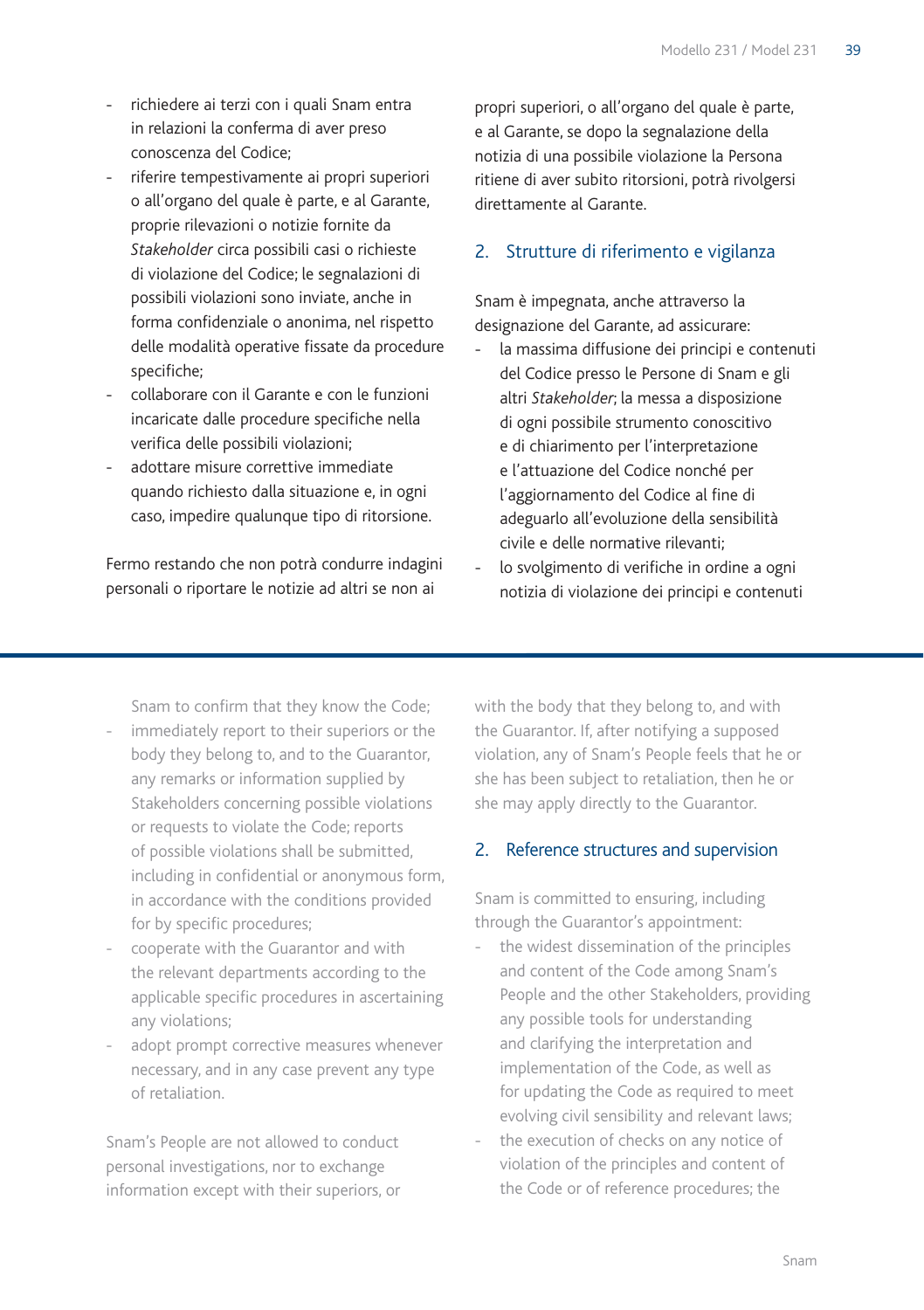- richiedere ai terzi con i quali Snam entra in relazioni la conferma di aver preso conoscenza del Codice;
- riferire tempestivamente ai propri superiori o all'organo del quale è parte, e al Garante, proprie rilevazioni o notizie fornite da *Stakeholder* circa possibili casi o richieste di violazione del Codice; le segnalazioni di possibili violazioni sono inviate, anche in forma confidenziale o anonima, nel rispetto delle modalità operative fissate da procedure specifiche;
- collaborare con il Garante e con le funzioni incaricate dalle procedure specifiche nella verifica delle possibili violazioni;
- adottare misure correttive immediate quando richiesto dalla situazione e, in ogni caso, impedire qualunque tipo di ritorsione.

Fermo restando che non potrà condurre indagini personali o riportare le notizie ad altri se non ai propri superiori, o all'organo del quale è parte, e al Garante, se dopo la segnalazione della notizia di una possibile violazione la Persona ritiene di aver subito ritorsioni, potrà rivolgersi direttamente al Garante.

## 2. Strutture di riferimento e vigilanza

Snam è impegnata, anche attraverso la designazione del Garante, ad assicurare:

- la massima diffusione dei principi e contenuti del Codice presso le Persone di Snam e gli altri *Stakeholder*; la messa a disposizione di ogni possibile strumento conoscitivo e di chiarimento per l'interpretazione e l'attuazione del Codice nonché per l'aggiornamento del Codice al fine di adeguarlo all'evoluzione della sensibilità civile e delle normative rilevanti;
- lo svolgimento di verifiche in ordine a ogni notizia di violazione dei principi e contenuti

---

Snam to confirm that they know the Code;

- immediately report to their superiors or the body they belong to, and to the Guarantor, any remarks or information supplied by Stakeholders concerning possible violations or requests to violate the Code; reports of possible violations shall be submitted, including in confidential or anonymous form, in accordance with the conditions provided for by specific procedures;
- cooperate with the Guarantor and with the relevant departments according to the applicable specific procedures in ascertaining any violations;
- adopt prompt corrective measures whenever necessary, and in any case prevent any type of retaliation.

Snam's People are not allowed to conduct personal investigations, nor to exchange information except with their superiors, or with the body that they belong to, and with the Guarantor. If, after notifying a supposed violation, any of Snam's People feels that he or she has been subject to retaliation, then he or she may apply directly to the Guarantor.

## 2. Reference structures and supervision

Snam is committed to ensuring, including through the Guarantor's appointment:

- the widest dissemination of the principles and content of the Code among Snam's People and the other Stakeholders, providing any possible tools for understanding and clarifying the interpretation and implementation of the Code, as well as for updating the Code as required to meet evolving civil sensibility and relevant laws;
- the execution of checks on any notice of violation of the principles and content of the Code or of reference procedures; the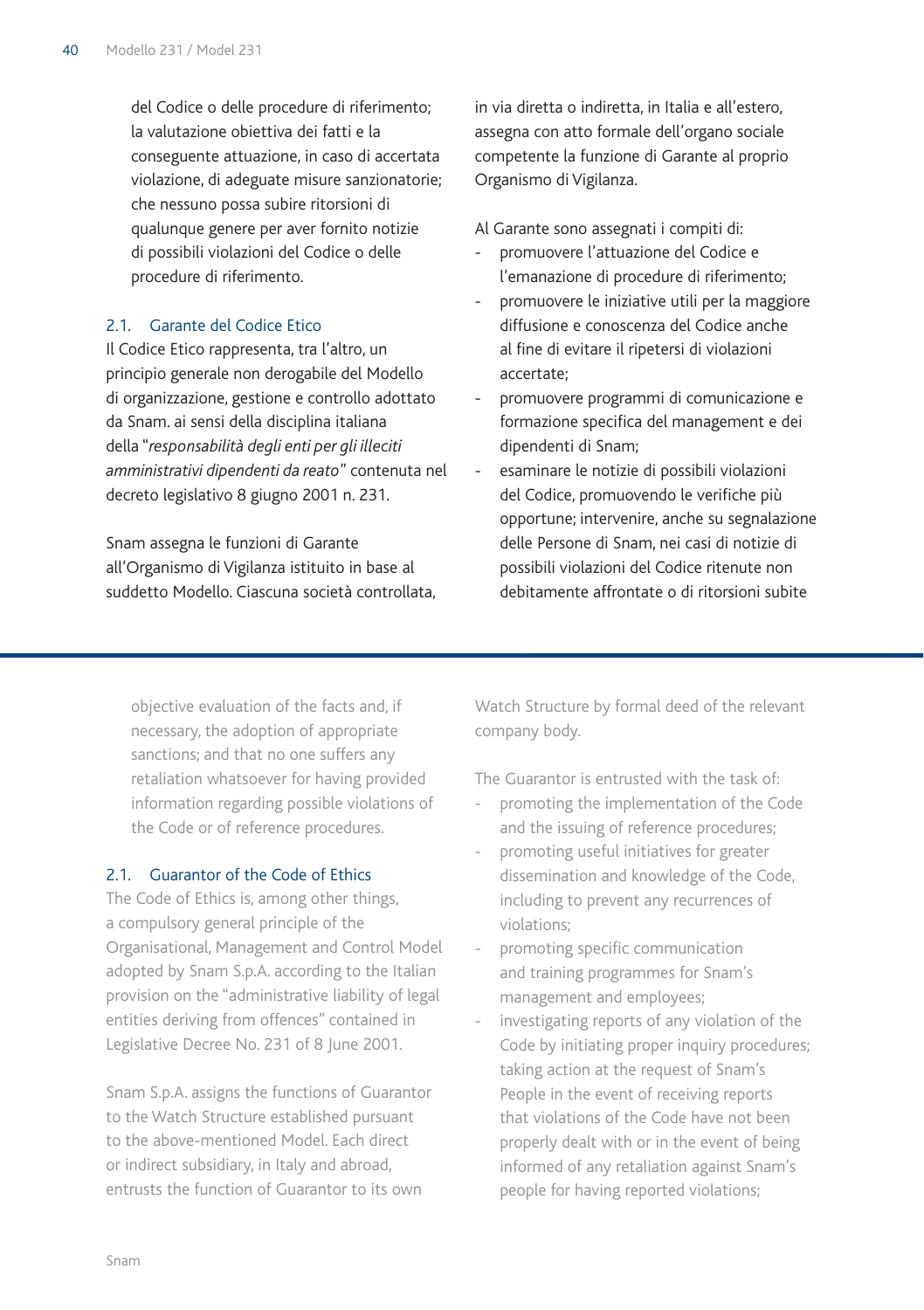del Codice o delle procedure di riferimento; la valutazione obiettiva dei fatti e la conseguente attuazione, in caso di accertata violazione, di adeguate misure sanzionatorie; che nessuno possa subire ritorsioni di qualunque genere per aver fornito notizie di possibili violazioni del Codice o delle procedure di riferimento.

## 2.1. Garante del Codice Etico

Il Codice Etico rappresenta, tra l'altro, un principio generale non derogabile del Modello di organizzazione, gestione e controllo adottato da Snam. ai sensi della disciplina italiana della "*responsabilità degli enti per gli illeciti amministrativi dipendenti da reato*" contenuta nel decreto legislativo 8 giugno 2001 n. 231.

Snam assegna le funzioni di Garante all'Organismo di Vigilanza istituito in base al suddetto Modello. Ciascuna società controllata, in via diretta o indiretta, in Italia e all'estero, assegna con atto formale dell'organo sociale competente la funzione di Garante al proprio Organismo di Vigilanza.

Al Garante sono assegnati i compiti di:

- promuovere l'attuazione del Codice e l'emanazione di procedure di riferimento;
- promuovere le iniziative utili per la maggiore diffusione e conoscenza del Codice anche al fine di evitare il ripetersi di violazioni accertate;
- promuovere programmi di comunicazione e formazione specifica del management e dei dipendenti di Snam;
- esaminare le notizie di possibili violazioni del Codice, promuovendo le verifiche più opportune; intervenire, anche su segnalazione delle Persone di Snam, nei casi di notizie di possibili violazioni del Codice ritenute non debitamente affrontate o di ritorsioni subite

---

objective evaluation of the facts and, if necessary, the adoption of appropriate sanctions; and that no one suffers any retaliation whatsoever for having provided information regarding possible violations of the Code or of reference procedures.

## 2.1. Guarantor of the Code of Ethics

The Code of Ethics is, among other things, a compulsory general principle of the Organisational, Management and Control Model adopted by Snam S.p.A. according to the Italian provision on the "administrative liability of legal entities deriving from offences" contained in Legislative Decree No. 231 of 8 June 2001.

Snam S.p.A. assigns the functions of Guarantor to the Watch Structure established pursuant to the above-mentioned Model. Each direct or indirect subsidiary, in Italy and abroad, entrusts the function of Guarantor to its own Watch Structure by formal deed of the relevant company body.

The Guarantor is entrusted with the task of:

- promoting the implementation of the Code and the issuing of reference procedures;
- promoting useful initiatives for greater dissemination and knowledge of the Code, including to prevent any recurrences of violations;
- promoting specific communication and training programmes for Snam's management and employees;
- investigating reports of any violation of the Code by initiating proper inquiry procedures; taking action at the request of Snam's People in the event of receiving reports that violations of the Code have not been properly dealt with or in the event of being informed of any retaliation against Snam's people for having reported violations;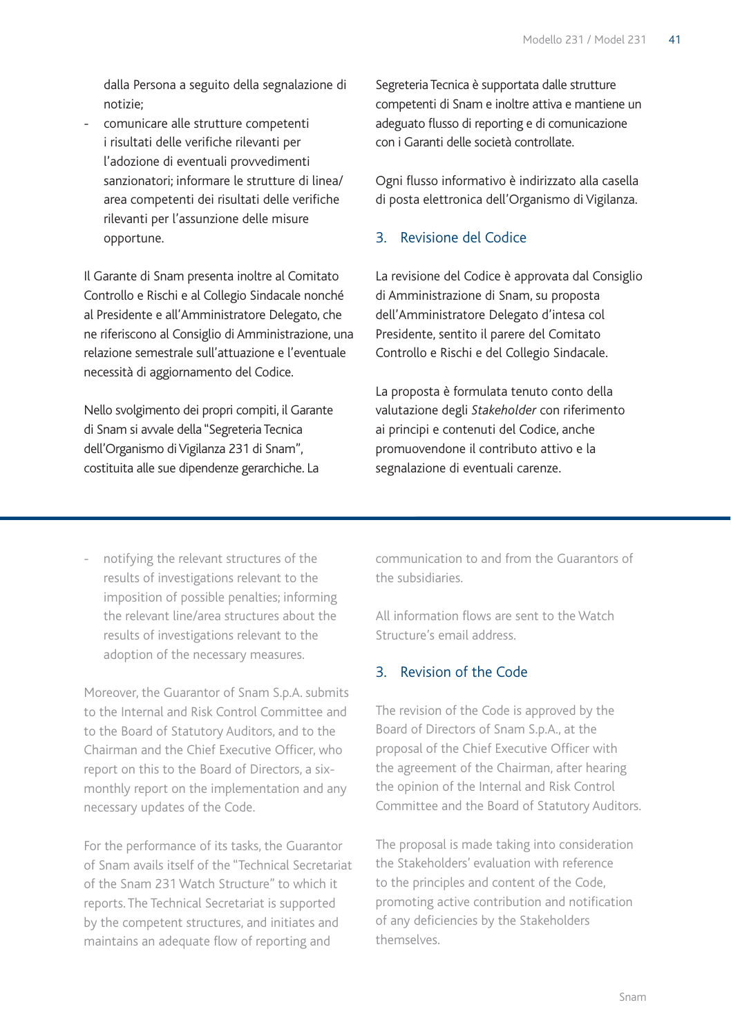dalla Persona a seguito della segnalazione di notizie;

- comunicare alle strutture competenti i risultati delle verifiche rilevanti per l'adozione di eventuali provvedimenti sanzionatori; informare le strutture di linea/area competenti dei risultati delle verifiche rilevanti per l'assunzione delle misure opportune.

Il Garante di Snam presenta inoltre al Comitato Controllo e Rischi e al Collegio Sindacale nonché al Presidente e all'Amministratore Delegato, che ne riferiscono al Consiglio di Amministrazione, una relazione semestrale sull'attuazione e l'eventuale necessità di aggiornamento del Codice.

Nello svolgimento dei propri compiti, il Garante di Snam si avvale della "Segreteria Tecnica dell'Organismo di Vigilanza 231 di Snam", costituita alle sue dipendenze gerarchiche. La Segreteria Tecnica è supportata dalle strutture competenti di Snam e inoltre attiva e mantiene un adeguato flusso di reporting e di comunicazione con i Garanti delle società controllate.

Ogni flusso informativo è indirizzato alla casella di posta elettronica dell'Organismo di Vigilanza.

## 3. Revisione del Codice

La revisione del Codice è approvata dal Consiglio di Amministrazione di Snam, su proposta dell'Amministratore Delegato d'intesa col Presidente, sentito il parere del Comitato Controllo e Rischi e del Collegio Sindacale.

La proposta è formulata tenuto conto della valutazione degli *Stakeholder* con riferimento ai principi e contenuti del Codice, anche promuovendone il contributo attivo e la segnalazione di eventuali carenze.

---

- notifying the relevant structures of the results of investigations relevant to the imposition of possible penalties; informing the relevant line/area structures about the results of investigations relevant to the adoption of the necessary measures.

Moreover, the Guarantor of Snam S.p.A. submits to the Internal and Risk Control Committee and to the Board of Statutory Auditors, and to the Chairman and the Chief Executive Officer, who report on this to the Board of Directors, a six-monthly report on the implementation and any necessary updates of the Code.

For the performance of its tasks, the Guarantor of Snam avails itself of the "Technical Secretariat of the Snam 231 Watch Structure" to which it reports. The Technical Secretariat is supported by the competent structures, and initiates and maintains an adequate flow of reporting and communication to and from the Guarantors of the subsidiaries.

All information flows are sent to the Watch Structure's email address.

## 3. Revision of the Code

The revision of the Code is approved by the Board of Directors of Snam S.p.A., at the proposal of the Chief Executive Officer with the agreement of the Chairman, after hearing the opinion of the Internal and Risk Control Committee and the Board of Statutory Auditors.

The proposal is made taking into consideration the Stakeholders' evaluation with reference to the principles and content of the Code, promoting active contribution and notification of any deficiencies by the Stakeholders themselves.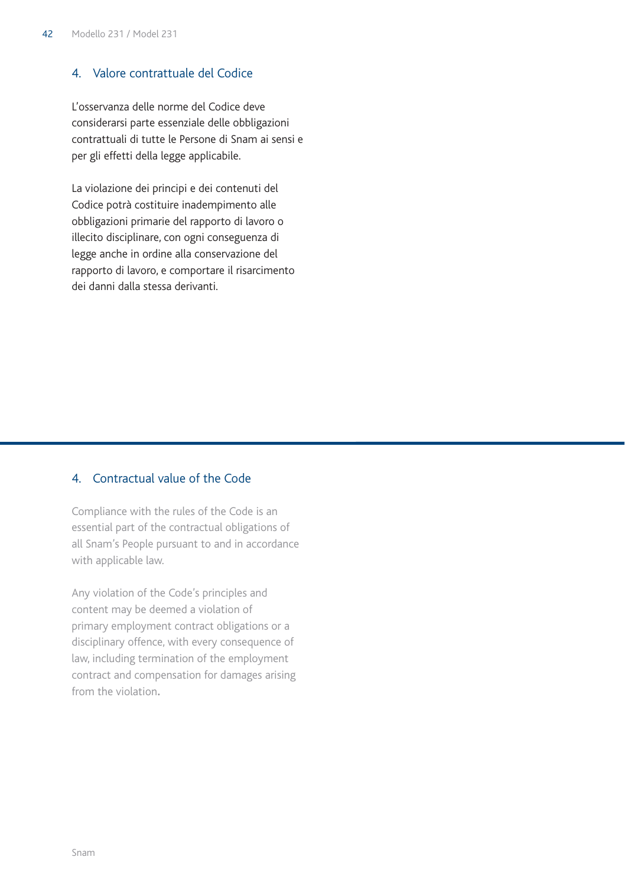## 4. Valore contrattuale del Codice

L'osservanza delle norme del Codice deve considerarsi parte essenziale delle obbligazioni contrattuali di tutte le Persone di Snam ai sensi e per gli effetti della legge applicabile.

La violazione dei principi e dei contenuti del Codice potrà costituire inadempimento alle obbligazioni primarie del rapporto di lavoro o illecito disciplinare, con ogni conseguenza di legge anche in ordine alla conservazione del rapporto di lavoro, e comportare il risarcimento dei danni dalla stessa derivanti.

---

## 4. Contractual value of the Code

Compliance with the rules of the Code is an essential part of the contractual obligations of all Snam's People pursuant to and in accordance with applicable law.

Any violation of the Code's principles and content may be deemed a violation of primary employment contract obligations or a disciplinary offence, with every consequence of law, including termination of the employment contract and compensation for damages arising from the violation.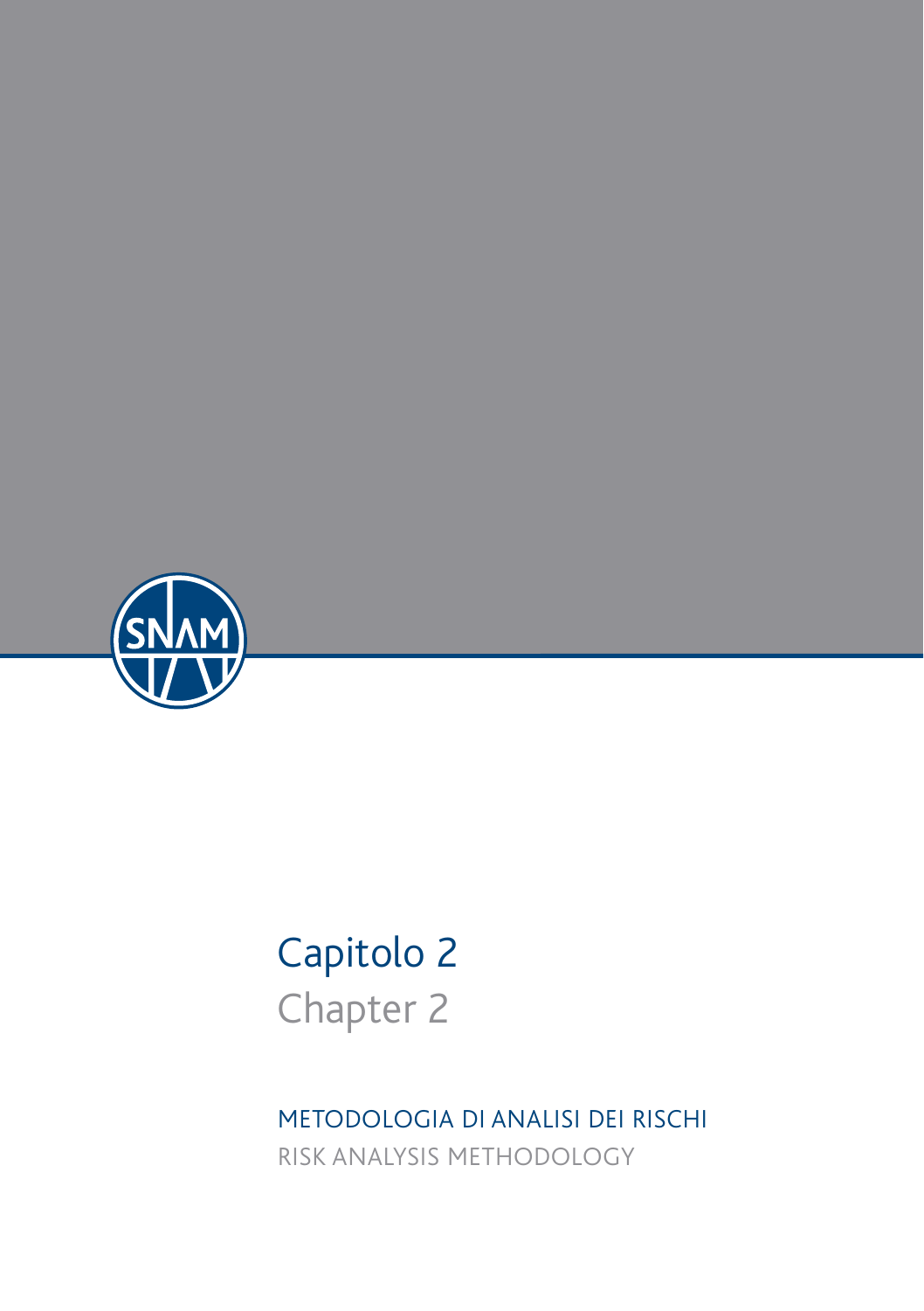# Capitolo 2

# Chapter 2

## METODOLOGIA DI ANALISI DEI RISCHI

## RISK ANALYSIS METHODOLOGY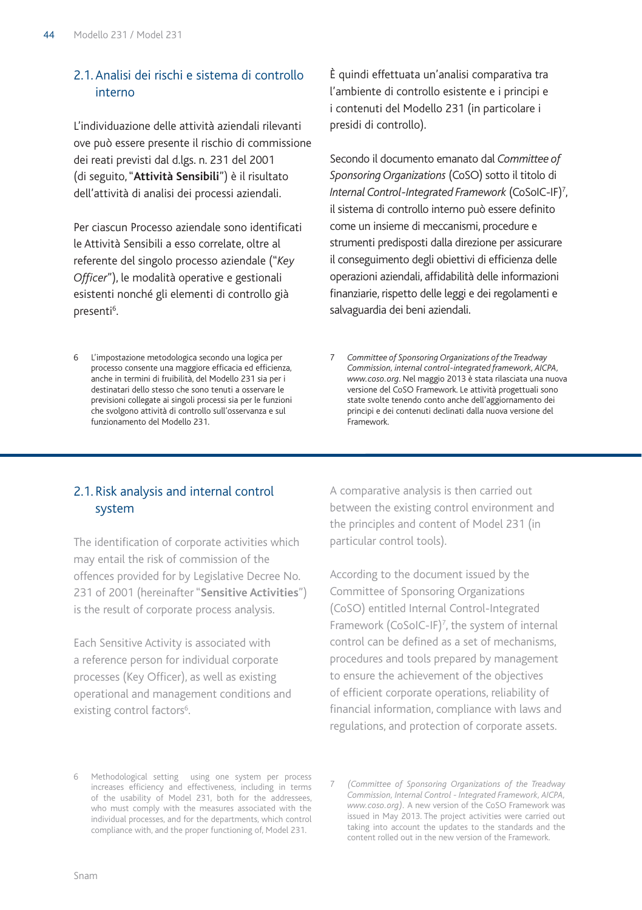## 2.1. Analisi dei rischi e sistema di controllo interno

L'individuazione delle attività aziendali rilevanti ove può essere presente il rischio di commissione dei reati previsti dal d.lgs. n. 231 del 2001 (di seguito, "**Attività Sensibili**") è il risultato dell'attività di analisi dei processi aziendali.

Per ciascun Processo aziendale sono identificati le Attività Sensibili a esso correlate, oltre al referente del singolo processo aziendale ("*Key Officer*"), le modalità operative e gestionali esistenti nonché gli elementi di controllo già presenti[6].

È quindi effettuata un'analisi comparativa tra l'ambiente di controllo esistente e i principi e i contenuti del Modello 231 (in particolare i presidi di controllo).

Secondo il documento emanato dal *Committee of Sponsoring Organizations* (CoSO) sotto il titolo di *Internal Control-Integrated Framework* (CoSoIC-IF)[7], il sistema di controllo interno può essere definito come un insieme di meccanismi, procedure e strumenti predisposti dalla direzione per assicurare il conseguimento degli obiettivi di efficienza delle operazioni aziendali, affidabilità delle informazioni finanziarie, rispetto delle leggi e dei regolamenti e salvaguardia dei beni aziendali.

6 L'impostazione metodologica secondo una logica per processo consente una maggiore efficacia ed efficienza, anche in termini di fruibilità, del Modello 231 sia per i destinatari dello stesso che sono tenuti a osservare le previsioni collegate ai singoli processi sia per le funzioni che svolgono attività di controllo sull'osservanza e sul funzionamento del Modello 231.

7 *Committee of Sponsoring Organizations of the Treadway Commission, internal control-integrated framework, AICPA, www.coso.org*. Nel maggio 2013 è stata rilasciata una nuova versione del CoSO Framework. Le attività progettuali sono state svolte tenendo conto anche dell'aggiornamento dei principi e dei contenuti declinati dalla nuova versione del Framework.

---

## 2.1. Risk analysis and internal control system

The identification of corporate activities which may entail the risk of commission of the offences provided for by Legislative Decree No. 231 of 2001 (hereinafter "**Sensitive Activities**") is the result of corporate process analysis.

Each Sensitive Activity is associated with a reference person for individual corporate processes (Key Officer), as well as existing operational and management conditions and existing control factors[6].

A comparative analysis is then carried out between the existing control environment and the principles and content of Model 231 (in particular control tools).

According to the document issued by the Committee of Sponsoring Organizations (CoSO) entitled Internal Control-Integrated Framework (CoSoIC-IF)[7], the system of internal control can be defined as a set of mechanisms, procedures and tools prepared by management to ensure the achievement of the objectives of efficient corporate operations, reliability of financial information, compliance with laws and regulations, and protection of corporate assets.

6 Methodological setting using one system per process increases efficiency and effectiveness, including in terms of the usability of Model 231, both for the addressees, who must comply with the measures associated with the individual processes, and for the departments, which control compliance with, and the proper functioning of, Model 231.

7 *(Committee of Sponsoring Organizations of the Treadway Commission, Internal Control - Integrated Framework, AICPA, www.coso.org)*. A new version of the CoSO Framework was issued in May 2013. The project activities were carried out taking into account the updates to the standards and the content rolled out in the new version of the Framework.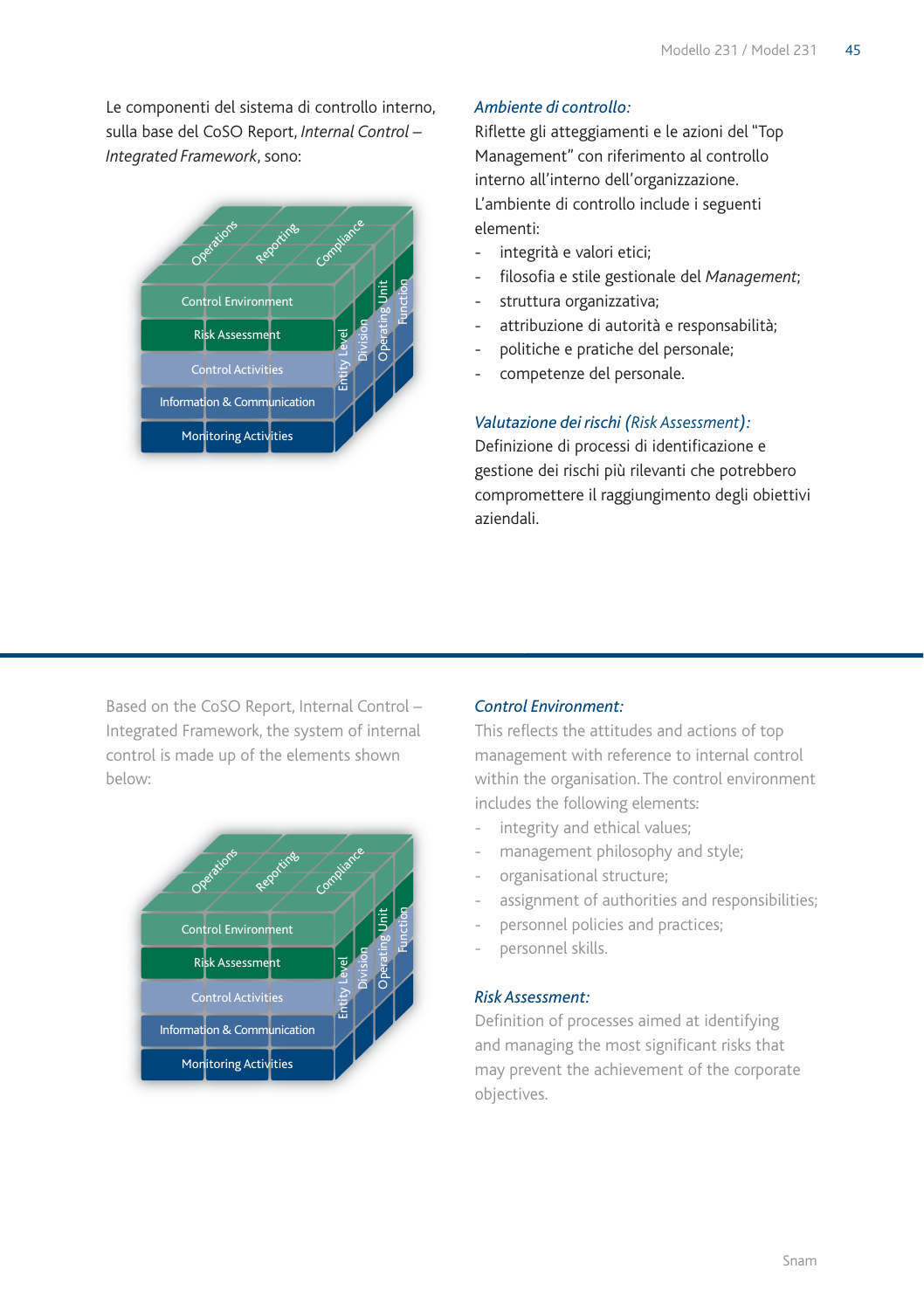Le componenti del sistema di controllo interno, sulla base del CoSO Report, *Internal Control – Integrated Framework*, sono:

*Ambiente di controllo:*
Riflette gli atteggiamenti e le azioni del "Top Management" con riferimento al controllo interno all'interno dell'organizzazione. L'ambiente di controllo include i seguenti elementi:

- integrità e valori etici;
- filosofia e stile gestionale del *Management*;
- struttura organizzativa;
- attribuzione di autorità e responsabilità;
- politiche e pratiche del personale;
- competenze del personale.

*Valutazione dei rischi (Risk Assessment):*
Definizione di processi di identificazione e gestione dei rischi più rilevanti che potrebbero compromettere il raggiungimento degli obiettivi aziendali.

---

Based on the CoSO Report, Internal Control – Integrated Framework, the system of internal control is made up of the elements shown below:

*Control Environment:*
This reflects the attitudes and actions of top management with reference to internal control within the organisation. The control environment includes the following elements:

- integrity and ethical values;
- management philosophy and style;
- organisational structure;
- assignment of authorities and responsibilities;
- personnel policies and practices;
- personnel skills.

*Risk Assessment:*
Definition of processes aimed at identifying and managing the most significant risks that may prevent the achievement of the corporate objectives.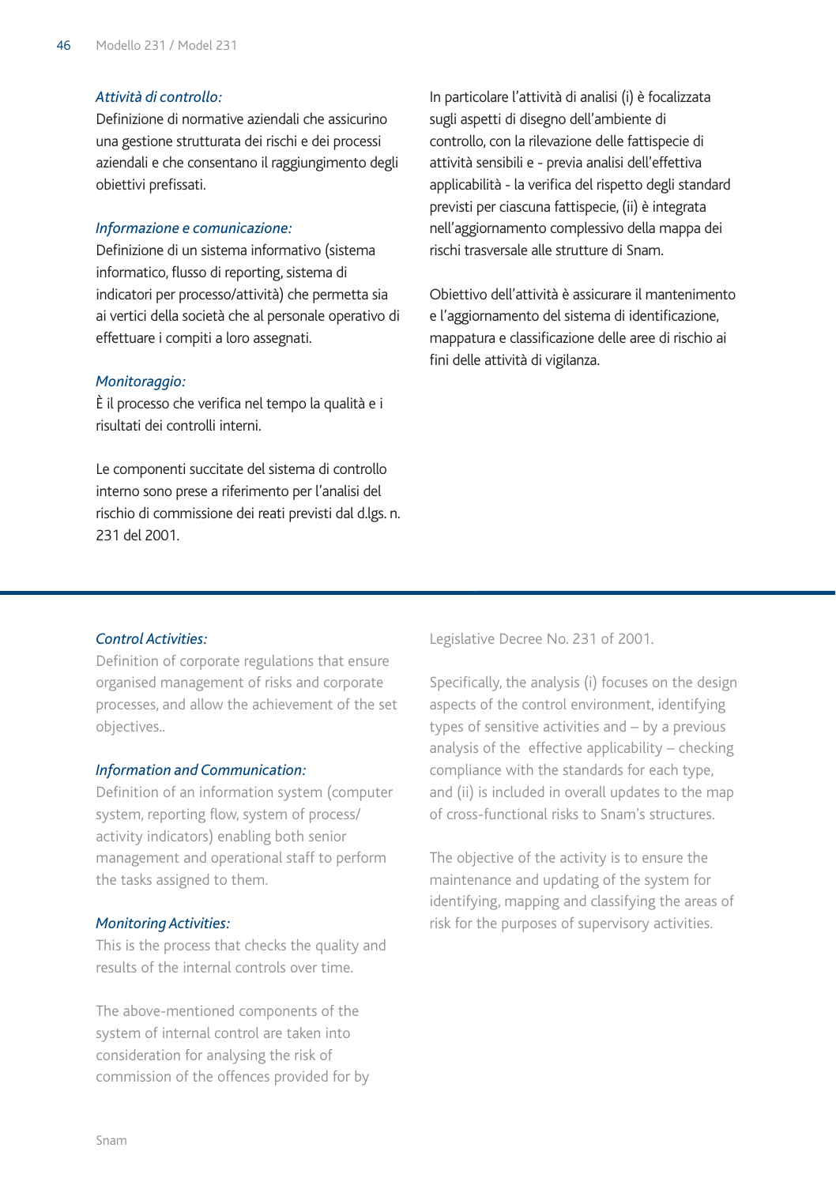*Attività di controllo:*
Definizione di normative aziendali che assicurino una gestione strutturata dei rischi e dei processi aziendali e che consentano il raggiungimento degli obiettivi prefissati.

*Informazione e comunicazione:*
Definizione di un sistema informativo (sistema informatico, flusso di reporting, sistema di indicatori per processo/attività) che permetta sia ai vertici della società che al personale operativo di effettuare i compiti a loro assegnati.

*Monitoraggio:*
È il processo che verifica nel tempo la qualità e i risultati dei controlli interni.

Le componenti succitate del sistema di controllo interno sono prese a riferimento per l'analisi del rischio di commissione dei reati previsti dal d.lgs. n. 231 del 2001.

In particolare l'attività di analisi (i) è focalizzata sugli aspetti di disegno dell'ambiente di controllo, con la rilevazione delle fattispecie di attività sensibili e - previa analisi dell'effettiva applicabilità - la verifica del rispetto degli standard previsti per ciascuna fattispecie, (ii) è integrata nell'aggiornamento complessivo della mappa dei rischi trasversale alle strutture di Snam.

Obiettivo dell'attività è assicurare il mantenimento e l'aggiornamento del sistema di identificazione, mappatura e classificazione delle aree di rischio ai fini delle attività di vigilanza.

---

*Control Activities:*
Definition of corporate regulations that ensure organised management of risks and corporate processes, and allow the achievement of the set objectives..

*Information and Communication:*
Definition of an information system (computer system, reporting flow, system of process/activity indicators) enabling both senior management and operational staff to perform the tasks assigned to them.

*Monitoring Activities:*
This is the process that checks the quality and results of the internal controls over time.

The above-mentioned components of the system of internal control are taken into consideration for analysing the risk of commission of the offences provided for by Legislative Decree No. 231 of 2001.

Specifically, the analysis (i) focuses on the design aspects of the control environment, identifying types of sensitive activities and – by a previous analysis of the effective applicability – checking compliance with the standards for each type, and (ii) is included in overall updates to the map of cross-functional risks to Snam's structures.

The objective of the activity is to ensure the maintenance and updating of the system for identifying, mapping and classifying the areas of risk for the purposes of supervisory activities.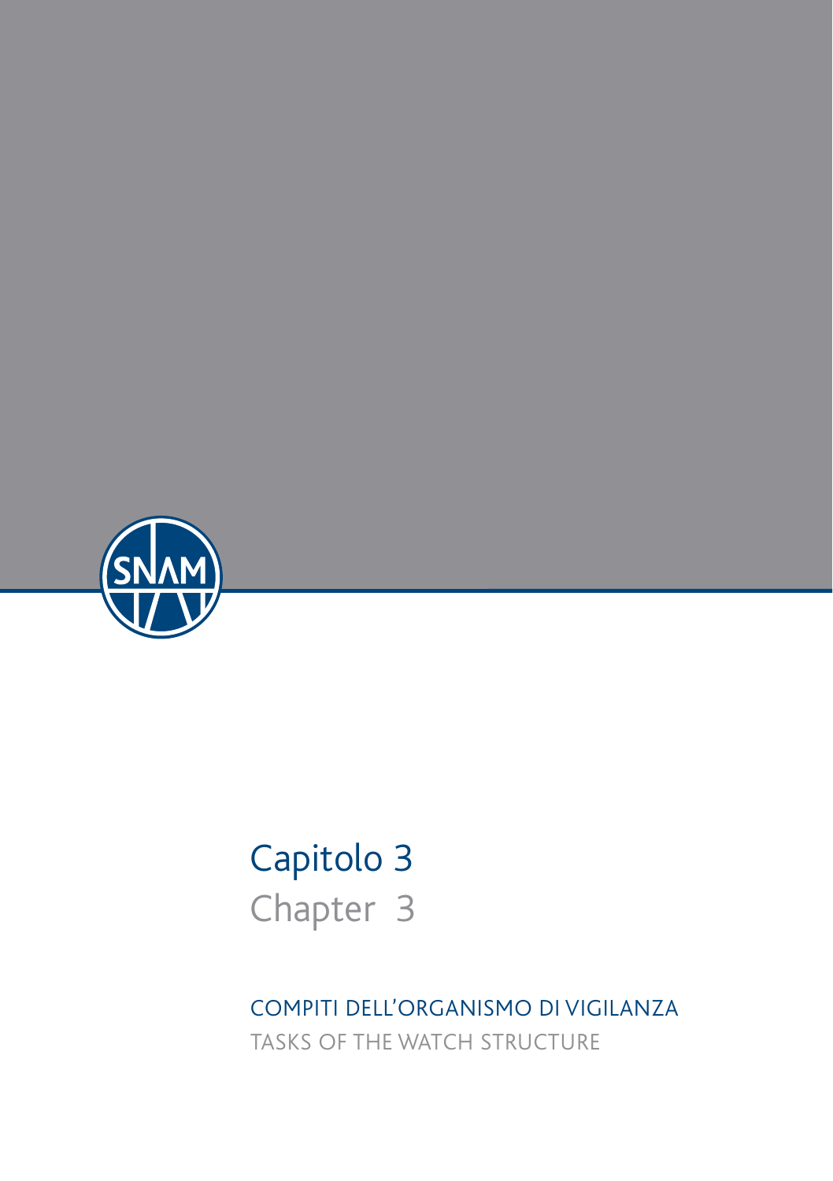# Capitolo 3
# Chapter 3

## COMPITI DELL'ORGANISMO DI VIGILANZA
## TASKS OF THE WATCH STRUCTURE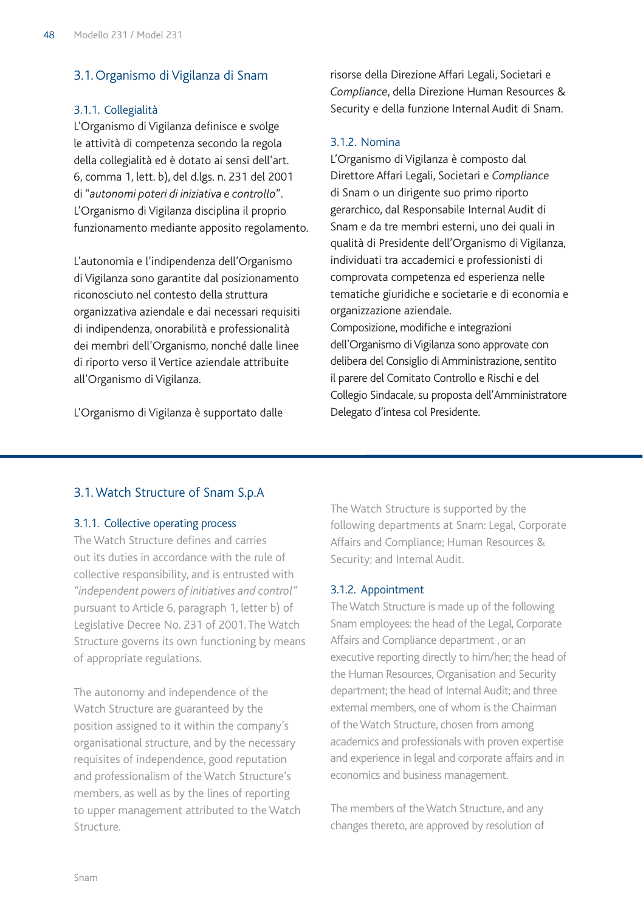## 3.1. Organismo di Vigilanza di Snam

### 3.1.1. Collegialità

L'Organismo di Vigilanza definisce e svolge le attività di competenza secondo la regola della collegialità ed è dotato ai sensi dell'art. 6, comma 1, lett. b), del d.lgs. n. 231 del 2001 di "*autonomi poteri di iniziativa e controllo*". L'Organismo di Vigilanza disciplina il proprio funzionamento mediante apposito regolamento.

L'autonomia e l'indipendenza dell'Organismo di Vigilanza sono garantite dal posizionamento riconosciuto nel contesto della struttura organizzativa aziendale e dai necessari requisiti di indipendenza, onorabilità e professionalità dei membri dell'Organismo, nonché dalle linee di riporto verso il Vertice aziendale attribuite all'Organismo di Vigilanza.

L'Organismo di Vigilanza è supportato dalle risorse della Direzione Affari Legali, Societari e *Compliance*, della Direzione Human Resources & Security e della funzione Internal Audit di Snam.

### 3.1.2. Nomina

L'Organismo di Vigilanza è composto dal Direttore Affari Legali, Societari e *Compliance* di Snam o un dirigente suo primo riporto gerarchico, dal Responsabile Internal Audit di Snam e da tre membri esterni, uno dei quali in qualità di Presidente dell'Organismo di Vigilanza, individuati tra accademici e professionisti di comprovata competenza ed esperienza nelle tematiche giuridiche e societarie e di economia e organizzazione aziendale.

Composizione, modifiche e integrazioni dell'Organismo di Vigilanza sono approvate con delibera del Consiglio di Amministrazione, sentito il parere del Comitato Controllo e Rischi e del Collegio Sindacale, su proposta dell'Amministratore Delegato d'intesa col Presidente.

---

## 3.1. Watch Structure of Snam S.p.A

### 3.1.1. Collective operating process

The Watch Structure defines and carries out its duties in accordance with the rule of collective responsibility, and is entrusted with *"independent powers of initiatives and control"* pursuant to Article 6, paragraph 1, letter b) of Legislative Decree No. 231 of 2001. The Watch Structure governs its own functioning by means of appropriate regulations.

The autonomy and independence of the Watch Structure are guaranteed by the position assigned to it within the company's organisational structure, and by the necessary requisites of independence, good reputation and professionalism of the Watch Structure's members, as well as by the lines of reporting to upper management attributed to the Watch Structure.

The Watch Structure is supported by the following departments at Snam: Legal, Corporate Affairs and Compliance; Human Resources & Security; and Internal Audit.

### 3.1.2. Appointment

The Watch Structure is made up of the following Snam employees: the head of the Legal, Corporate Affairs and Compliance department , or an executive reporting directly to him/her; the head of the Human Resources, Organisation and Security department; the head of Internal Audit; and three external members, one of whom is the Chairman of the Watch Structure, chosen from among academics and professionals with proven expertise and experience in legal and corporate affairs and in economics and business management.

The members of the Watch Structure, and any changes thereto, are approved by resolution of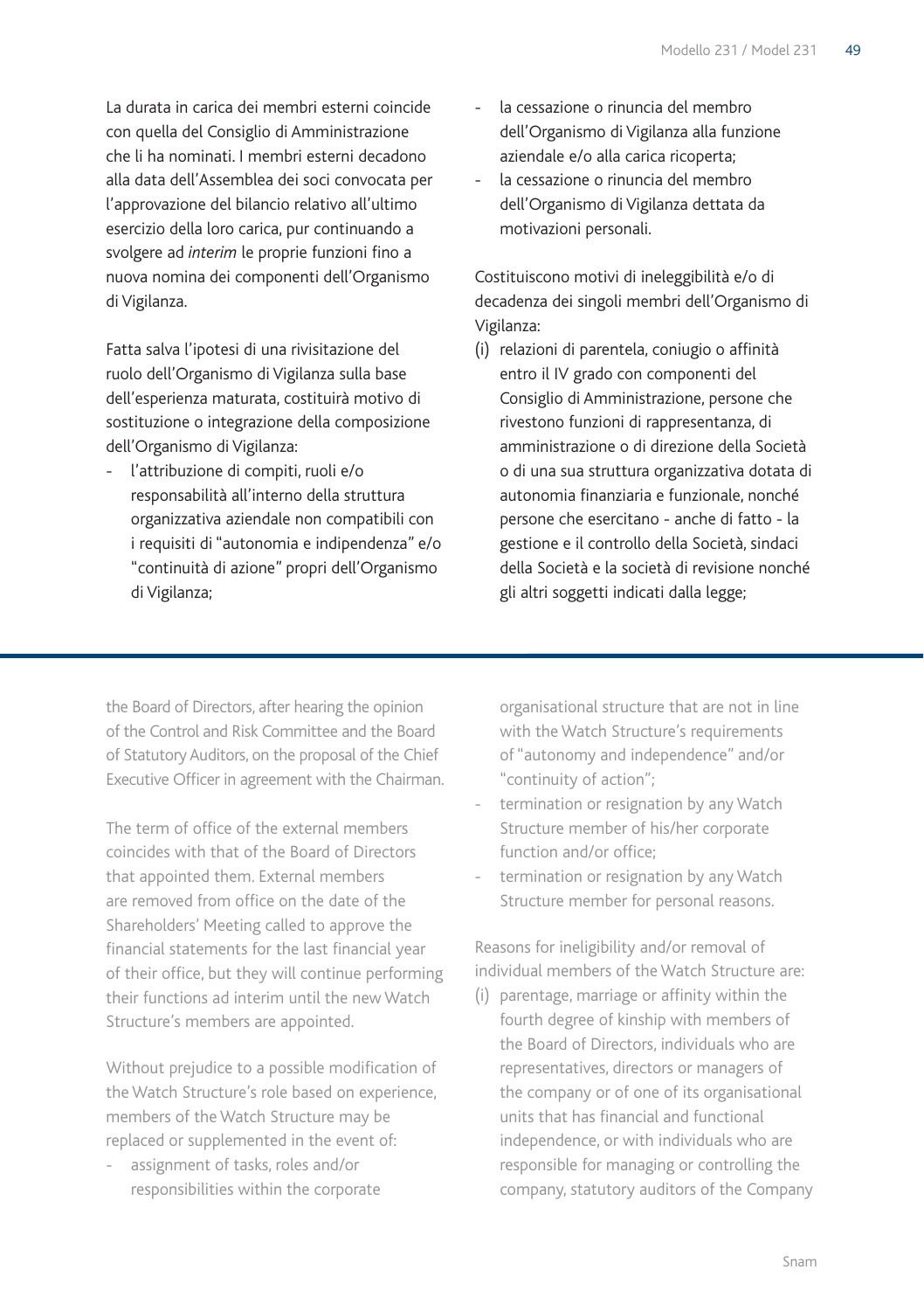La durata in carica dei membri esterni coincide con quella del Consiglio di Amministrazione che li ha nominati. I membri esterni decadono alla data dell'Assemblea dei soci convocata per l'approvazione del bilancio relativo all'ultimo esercizio della loro carica, pur continuando a svolgere ad *interim* le proprie funzioni fino a nuova nomina dei componenti dell'Organismo di Vigilanza.

Fatta salva l'ipotesi di una rivisitazione del ruolo dell'Organismo di Vigilanza sulla base dell'esperienza maturata, costituirà motivo di sostituzione o integrazione della composizione dell'Organismo di Vigilanza:

- l'attribuzione di compiti, ruoli e/o responsabilità all'interno della struttura organizzativa aziendale non compatibili con i requisiti di "autonomia e indipendenza" e/o "continuità di azione" propri dell'Organismo di Vigilanza;
- la cessazione o rinuncia del membro dell'Organismo di Vigilanza alla funzione aziendale e/o alla carica ricoperta;
- la cessazione o rinuncia del membro dell'Organismo di Vigilanza dettata da motivazioni personali.

Costituiscono motivi di ineleggibilità e/o di decadenza dei singoli membri dell'Organismo di Vigilanza:

(i) relazioni di parentela, coniugio o affinità entro il IV grado con componenti del Consiglio di Amministrazione, persone che rivestono funzioni di rappresentanza, di amministrazione o di direzione della Società o di una sua struttura organizzativa dotata di autonomia finanziaria e funzionale, nonché persone che esercitano - anche di fatto - la gestione e il controllo della Società, sindaci della Società e la società di revisione nonché gli altri soggetti indicati dalla legge;

---

the Board of Directors, after hearing the opinion of the Control and Risk Committee and the Board of Statutory Auditors, on the proposal of the Chief Executive Officer in agreement with the Chairman.

The term of office of the external members coincides with that of the Board of Directors that appointed them. External members are removed from office on the date of the Shareholders' Meeting called to approve the financial statements for the last financial year of their office, but they will continue performing their functions ad interim until the new Watch Structure's members are appointed.

Without prejudice to a possible modification of the Watch Structure's role based on experience, members of the Watch Structure may be replaced or supplemented in the event of:

- assignment of tasks, roles and/or responsibilities within the corporate organisational structure that are not in line with the Watch Structure's requirements of "autonomy and independence" and/or "continuity of action";
- termination or resignation by any Watch Structure member of his/her corporate function and/or office;
- termination or resignation by any Watch Structure member for personal reasons.

Reasons for ineligibility and/or removal of individual members of the Watch Structure are:

(i) parentage, marriage or affinity within the fourth degree of kinship with members of the Board of Directors, individuals who are representatives, directors or managers of the company or of one of its organisational units that has financial and functional independence, or with individuals who are responsible for managing or controlling the company, statutory auditors of the Company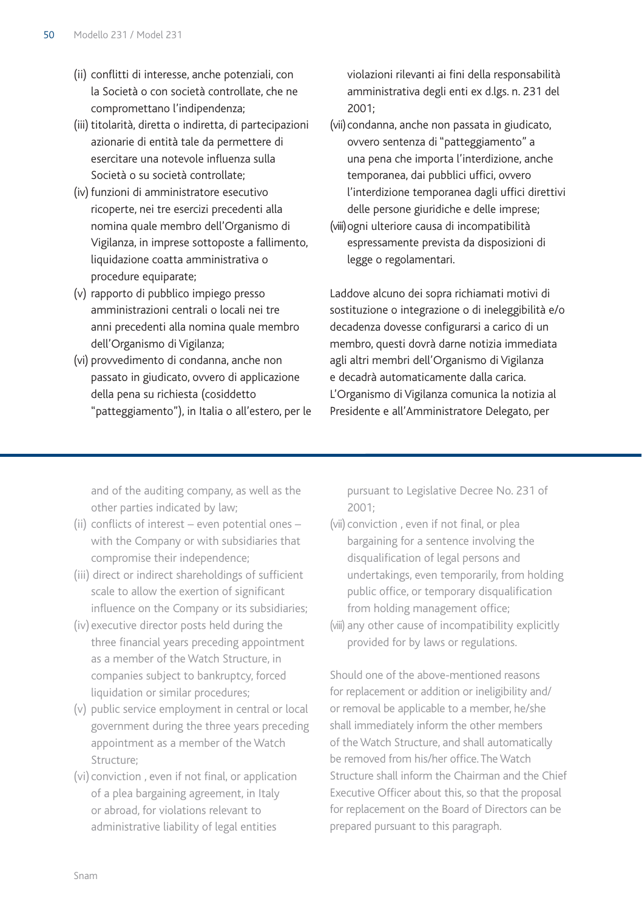(ii) conflitti di interesse, anche potenziali, con la Società o con società controllate, che ne compromettano l'indipendenza;

(iii) titolarità, diretta o indiretta, di partecipazioni azionarie di entità tale da permettere di esercitare una notevole influenza sulla Società o su società controllate;

(iv) funzioni di amministratore esecutivo ricoperte, nei tre esercizi precedenti alla nomina quale membro dell'Organismo di Vigilanza, in imprese sottoposte a fallimento, liquidazione coatta amministrativa o procedure equiparate;

(v) rapporto di pubblico impiego presso amministrazioni centrali o locali nei tre anni precedenti alla nomina quale membro dell'Organismo di Vigilanza;

(vi) provvedimento di condanna, anche non passato in giudicato, ovvero di applicazione della pena su richiesta (cosiddetto "patteggiamento"), in Italia o all'estero, per le violazioni rilevanti ai fini della responsabilità amministrativa degli enti ex d.lgs. n. 231 del 2001;

(vii) condanna, anche non passata in giudicato, ovvero sentenza di "patteggiamento" a una pena che importa l'interdizione, anche temporanea, dai pubblici uffici, ovvero l'interdizione temporanea dagli uffici direttivi delle persone giuridiche e delle imprese;

(viii) ogni ulteriore causa di incompatibilità espressamente prevista da disposizioni di legge o regolamentari.

Laddove alcuno dei sopra richiamati motivi di sostituzione o integrazione o di ineleggibilità e/o decadenza dovesse configurarsi a carico di un membro, questi dovrà darne notizia immediata agli altri membri dell'Organismo di Vigilanza e decadrà automaticamente dalla carica. L'Organismo di Vigilanza comunica la notizia al Presidente e all'Amministratore Delegato, per

---

and of the auditing company, as well as the other parties indicated by law;

(ii) conflicts of interest – even potential ones – with the Company or with subsidiaries that compromise their independence;

(iii) direct or indirect shareholdings of sufficient scale to allow the exertion of significant influence on the Company or its subsidiaries;

(iv) executive director posts held during the three financial years preceding appointment as a member of the Watch Structure, in companies subject to bankruptcy, forced liquidation or similar procedures;

(v) public service employment in central or local government during the three years preceding appointment as a member of the Watch Structure;

(vi) conviction , even if not final, or application of a plea bargaining agreement, in Italy or abroad, for violations relevant to administrative liability of legal entities pursuant to Legislative Decree No. 231 of 2001;

(vii) conviction , even if not final, or plea bargaining for a sentence involving the disqualification of legal persons and undertakings, even temporarily, from holding public office, or temporary disqualification from holding management office;

(viii) any other cause of incompatibility explicitly provided for by laws or regulations.

Should one of the above-mentioned reasons for replacement or addition or ineligibility and/or removal be applicable to a member, he/she shall immediately inform the other members of the Watch Structure, and shall automatically be removed from his/her office. The Watch Structure shall inform the Chairman and the Chief Executive Officer about this, so that the proposal for replacement on the Board of Directors can be prepared pursuant to this paragraph.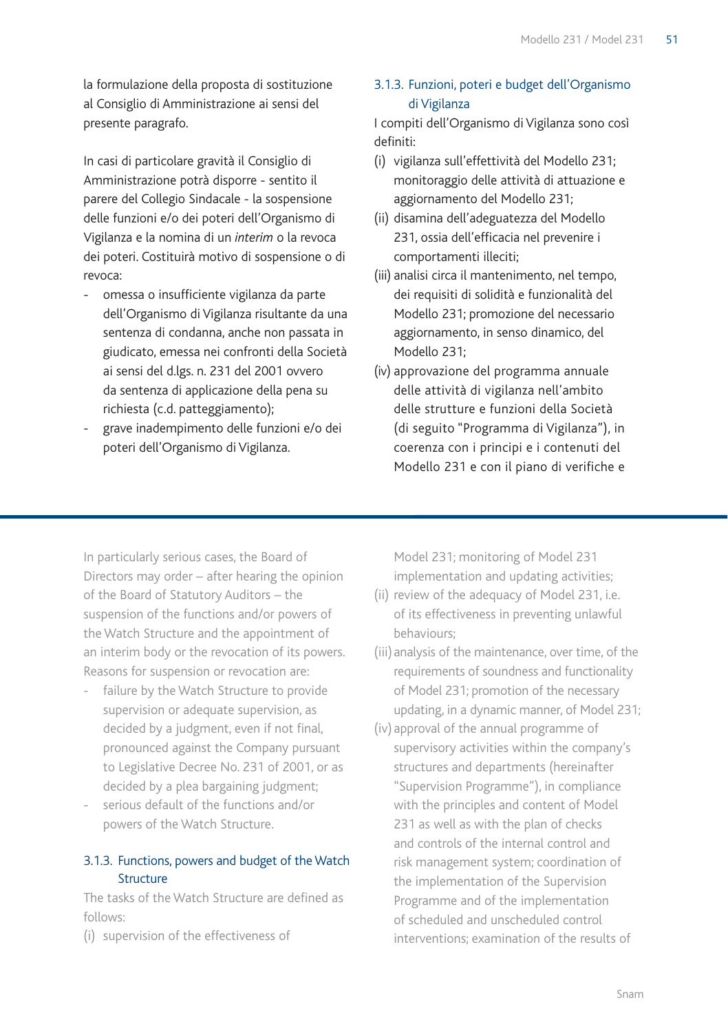la formulazione della proposta di sostituzione al Consiglio di Amministrazione ai sensi del presente paragrafo.

In casi di particolare gravità il Consiglio di Amministrazione potrà disporre - sentito il parere del Collegio Sindacale - la sospensione delle funzioni e/o dei poteri dell'Organismo di Vigilanza e la nomina di un *interim* o la revoca dei poteri. Costituirà motivo di sospensione o di revoca:

- omessa o insufficiente vigilanza da parte dell'Organismo di Vigilanza risultante da una sentenza di condanna, anche non passata in giudicato, emessa nei confronti della Società ai sensi del d.lgs. n. 231 del 2001 ovvero da sentenza di applicazione della pena su richiesta (c.d. patteggiamento);
- grave inadempimento delle funzioni e/o dei poteri dell'Organismo di Vigilanza.

### 3.1.3. Funzioni, poteri e budget dell'Organismo di Vigilanza

I compiti dell'Organismo di Vigilanza sono così definiti:

(i) vigilanza sull'effettività del Modello 231; monitoraggio delle attività di attuazione e aggiornamento del Modello 231;

(ii) disamina dell'adeguatezza del Modello 231, ossia dell'efficacia nel prevenire i comportamenti illeciti;

(iii) analisi circa il mantenimento, nel tempo, dei requisiti di solidità e funzionalità del Modello 231; promozione del necessario aggiornamento, in senso dinamico, del Modello 231;

(iv) approvazione del programma annuale delle attività di vigilanza nell'ambito delle strutture e funzioni della Società (di seguito "Programma di Vigilanza"), in coerenza con i principi e i contenuti del Modello 231 e con il piano di verifiche e

---

In particularly serious cases, the Board of Directors may order – after hearing the opinion of the Board of Statutory Auditors – the suspension of the functions and/or powers of the Watch Structure and the appointment of an interim body or the revocation of its powers. Reasons for suspension or revocation are:

- failure by the Watch Structure to provide supervision or adequate supervision, as decided by a judgment, even if not final, pronounced against the Company pursuant to Legislative Decree No. 231 of 2001, or as decided by a plea bargaining judgment;
- serious default of the functions and/or powers of the Watch Structure.

### 3.1.3. Functions, powers and budget of the Watch Structure

The tasks of the Watch Structure are defined as follows:

(i) supervision of the effectiveness of Model 231; monitoring of Model 231 implementation and updating activities;

(ii) review of the adequacy of Model 231, i.e. of its effectiveness in preventing unlawful behaviours;

(iii) analysis of the maintenance, over time, of the requirements of soundness and functionality of Model 231; promotion of the necessary updating, in a dynamic manner, of Model 231;

(iv) approval of the annual programme of supervisory activities within the company's structures and departments (hereinafter "Supervision Programme"), in compliance with the principles and content of Model 231 as well as with the plan of checks and controls of the internal control and risk management system; coordination of the implementation of the Supervision Programme and of the implementation of scheduled and unscheduled control interventions; examination of the results of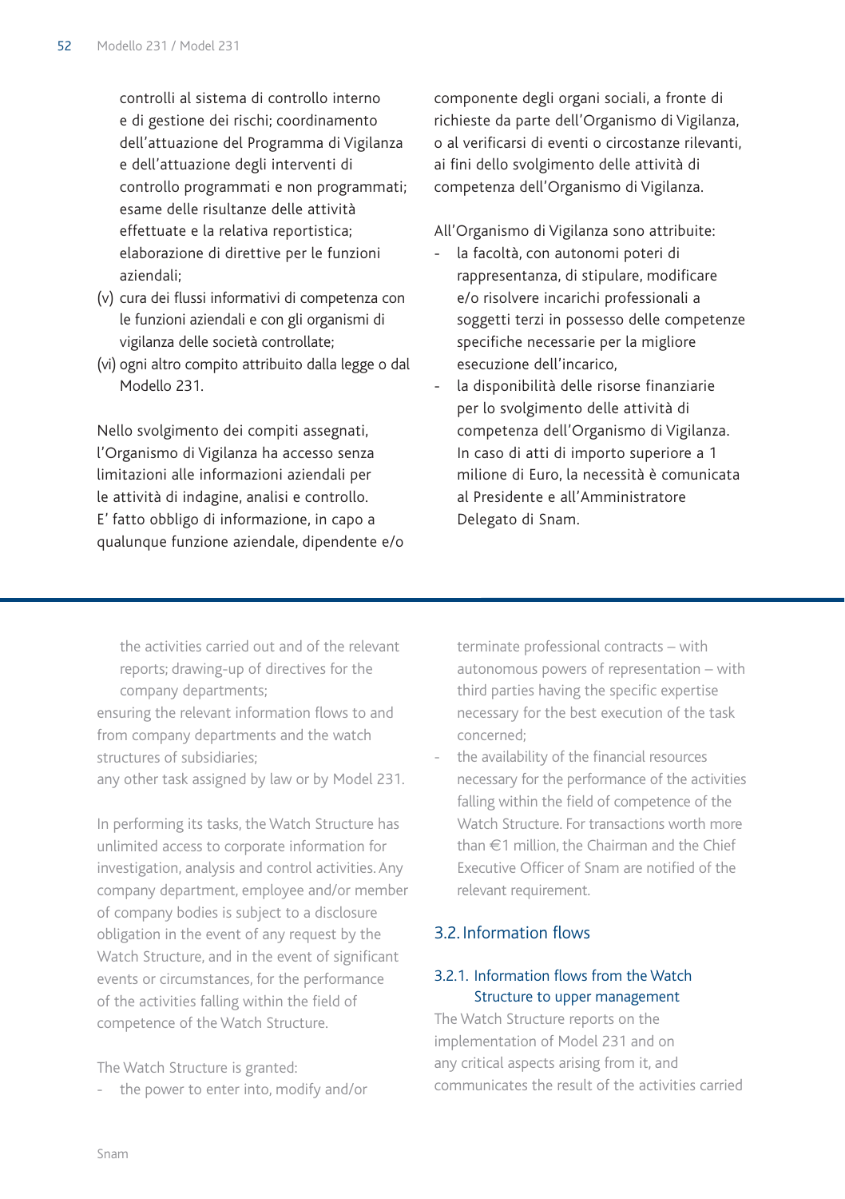controlli al sistema di controllo interno e di gestione dei rischi; coordinamento dell'attuazione del Programma di Vigilanza e dell'attuazione degli interventi di controllo programmati e non programmati; esame delle risultanze delle attività effettuate e la relativa reportistica; elaborazione di direttive per le funzioni aziendali;

(v) cura dei flussi informativi di competenza con le funzioni aziendali e con gli organismi di vigilanza delle società controllate;

(vi) ogni altro compito attribuito dalla legge o dal Modello 231.

Nello svolgimento dei compiti assegnati, l'Organismo di Vigilanza ha accesso senza limitazioni alle informazioni aziendali per le attività di indagine, analisi e controllo. E' fatto obbligo di informazione, in capo a qualunque funzione aziendale, dipendente e/o componente degli organi sociali, a fronte di richieste da parte dell'Organismo di Vigilanza, o al verificarsi di eventi o circostanze rilevanti, ai fini dello svolgimento delle attività di competenza dell'Organismo di Vigilanza.

All'Organismo di Vigilanza sono attribuite:

- la facoltà, con autonomi poteri di rappresentanza, di stipulare, modificare e/o risolvere incarichi professionali a soggetti terzi in possesso delle competenze specifiche necessarie per la migliore esecuzione dell'incarico,
- la disponibilità delle risorse finanziarie per lo svolgimento delle attività di competenza dell'Organismo di Vigilanza. In caso di atti di importo superiore a 1 milione di Euro, la necessità è comunicata al Presidente e all'Amministratore Delegato di Snam.

---

the activities carried out and of the relevant reports; drawing-up of directives for the company departments;

ensuring the relevant information flows to and from company departments and the watch structures of subsidiaries;

any other task assigned by law or by Model 231.

In performing its tasks, the Watch Structure has unlimited access to corporate information for investigation, analysis and control activities. Any company department, employee and/or member of company bodies is subject to a disclosure obligation in the event of any request by the Watch Structure, and in the event of significant events or circumstances, for the performance of the activities falling within the field of competence of the Watch Structure.

The Watch Structure is granted:

- the power to enter into, modify and/or terminate professional contracts – with autonomous powers of representation – with third parties having the specific expertise necessary for the best execution of the task concerned;
- the availability of the financial resources necessary for the performance of the activities falling within the field of competence of the Watch Structure. For transactions worth more than €1 million, the Chairman and the Chief Executive Officer of Snam are notified of the relevant requirement.

## 3.2. Information flows

### 3.2.1. Information flows from the Watch Structure to upper management

The Watch Structure reports on the implementation of Model 231 and on any critical aspects arising from it, and communicates the result of the activities carried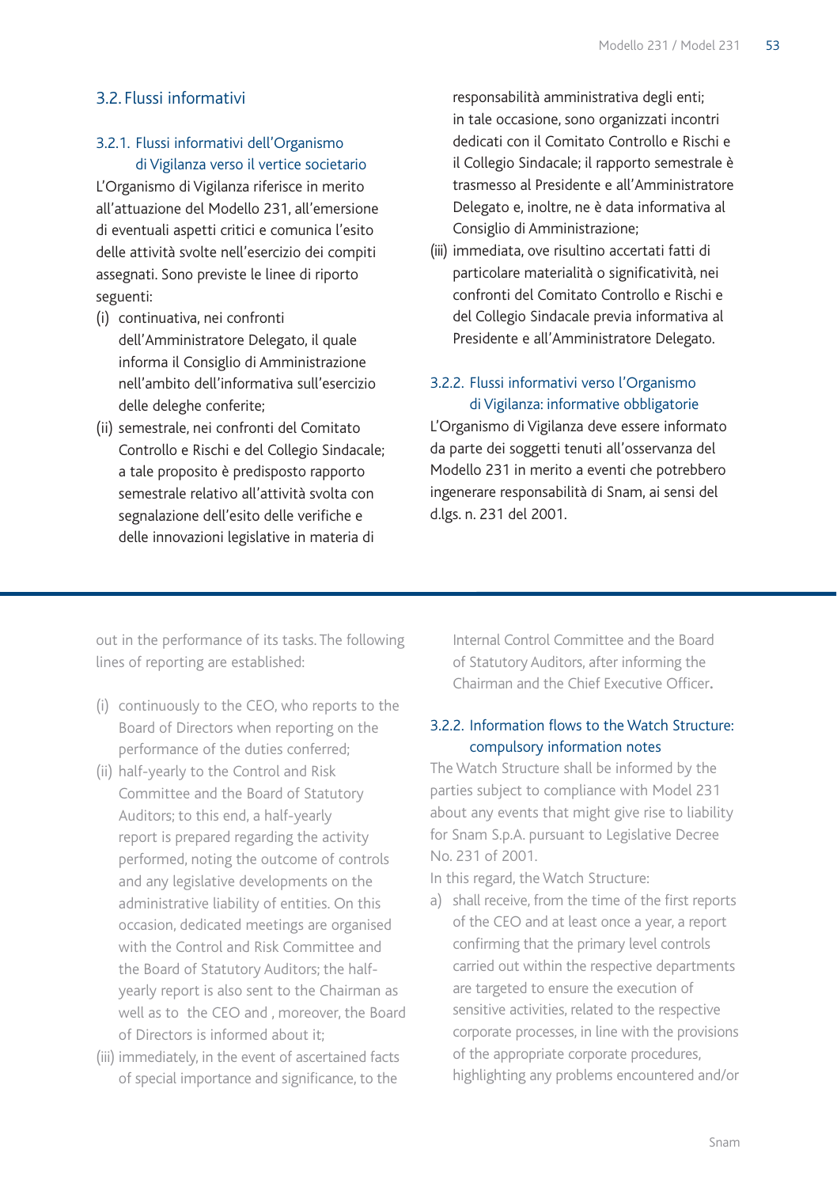## 3.2. Flussi informativi

### 3.2.1. Flussi informativi dell'Organismo di Vigilanza verso il vertice societario

L'Organismo di Vigilanza riferisce in merito all'attuazione del Modello 231, all'emersione di eventuali aspetti critici e comunica l'esito delle attività svolte nell'esercizio dei compiti assegnati. Sono previste le linee di riporto seguenti:

(i) continuativa, nei confronti dell'Amministratore Delegato, il quale informa il Consiglio di Amministrazione nell'ambito dell'informativa sull'esercizio delle deleghe conferite;

(ii) semestrale, nei confronti del Comitato Controllo e Rischi e del Collegio Sindacale; a tale proposito è predisposto rapporto semestrale relativo all'attività svolta con segnalazione dell'esito delle verifiche e delle innovazioni legislative in materia di responsabilità amministrativa degli enti; in tale occasione, sono organizzati incontri dedicati con il Comitato Controllo e Rischi e il Collegio Sindacale; il rapporto semestrale è trasmesso al Presidente e all'Amministratore Delegato e, inoltre, ne è data informativa al Consiglio di Amministrazione;

(iii) immediata, ove risultino accertati fatti di particolare materialità o significatività, nei confronti del Comitato Controllo e Rischi e del Collegio Sindacale previa informativa al Presidente e all'Amministratore Delegato.

### 3.2.2. Flussi informativi verso l'Organismo di Vigilanza: informative obbligatorie

L'Organismo di Vigilanza deve essere informato da parte dei soggetti tenuti all'osservanza del Modello 231 in merito a eventi che potrebbero ingenerare responsabilità di Snam, ai sensi del d.lgs. n. 231 del 2001.

---

out in the performance of its tasks. The following lines of reporting are established:

(i) continuously to the CEO, who reports to the Board of Directors when reporting on the performance of the duties conferred;

(ii) half-yearly to the Control and Risk Committee and the Board of Statutory Auditors; to this end, a half-yearly report is prepared regarding the activity performed, noting the outcome of controls and any legislative developments on the administrative liability of entities. On this occasion, dedicated meetings are organised with the Control and Risk Committee and the Board of Statutory Auditors; the half-yearly report is also sent to the Chairman as well as to the CEO and , moreover, the Board of Directors is informed about it;

(iii) immediately, in the event of ascertained facts of special importance and significance, to the Internal Control Committee and the Board of Statutory Auditors, after informing the Chairman and the Chief Executive Officer.

### 3.2.2. Information flows to the Watch Structure: compulsory information notes

The Watch Structure shall be informed by the parties subject to compliance with Model 231 about any events that might give rise to liability for Snam S.p.A. pursuant to Legislative Decree No. 231 of 2001.

In this regard, the Watch Structure:

a) shall receive, from the time of the first reports of the CEO and at least once a year, a report confirming that the primary level controls carried out within the respective departments are targeted to ensure the execution of sensitive activities, related to the respective corporate processes, in line with the provisions of the appropriate corporate procedures, highlighting any problems encountered and/or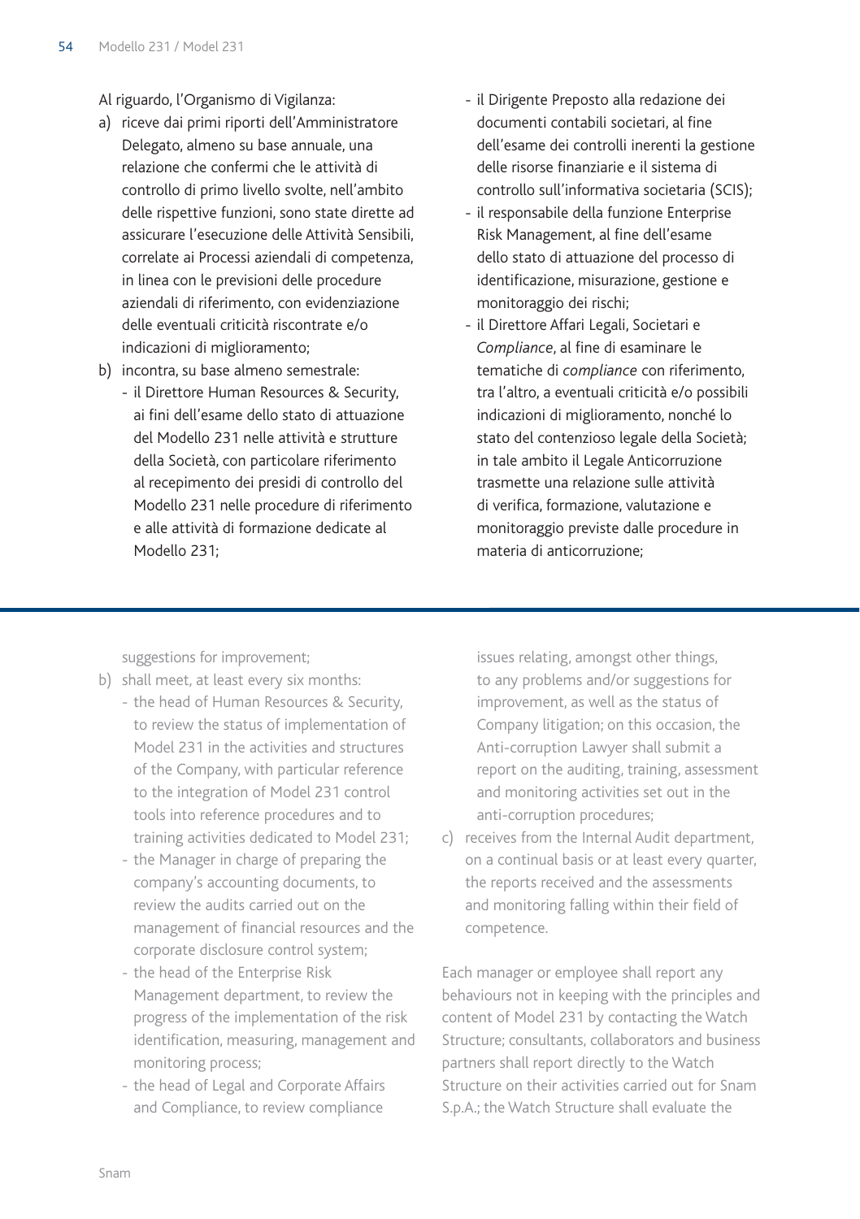Al riguardo, l'Organismo di Vigilanza:

a) riceve dai primi riporti dell'Amministratore Delegato, almeno su base annuale, una relazione che confermi che le attività di controllo di primo livello svolte, nell'ambito delle rispettive funzioni, sono state dirette ad assicurare l'esecuzione delle Attività Sensibili, correlate ai Processi aziendali di competenza, in linea con le previsioni delle procedure aziendali di riferimento, con evidenziazione delle eventuali criticità riscontrate e/o indicazioni di miglioramento;
b) incontra, su base almeno semestrale:
   - il Direttore Human Resources & Security, ai fini dell'esame dello stato di attuazione del Modello 231 nelle attività e strutture della Società, con particolare riferimento al recepimento dei presidi di controllo del Modello 231 nelle procedure di riferimento e alle attività di formazione dedicate al Modello 231;
   - il Dirigente Preposto alla redazione dei documenti contabili societari, al fine dell'esame dei controlli inerenti la gestione delle risorse finanziarie e il sistema di controllo sull'informativa societaria (SCIS);
   - il responsabile della funzione Enterprise Risk Management, al fine dell'esame dello stato di attuazione del processo di identificazione, misurazione, gestione e monitoraggio dei rischi;
   - il Direttore Affari Legali, Societari e *Compliance*, al fine di esaminare le tematiche di *compliance* con riferimento, tra l'altro, a eventuali criticità e/o possibili indicazioni di miglioramento, nonché lo stato del contenzioso legale della Società; in tale ambito il Legale Anticorruzione trasmette una relazione sulle attività di verifica, formazione, valutazione e monitoraggio previste dalle procedure in materia di anticorruzione;

---

suggestions for improvement;

b) shall meet, at least every six months:
   - the head of Human Resources & Security, to review the status of implementation of Model 231 in the activities and structures of the Company, with particular reference to the integration of Model 231 control tools into reference procedures and to training activities dedicated to Model 231;
   - the Manager in charge of preparing the company's accounting documents, to review the audits carried out on the management of financial resources and the corporate disclosure control system;
   - the head of the Enterprise Risk Management department, to review the progress of the implementation of the risk identification, measuring, management and monitoring process;
   - the head of Legal and Corporate Affairs and Compliance, to review compliance issues relating, amongst other things, to any problems and/or suggestions for improvement, as well as the status of Company litigation; on this occasion, the Anti-corruption Lawyer shall submit a report on the auditing, training, assessment and monitoring activities set out in the anti-corruption procedures;
c) receives from the Internal Audit department, on a continual basis or at least every quarter, the reports received and the assessments and monitoring falling within their field of competence.

Each manager or employee shall report any behaviours not in keeping with the principles and content of Model 231 by contacting the Watch Structure; consultants, collaborators and business partners shall report directly to the Watch Structure on their activities carried out for Snam S.p.A.; the Watch Structure shall evaluate the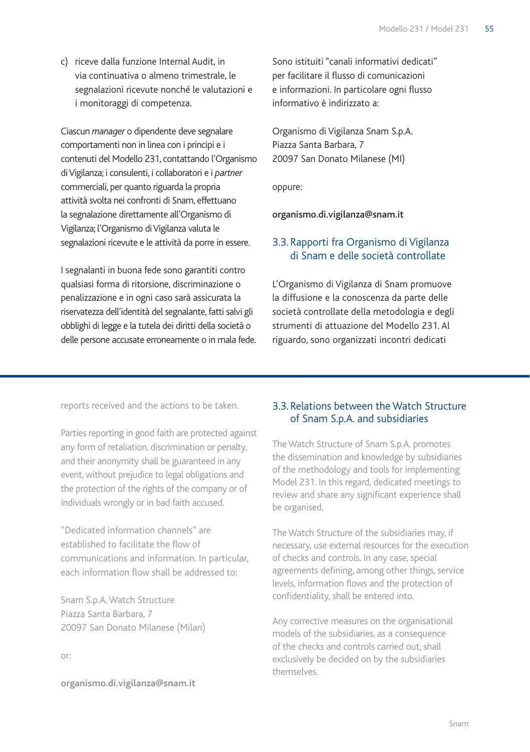c) riceve dalla funzione Internal Audit, in via continuativa o almeno trimestrale, le segnalazioni ricevute nonché le valutazioni e i monitoraggi di competenza.

Ciascun *manager* o dipendente deve segnalare comportamenti non in linea con i principi e i contenuti del Modello 231, contattando l'Organismo di Vigilanza; i consulenti, i collaboratori e i *partner* commerciali, per quanto riguarda la propria attività svolta nei confronti di Snam, effettuano la segnalazione direttamente all'Organismo di Vigilanza; l'Organismo di Vigilanza valuta le segnalazioni ricevute e le attività da porre in essere.

I segnalanti in buona fede sono garantiti contro qualsiasi forma di ritorsione, discriminazione o penalizzazione e in ogni caso sarà assicurata la riservatezza dell'identità del segnalante, fatti salvi gli obblighi di legge e la tutela dei diritti della società o delle persone accusate erroneamente o in mala fede.

Sono istituiti "canali informativi dedicati" per facilitare il flusso di comunicazioni e informazioni. In particolare ogni flusso informativo è indirizzato a:

Organismo di Vigilanza Snam S.p.A.
Piazza Santa Barbara, 7
20097 San Donato Milanese (MI)

oppure:

**organismo.di.vigilanza@snam.it**

## 3.3. Rapporti fra Organismo di Vigilanza di Snam e delle società controllate

L'Organismo di Vigilanza di Snam promuove la diffusione e la conoscenza da parte delle società controllate della metodologia e degli strumenti di attuazione del Modello 231. Al riguardo, sono organizzati incontri dedicati

---

reports received and the actions to be taken.

Parties reporting in good faith are protected against any form of retaliation, discrimination or penalty, and their anonymity shall be guaranteed in any event, without prejudice to legal obligations and the protection of the rights of the company or of individuals wrongly or in bad faith accused.

"Dedicated information channels" are established to facilitate the flow of communications and information. In particular, each information flow shall be addressed to:

Snam S.p.A. Watch Structure
Piazza Santa Barbara, 7
20097 San Donato Milanese (Milan)

or:

**organismo.di.vigilanza@snam.it**

## 3.3. Relations between the Watch Structure of Snam S.p.A. and subsidiaries

The Watch Structure of Snam S.p.A. promotes the dissemination and knowledge by subsidiaries of the methodology and tools for implementing Model 231. In this regard, dedicated meetings to review and share any significant experience shall be organised.

The Watch Structure of the subsidiaries may, if necessary, use external resources for the execution of checks and controls. In any case, special agreements defining, among other things, service levels, information flows and the protection of confidentiality, shall be entered into.

Any corrective measures on the organisational models of the subsidiaries, as a consequence of the checks and controls carried out, shall exclusively be decided on by the subsidiaries themselves.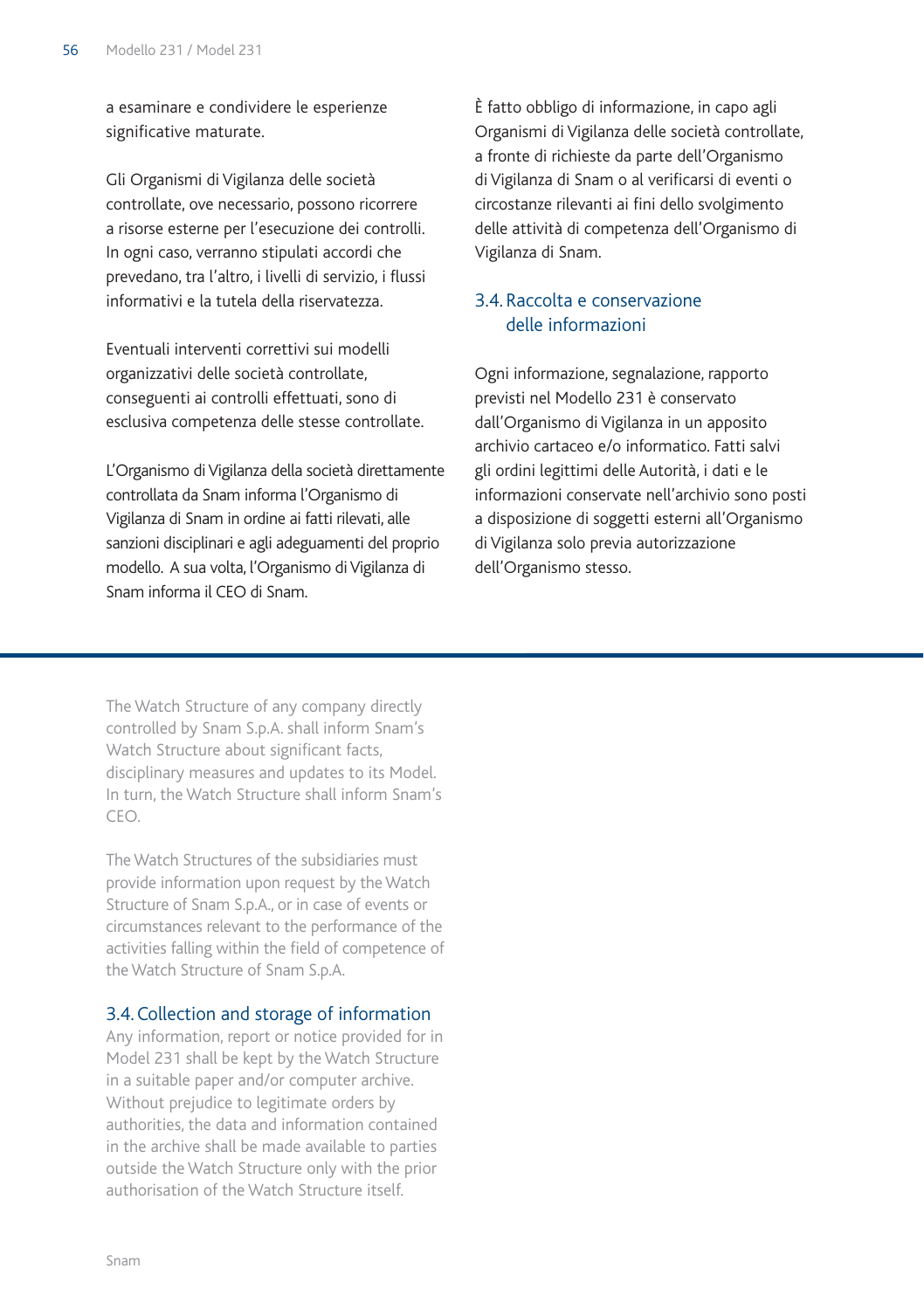a esaminare e condividere le esperienze significative maturate.

Gli Organismi di Vigilanza delle società controllate, ove necessario, possono ricorrere a risorse esterne per l'esecuzione dei controlli. In ogni caso, verranno stipulati accordi che prevedano, tra l'altro, i livelli di servizio, i flussi informativi e la tutela della riservatezza.

Eventuali interventi correttivi sui modelli organizzativi delle società controllate, conseguenti ai controlli effettuati, sono di esclusiva competenza delle stesse controllate.

L'Organismo di Vigilanza della società direttamente controllata da Snam informa l'Organismo di Vigilanza di Snam in ordine ai fatti rilevati, alle sanzioni disciplinari e agli adeguamenti del proprio modello. A sua volta, l'Organismo di Vigilanza di Snam informa il CEO di Snam.

È fatto obbligo di informazione, in capo agli Organismi di Vigilanza delle società controllate, a fronte di richieste da parte dell'Organismo di Vigilanza di Snam o al verificarsi di eventi o circostanze rilevanti ai fini dello svolgimento delle attività di competenza dell'Organismo di Vigilanza di Snam.

## 3.4. Raccolta e conservazione delle informazioni

Ogni informazione, segnalazione, rapporto previsti nel Modello 231 è conservato dall'Organismo di Vigilanza in un apposito archivio cartaceo e/o informatico. Fatti salvi gli ordini legittimi delle Autorità, i dati e le informazioni conservate nell'archivio sono posti a disposizione di soggetti esterni all'Organismo di Vigilanza solo previa autorizzazione dell'Organismo stesso.

---

The Watch Structure of any company directly controlled by Snam S.p.A. shall inform Snam's Watch Structure about significant facts, disciplinary measures and updates to its Model. In turn, the Watch Structure shall inform Snam's CEO.

The Watch Structures of the subsidiaries must provide information upon request by the Watch Structure of Snam S.p.A., or in case of events or circumstances relevant to the performance of the activities falling within the field of competence of the Watch Structure of Snam S.p.A.

## 3.4. Collection and storage of information

Any information, report or notice provided for in Model 231 shall be kept by the Watch Structure in a suitable paper and/or computer archive. Without prejudice to legitimate orders by authorities, the data and information contained in the archive shall be made available to parties outside the Watch Structure only with the prior authorisation of the Watch Structure itself.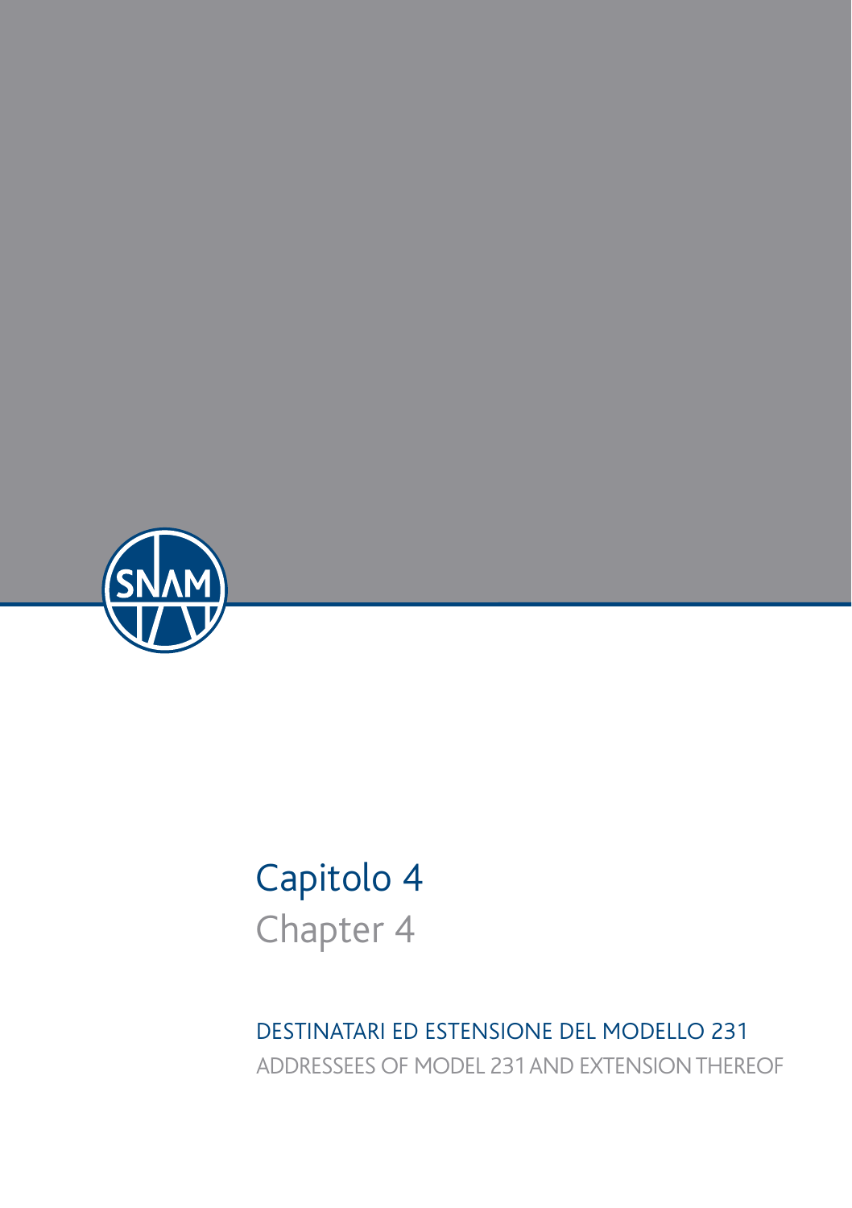# Capitolo 4

# Chapter 4

## DESTINATARI ED ESTENSIONE DEL MODELLO 231

## ADDRESSEES OF MODEL 231 AND EXTENSION THEREOF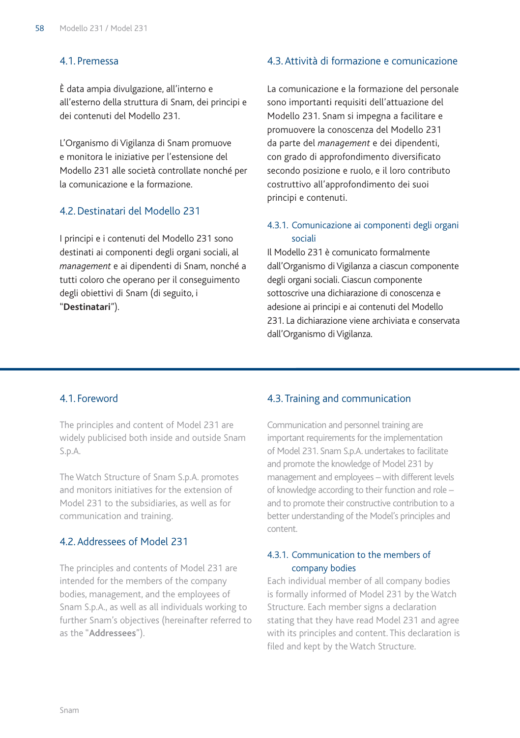## 4.1. Premessa

È data ampia divulgazione, all'interno e all'esterno della struttura di Snam, dei principi e dei contenuti del Modello 231.

L'Organismo di Vigilanza di Snam promuove e monitora le iniziative per l'estensione del Modello 231 alle società controllate nonché per la comunicazione e la formazione.

## 4.2. Destinatari del Modello 231

I principi e i contenuti del Modello 231 sono destinati ai componenti degli organi sociali, al *management* e ai dipendenti di Snam, nonché a tutti coloro che operano per il conseguimento degli obiettivi di Snam (di seguito, i "**Destinatari**").

## 4.3. Attività di formazione e comunicazione

La comunicazione e la formazione del personale sono importanti requisiti dell'attuazione del Modello 231. Snam si impegna a facilitare e promuovere la conoscenza del Modello 231 da parte del *management* e dei dipendenti, con grado di approfondimento diversificato secondo posizione e ruolo, e il loro contributo costruttivo all'approfondimento dei suoi principi e contenuti.

### 4.3.1. Comunicazione ai componenti degli organi sociali

Il Modello 231 è comunicato formalmente dall'Organismo di Vigilanza a ciascun componente degli organi sociali. Ciascun componente sottoscrive una dichiarazione di conoscenza e adesione ai principi e ai contenuti del Modello 231. La dichiarazione viene archiviata e conservata dall'Organismo di Vigilanza.

---

## 4.1. Foreword

The principles and content of Model 231 are widely publicised both inside and outside Snam S.p.A.

The Watch Structure of Snam S.p.A. promotes and monitors initiatives for the extension of Model 231 to the subsidiaries, as well as for communication and training.

## 4.2. Addressees of Model 231

The principles and contents of Model 231 are intended for the members of the company bodies, management, and the employees of Snam S.p.A., as well as all individuals working to further Snam's objectives (hereinafter referred to as the "**Addressees**").

## 4.3. Training and communication

Communication and personnel training are important requirements for the implementation of Model 231. Snam S.p.A. undertakes to facilitate and promote the knowledge of Model 231 by management and employees – with different levels of knowledge according to their function and role – and to promote their constructive contribution to a better understanding of the Model's principles and content.

### 4.3.1. Communication to the members of company bodies

Each individual member of all company bodies is formally informed of Model 231 by the Watch Structure. Each member signs a declaration stating that they have read Model 231 and agree with its principles and content. This declaration is filed and kept by the Watch Structure.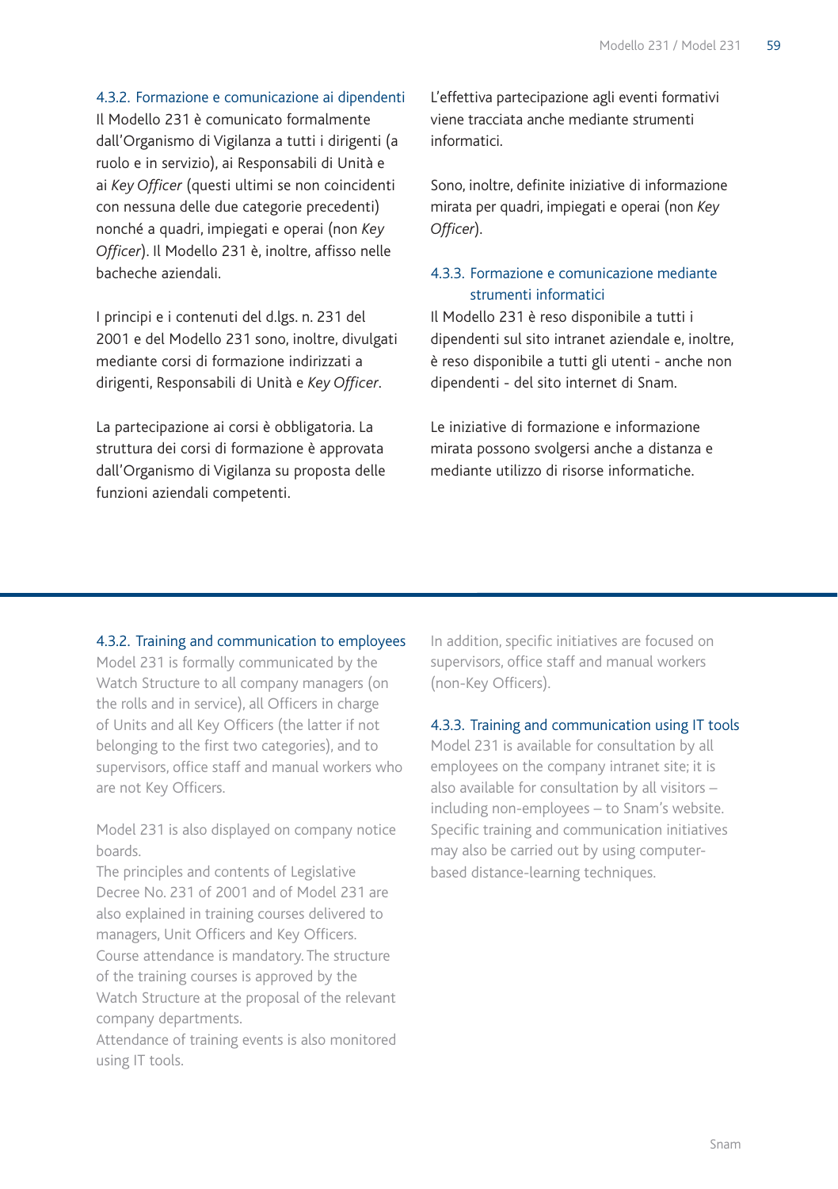### 4.3.2. Formazione e comunicazione ai dipendenti

Il Modello 231 è comunicato formalmente dall'Organismo di Vigilanza a tutti i dirigenti (a ruolo e in servizio), ai Responsabili di Unità e ai *Key Officer* (questi ultimi se non coincidenti con nessuna delle due categorie precedenti) nonché a quadri, impiegati e operai (non *Key Officer*). Il Modello 231 è, inoltre, affisso nelle bacheche aziendali.

I principi e i contenuti del d.lgs. n. 231 del 2001 e del Modello 231 sono, inoltre, divulgati mediante corsi di formazione indirizzati a dirigenti, Responsabili di Unità e *Key Officer*.

La partecipazione ai corsi è obbligatoria. La struttura dei corsi di formazione è approvata dall'Organismo di Vigilanza su proposta delle funzioni aziendali competenti.

L'effettiva partecipazione agli eventi formativi viene tracciata anche mediante strumenti informatici.

Sono, inoltre, definite iniziative di informazione mirata per quadri, impiegati e operai (non *Key Officer*).

### 4.3.3. Formazione e comunicazione mediante strumenti informatici

Il Modello 231 è reso disponibile a tutti i dipendenti sul sito intranet aziendale e, inoltre, è reso disponibile a tutti gli utenti - anche non dipendenti - del sito internet di Snam.

Le iniziative di formazione e informazione mirata possono svolgersi anche a distanza e mediante utilizzo di risorse informatiche.

---

### 4.3.2. Training and communication to employees

Model 231 is formally communicated by the Watch Structure to all company managers (on the rolls and in service), all Officers in charge of Units and all Key Officers (the latter if not belonging to the first two categories), and to supervisors, office staff and manual workers who are not Key Officers.

Model 231 is also displayed on company notice boards.
The principles and contents of Legislative Decree No. 231 of 2001 and of Model 231 are also explained in training courses delivered to managers, Unit Officers and Key Officers.
Course attendance is mandatory. The structure of the training courses is approved by the Watch Structure at the proposal of the relevant company departments.
Attendance of training events is also monitored using IT tools.

In addition, specific initiatives are focused on supervisors, office staff and manual workers (non-Key Officers).

### 4.3.3. Training and communication using IT tools

Model 231 is available for consultation by all employees on the company intranet site; it is also available for consultation by all visitors – including non-employees – to Snam's website.
Specific training and communication initiatives may also be carried out by using computer-based distance-learning techniques.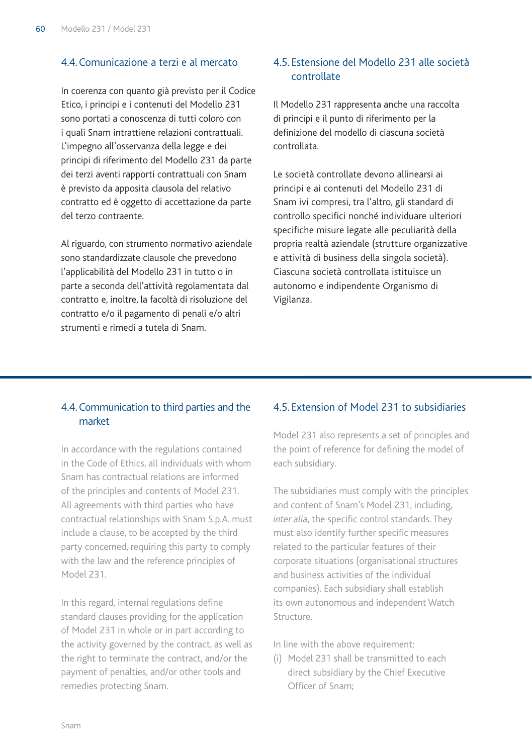## 4.4. Comunicazione a terzi e al mercato

In coerenza con quanto già previsto per il Codice Etico, i principi e i contenuti del Modello 231 sono portati a conoscenza di tutti coloro con i quali Snam intrattiene relazioni contrattuali. L'impegno all'osservanza della legge e dei principi di riferimento del Modello 231 da parte dei terzi aventi rapporti contrattuali con Snam è previsto da apposita clausola del relativo contratto ed è oggetto di accettazione da parte del terzo contraente.

Al riguardo, con strumento normativo aziendale sono standardizzate clausole che prevedono l'applicabilità del Modello 231 in tutto o in parte a seconda dell'attività regolamentata dal contratto e, inoltre, la facoltà di risoluzione del contratto e/o il pagamento di penali e/o altri strumenti e rimedi a tutela di Snam.

## 4.5. Estensione del Modello 231 alle società controllate

Il Modello 231 rappresenta anche una raccolta di principi e il punto di riferimento per la definizione del modello di ciascuna società controllata.

Le società controllate devono allinearsi ai principi e ai contenuti del Modello 231 di Snam ivi compresi, tra l'altro, gli standard di controllo specifici nonché individuare ulteriori specifiche misure legate alle peculiarità della propria realtà aziendale (strutture organizzative e attività di business della singola società). Ciascuna società controllata istituisce un autonomo e indipendente Organismo di Vigilanza.

## 4.4. Communication to third parties and the market

In accordance with the regulations contained in the Code of Ethics, all individuals with whom Snam has contractual relations are informed of the principles and contents of Model 231. All agreements with third parties who have contractual relationships with Snam S.p.A. must include a clause, to be accepted by the third party concerned, requiring this party to comply with the law and the reference principles of Model 231.

In this regard, internal regulations define standard clauses providing for the application of Model 231 in whole or in part according to the activity governed by the contract, as well as the right to terminate the contract, and/or the payment of penalties, and/or other tools and remedies protecting Snam.

## 4.5. Extension of Model 231 to subsidiaries

Model 231 also represents a set of principles and the point of reference for defining the model of each subsidiary.

The subsidiaries must comply with the principles and content of Snam's Model 231, including, *inter alia*, the specific control standards. They must also identify further specific measures related to the particular features of their corporate situations (organisational structures and business activities of the individual companies). Each subsidiary shall establish its own autonomous and independent Watch Structure.

In line with the above requirement:

(i) Model 231 shall be transmitted to each direct subsidiary by the Chief Executive Officer of Snam;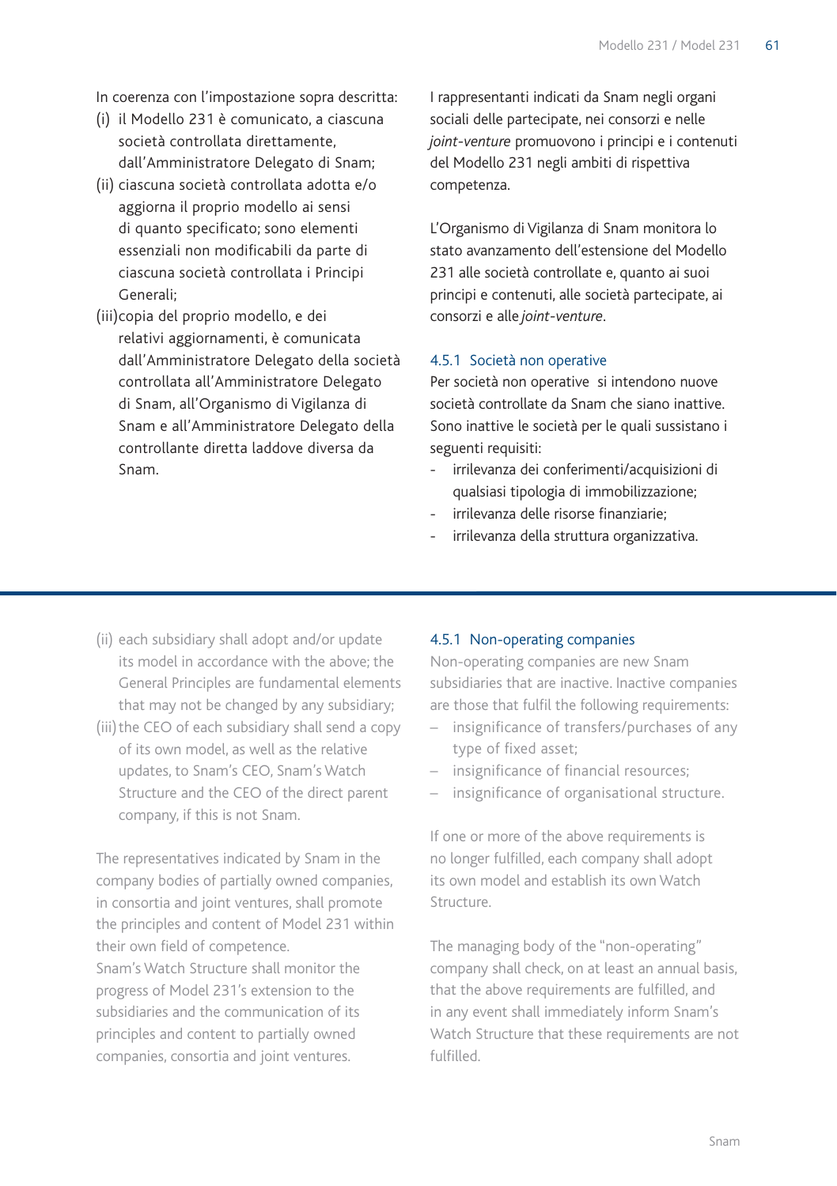In coerenza con l'impostazione sopra descritta:

(i) il Modello 231 è comunicato, a ciascuna società controllata direttamente, dall'Amministratore Delegato di Snam;

(ii) ciascuna società controllata adotta e/o aggiorna il proprio modello ai sensi di quanto specificato; sono elementi essenziali non modificabili da parte di ciascuna società controllata i Principi Generali;

(iii) copia del proprio modello, e dei relativi aggiornamenti, è comunicata dall'Amministratore Delegato della società controllata all'Amministratore Delegato di Snam, all'Organismo di Vigilanza di Snam e all'Amministratore Delegato della controllante diretta laddove diversa da Snam.

I rappresentanti indicati da Snam negli organi sociali delle partecipate, nei consorzi e nelle *joint-venture* promuovono i principi e i contenuti del Modello 231 negli ambiti di rispettiva competenza.

L'Organismo di Vigilanza di Snam monitora lo stato avanzamento dell'estensione del Modello 231 alle società controllate e, quanto ai suoi principi e contenuti, alle società partecipate, ai consorzi e alle *joint-venture*.

### 4.5.1 Società non operative

Per società non operative si intendono nuove società controllate da Snam che siano inattive. Sono inattive le società per le quali sussistano i seguenti requisiti:

- irrilevanza dei conferimenti/acquisizioni di qualsiasi tipologia di immobilizzazione;
- irrilevanza delle risorse finanziarie;
- irrilevanza della struttura organizzativa.

---

(ii) each subsidiary shall adopt and/or update its model in accordance with the above; the General Principles are fundamental elements that may not be changed by any subsidiary;

(iii) the CEO of each subsidiary shall send a copy of its own model, as well as the relative updates, to Snam's CEO, Snam's Watch Structure and the CEO of the direct parent company, if this is not Snam.

The representatives indicated by Snam in the company bodies of partially owned companies, in consortia and joint ventures, shall promote the principles and content of Model 231 within their own field of competence.

Snam's Watch Structure shall monitor the progress of Model 231's extension to the subsidiaries and the communication of its principles and content to partially owned companies, consortia and joint ventures.

### 4.5.1 Non-operating companies

Non-operating companies are new Snam subsidiaries that are inactive. Inactive companies are those that fulfil the following requirements:

- insignificance of transfers/purchases of any type of fixed asset;
- insignificance of financial resources;
- insignificance of organisational structure.

If one or more of the above requirements is no longer fulfilled, each company shall adopt its own model and establish its own Watch Structure.

The managing body of the "non-operating" company shall check, on at least an annual basis, that the above requirements are fulfilled, and in any event shall immediately inform Snam's Watch Structure that these requirements are not fulfilled.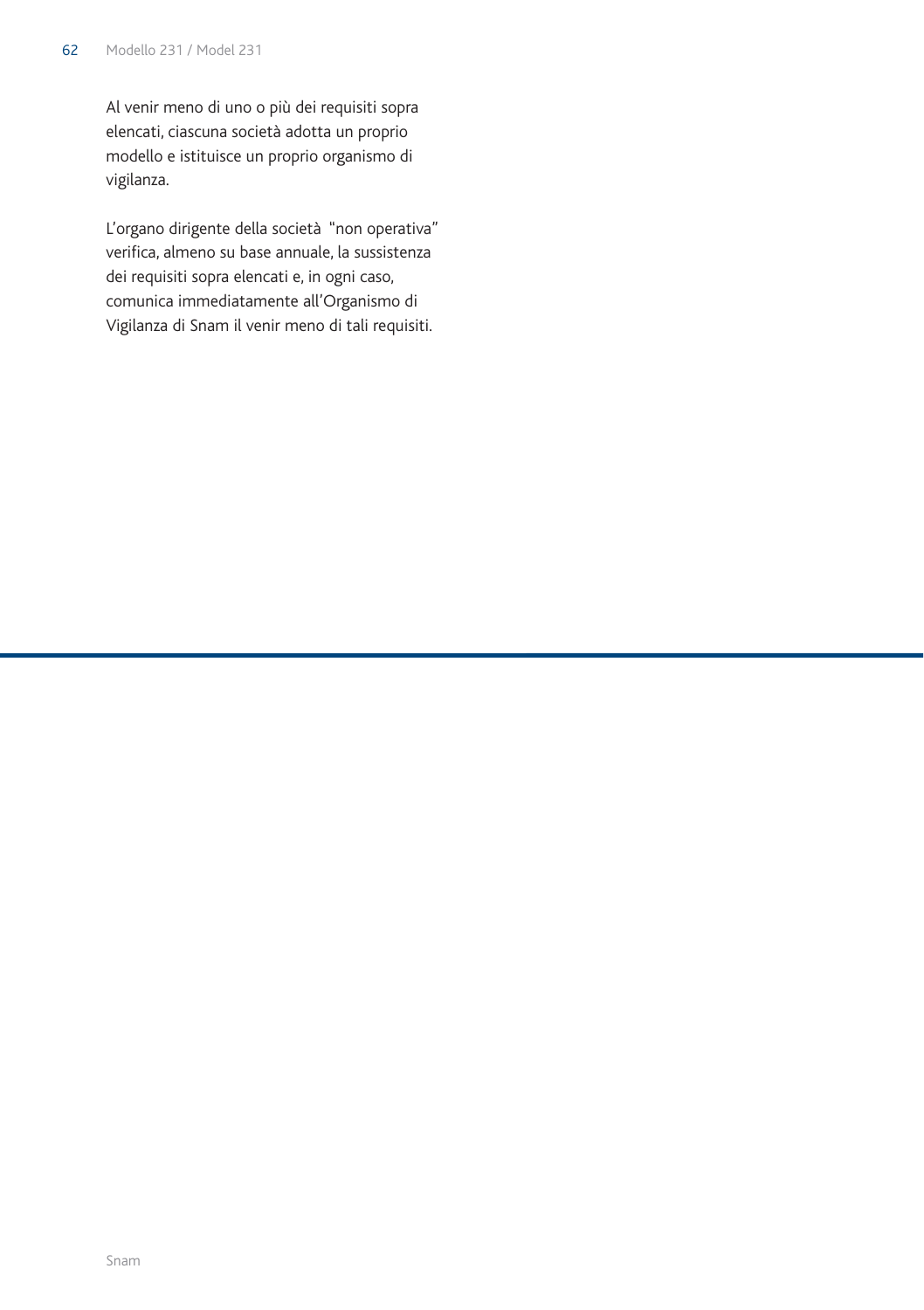Al venir meno di uno o più dei requisiti sopra elencati, ciascuna società adotta un proprio modello e istituisce un proprio organismo di vigilanza.

L'organo dirigente della società "non operativa" verifica, almeno su base annuale, la sussistenza dei requisiti sopra elencati e, in ogni caso, comunica immediatamente all'Organismo di Vigilanza di Snam il venir meno di tali requisiti.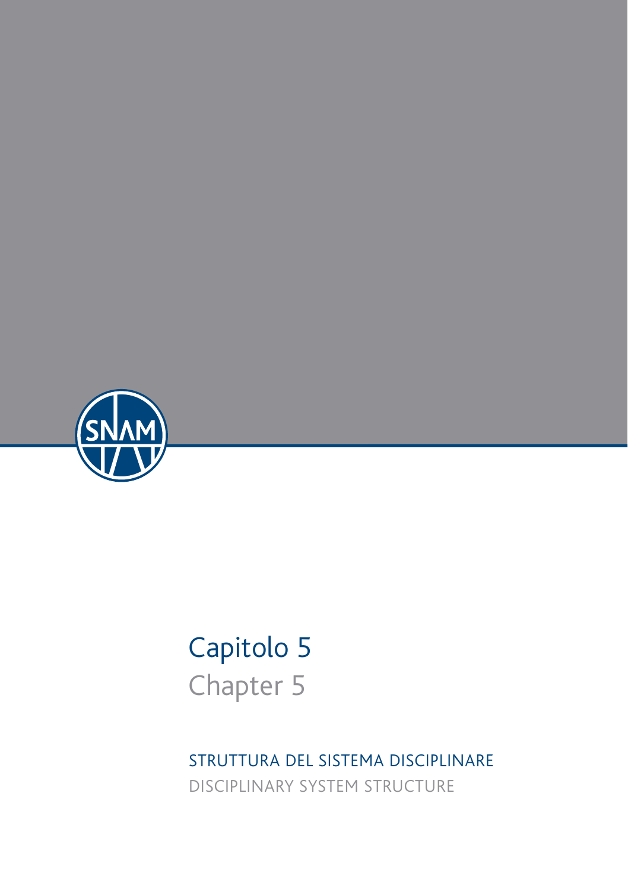# Capitolo 5
# Chapter 5

## STRUTTURA DEL SISTEMA DISCIPLINARE
## DISCIPLINARY SYSTEM STRUCTURE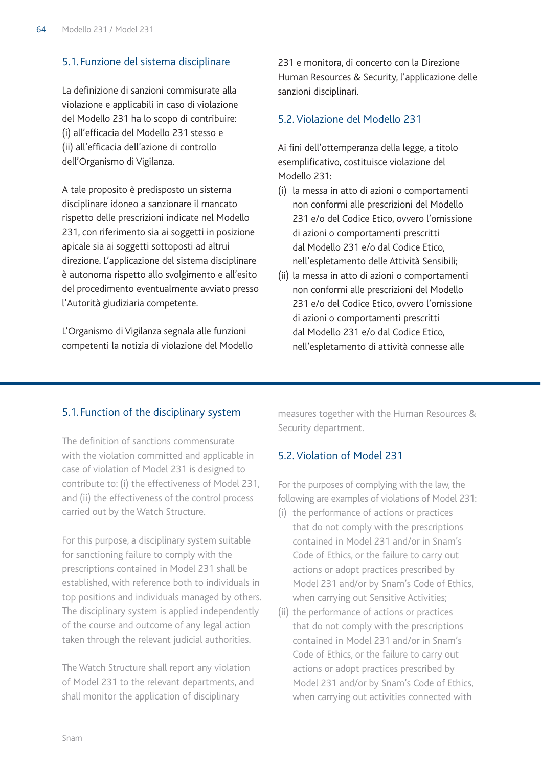## 5.1. Funzione del sistema disciplinare

La definizione di sanzioni commisurate alla violazione e applicabili in caso di violazione del Modello 231 ha lo scopo di contribuire: (i) all'efficacia del Modello 231 stesso e (ii) all'efficacia dell'azione di controllo dell'Organismo di Vigilanza.

A tale proposito è predisposto un sistema disciplinare idoneo a sanzionare il mancato rispetto delle prescrizioni indicate nel Modello 231, con riferimento sia ai soggetti in posizione apicale sia ai soggetti sottoposti ad altrui direzione. L'applicazione del sistema disciplinare è autonoma rispetto allo svolgimento e all'esito del procedimento eventualmente avviato presso l'Autorità giudiziaria competente.

L'Organismo di Vigilanza segnala alle funzioni competenti la notizia di violazione del Modello 231 e monitora, di concerto con la Direzione Human Resources & Security, l'applicazione delle sanzioni disciplinari.

## 5.2. Violazione del Modello 231

Ai fini dell'ottemperanza della legge, a titolo esemplificativo, costituisce violazione del Modello 231:

(i) la messa in atto di azioni o comportamenti non conformi alle prescrizioni del Modello 231 e/o del Codice Etico, ovvero l'omissione di azioni o comportamenti prescritti dal Modello 231 e/o dal Codice Etico, nell'espletamento delle Attività Sensibili;

(ii) la messa in atto di azioni o comportamenti non conformi alle prescrizioni del Modello 231 e/o del Codice Etico, ovvero l'omissione di azioni o comportamenti prescritti dal Modello 231 e/o dal Codice Etico, nell'espletamento di attività connesse alle

## 5.1. Function of the disciplinary system

The definition of sanctions commensurate with the violation committed and applicable in case of violation of Model 231 is designed to contribute to: (i) the effectiveness of Model 231, and (ii) the effectiveness of the control process carried out by the Watch Structure.

For this purpose, a disciplinary system suitable for sanctioning failure to comply with the prescriptions contained in Model 231 shall be established, with reference both to individuals in top positions and individuals managed by others. The disciplinary system is applied independently of the course and outcome of any legal action taken through the relevant judicial authorities.

The Watch Structure shall report any violation of Model 231 to the relevant departments, and shall monitor the application of disciplinary measures together with the Human Resources & Security department.

## 5.2. Violation of Model 231

For the purposes of complying with the law, the following are examples of violations of Model 231:

(i) the performance of actions or practices that do not comply with the prescriptions contained in Model 231 and/or in Snam's Code of Ethics, or the failure to carry out actions or adopt practices prescribed by Model 231 and/or by Snam's Code of Ethics, when carrying out Sensitive Activities;

(ii) the performance of actions or practices that do not comply with the prescriptions contained in Model 231 and/or in Snam's Code of Ethics, or the failure to carry out actions or adopt practices prescribed by Model 231 and/or by Snam's Code of Ethics, when carrying out activities connected with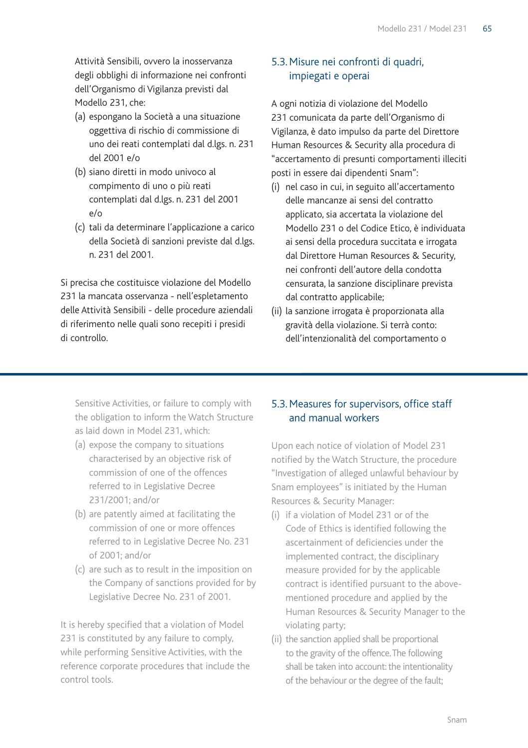Attività Sensibili, ovvero la inosservanza degli obblighi di informazione nei confronti dell'Organismo di Vigilanza previsti dal Modello 231, che:

(a) espongano la Società a una situazione oggettiva di rischio di commissione di uno dei reati contemplati dal d.lgs. n. 231 del 2001 e/o
(b) siano diretti in modo univoco al compimento di uno o più reati contemplati dal d.lgs. n. 231 del 2001 e/o
(c) tali da determinare l'applicazione a carico della Società di sanzioni previste dal d.lgs. n. 231 del 2001.

Si precisa che costituisce violazione del Modello 231 la mancata osservanza - nell'espletamento delle Attività Sensibili - delle procedure aziendali di riferimento nelle quali sono recepiti i presidi di controllo.

## 5.3. Misure nei confronti di quadri, impiegati e operai

A ogni notizia di violazione del Modello 231 comunicata da parte dell'Organismo di Vigilanza, è dato impulso da parte del Direttore Human Resources & Security alla procedura di "accertamento di presunti comportamenti illeciti posti in essere dai dipendenti Snam":

(i) nel caso in cui, in seguito all'accertamento delle mancanze ai sensi del contratto applicato, sia accertata la violazione del Modello 231 o del Codice Etico, è individuata ai sensi della procedura succitata e irrogata dal Direttore Human Resources & Security, nei confronti dell'autore della condotta censurata, la sanzione disciplinare prevista dal contratto applicabile;
(ii) la sanzione irrogata è proporzionata alla gravità della violazione. Si terrà conto: dell'intenzionalità del comportamento o

---

Sensitive Activities, or failure to comply with the obligation to inform the Watch Structure as laid down in Model 231, which:

(a) expose the company to situations characterised by an objective risk of commission of one of the offences referred to in Legislative Decree 231/2001; and/or
(b) are patently aimed at facilitating the commission of one or more offences referred to in Legislative Decree No. 231 of 2001; and/or
(c) are such as to result in the imposition on the Company of sanctions provided for by Legislative Decree No. 231 of 2001.

It is hereby specified that a violation of Model 231 is constituted by any failure to comply, while performing Sensitive Activities, with the reference corporate procedures that include the control tools.

## 5.3. Measures for supervisors, office staff and manual workers

Upon each notice of violation of Model 231 notified by the Watch Structure, the procedure "Investigation of alleged unlawful behaviour by Snam employees" is initiated by the Human Resources & Security Manager:

(i) if a violation of Model 231 or of the Code of Ethics is identified following the ascertainment of deficiencies under the implemented contract, the disciplinary measure provided for by the applicable contract is identified pursuant to the above-mentioned procedure and applied by the Human Resources & Security Manager to the violating party;
(ii) the sanction applied shall be proportional to the gravity of the offence. The following shall be taken into account: the intentionality of the behaviour or the degree of the fault;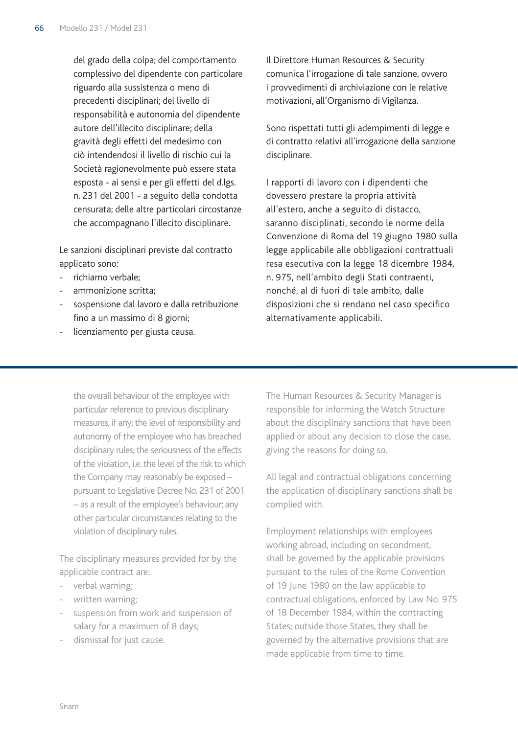del grado della colpa; del comportamento complessivo del dipendente con particolare riguardo alla sussistenza o meno di precedenti disciplinari; del livello di responsabilità e autonomia del dipendente autore dell'illecito disciplinare; della gravità degli effetti del medesimo con ciò intendendosi il livello di rischio cui la Società ragionevolmente può essere stata esposta - ai sensi e per gli effetti del d.lgs. n. 231 del 2001 - a seguito della condotta censurata; delle altre particolari circostanze che accompagnano l'illecito disciplinare.

Le sanzioni disciplinari previste dal contratto applicato sono:

- richiamo verbale;
- ammonizione scritta;
- sospensione dal lavoro e dalla retribuzione fino a un massimo di 8 giorni;
- licenziamento per giusta causa.

Il Direttore Human Resources & Security comunica l'irrogazione di tale sanzione, ovvero i provvedimenti di archiviazione con le relative motivazioni, all'Organismo di Vigilanza.

Sono rispettati tutti gli adempimenti di legge e di contratto relativi all'irrogazione della sanzione disciplinare.

I rapporti di lavoro con i dipendenti che dovessero prestare la propria attività all'estero, anche a seguito di distacco, saranno disciplinati, secondo le norme della Convenzione di Roma del 19 giugno 1980 sulla legge applicabile alle obbligazioni contrattuali resa esecutiva con la legge 18 dicembre 1984, n. 975, nell'ambito degli Stati contraenti, nonché, al di fuori di tale ambito, dalle disposizioni che si rendano nel caso specifico alternativamente applicabili.

---

the overall behaviour of the employee with particular reference to previous disciplinary measures, if any; the level of responsibility and autonomy of the employee who has breached disciplinary rules; the seriousness of the effects of the violation, i.e. the level of the risk to which the Company may reasonably be exposed – pursuant to Legislative Decree No. 231 of 2001 – as a result of the employee's behaviour; any other particular circumstances relating to the violation of disciplinary rules.

The disciplinary measures provided for by the applicable contract are:

- verbal warning;
- written warning;
- suspension from work and suspension of salary for a maximum of 8 days;
- dismissal for just cause.

The Human Resources & Security Manager is responsible for informing the Watch Structure about the disciplinary sanctions that have been applied or about any decision to close the case, giving the reasons for doing so.

All legal and contractual obligations concerning the application of disciplinary sanctions shall be complied with.

Employment relationships with employees working abroad, including on secondment, shall be governed by the applicable provisions pursuant to the rules of the Rome Convention of 19 June 1980 on the law applicable to contractual obligations, enforced by Law No. 975 of 18 December 1984, within the contracting States; outside those States, they shall be governed by the alternative provisions that are made applicable from time to time.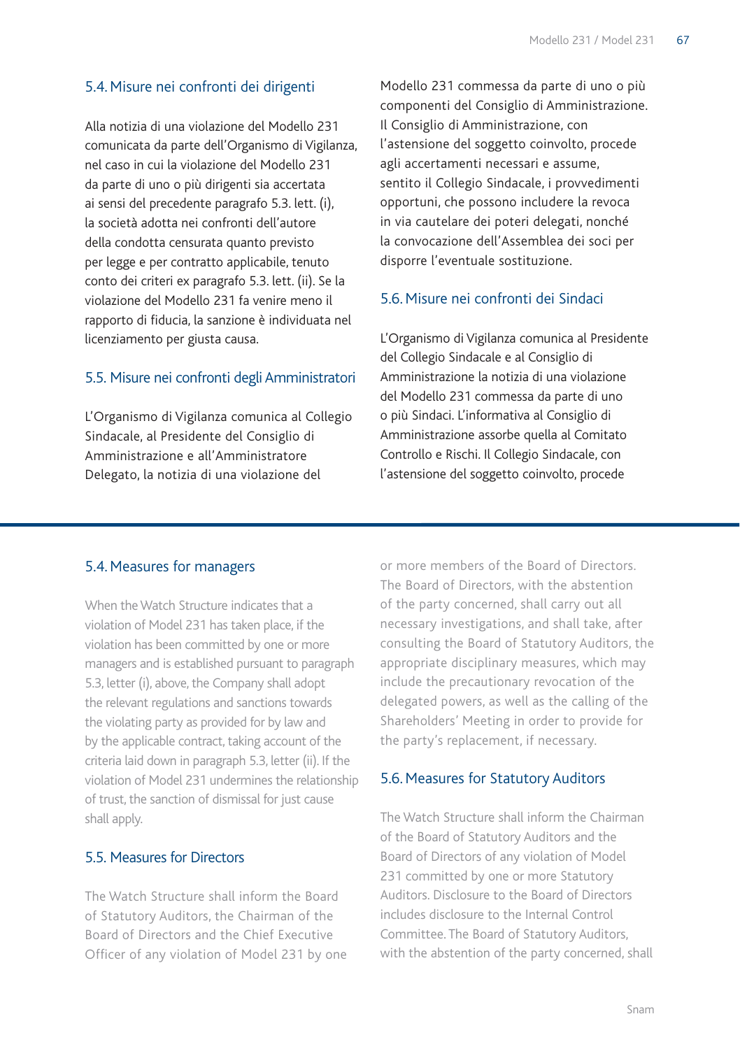## 5.4. Misure nei confronti dei dirigenti

Alla notizia di una violazione del Modello 231 comunicata da parte dell'Organismo di Vigilanza, nel caso in cui la violazione del Modello 231 da parte di uno o più dirigenti sia accertata ai sensi del precedente paragrafo 5.3. lett. (i), la società adotta nei confronti dell'autore della condotta censurata quanto previsto per legge e per contratto applicabile, tenuto conto dei criteri ex paragrafo 5.3. lett. (ii). Se la violazione del Modello 231 fa venire meno il rapporto di fiducia, la sanzione è individuata nel licenziamento per giusta causa.

## 5.5. Misure nei confronti degli Amministratori

L'Organismo di Vigilanza comunica al Collegio Sindacale, al Presidente del Consiglio di Amministrazione e all'Amministratore Delegato, la notizia di una violazione del Modello 231 commessa da parte di uno o più componenti del Consiglio di Amministrazione. Il Consiglio di Amministrazione, con l'astensione del soggetto coinvolto, procede agli accertamenti necessari e assume, sentito il Collegio Sindacale, i provvedimenti opportuni, che possono includere la revoca in via cautelare dei poteri delegati, nonché la convocazione dell'Assemblea dei soci per disporre l'eventuale sostituzione.

## 5.6. Misure nei confronti dei Sindaci

L'Organismo di Vigilanza comunica al Presidente del Collegio Sindacale e al Consiglio di Amministrazione la notizia di una violazione del Modello 231 commessa da parte di uno o più Sindaci. L'informativa al Consiglio di Amministrazione assorbe quella al Comitato Controllo e Rischi. Il Collegio Sindacale, con l'astensione del soggetto coinvolto, procede

## 5.4. Measures for managers

When the Watch Structure indicates that a violation of Model 231 has taken place, if the violation has been committed by one or more managers and is established pursuant to paragraph 5.3, letter (i), above, the Company shall adopt the relevant regulations and sanctions towards the violating party as provided for by law and by the applicable contract, taking account of the criteria laid down in paragraph 5.3, letter (ii). If the violation of Model 231 undermines the relationship of trust, the sanction of dismissal for just cause shall apply.

## 5.5. Measures for Directors

The Watch Structure shall inform the Board of Statutory Auditors, the Chairman of the Board of Directors and the Chief Executive Officer of any violation of Model 231 by one or more members of the Board of Directors. The Board of Directors, with the abstention of the party concerned, shall carry out all necessary investigations, and shall take, after consulting the Board of Statutory Auditors, the appropriate disciplinary measures, which may include the precautionary revocation of the delegated powers, as well as the calling of the Shareholders' Meeting in order to provide for the party's replacement, if necessary.

## 5.6. Measures for Statutory Auditors

The Watch Structure shall inform the Chairman of the Board of Statutory Auditors and the Board of Directors of any violation of Model 231 committed by one or more Statutory Auditors. Disclosure to the Board of Directors includes disclosure to the Internal Control Committee. The Board of Statutory Auditors, with the abstention of the party concerned, shall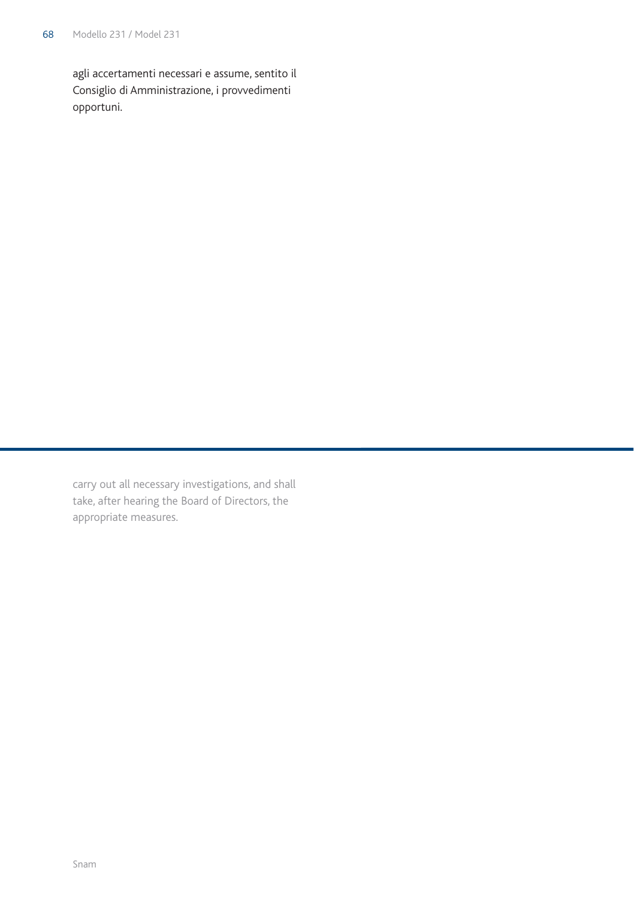agli accertamenti necessari e assume, sentito il Consiglio di Amministrazione, i provvedimenti opportuni.

---

carry out all necessary investigations, and shall take, after hearing the Board of Directors, the appropriate measures.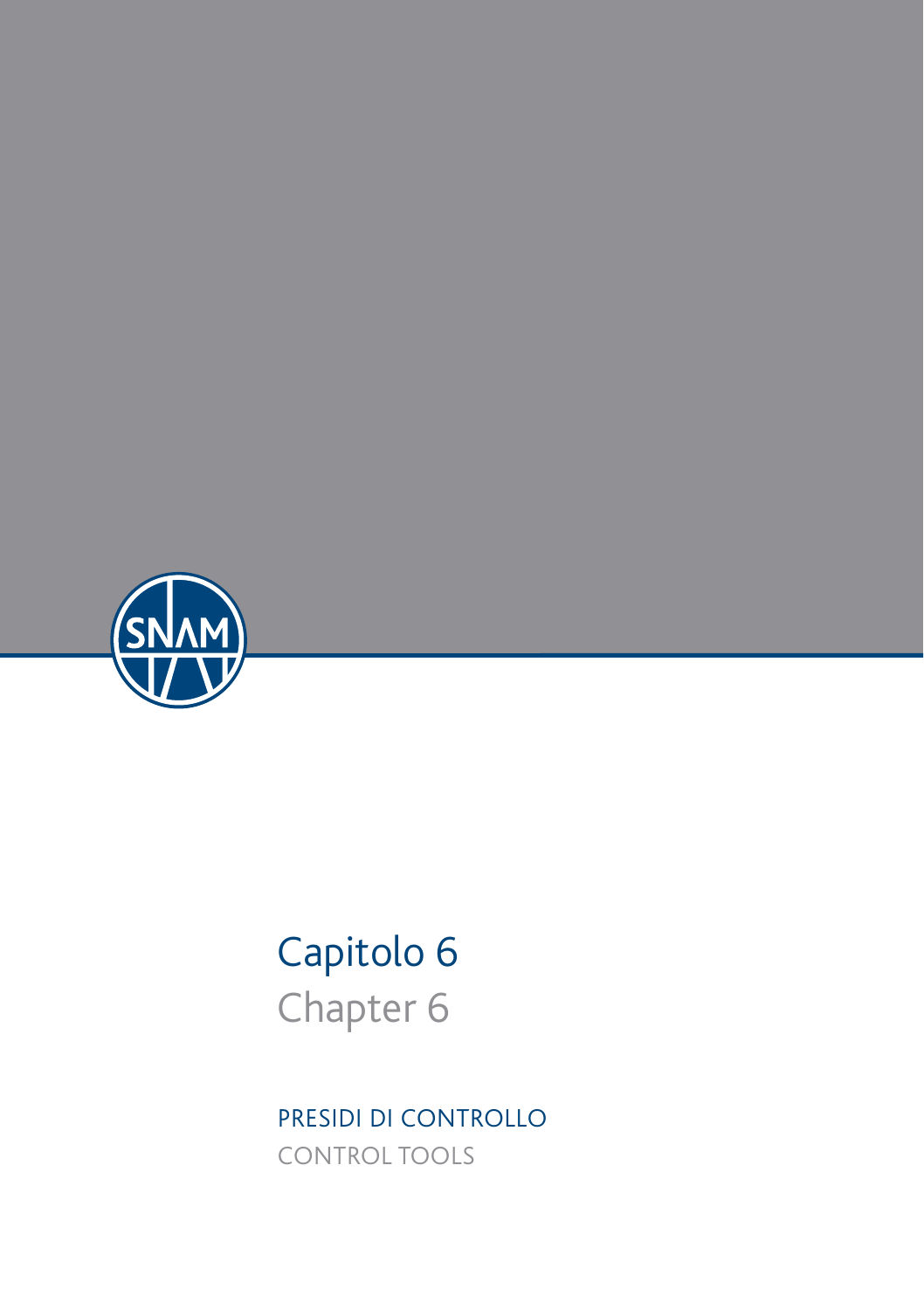# Capitolo 6

# Chapter 6

## PRESIDI DI CONTROLLO

## CONTROL TOOLS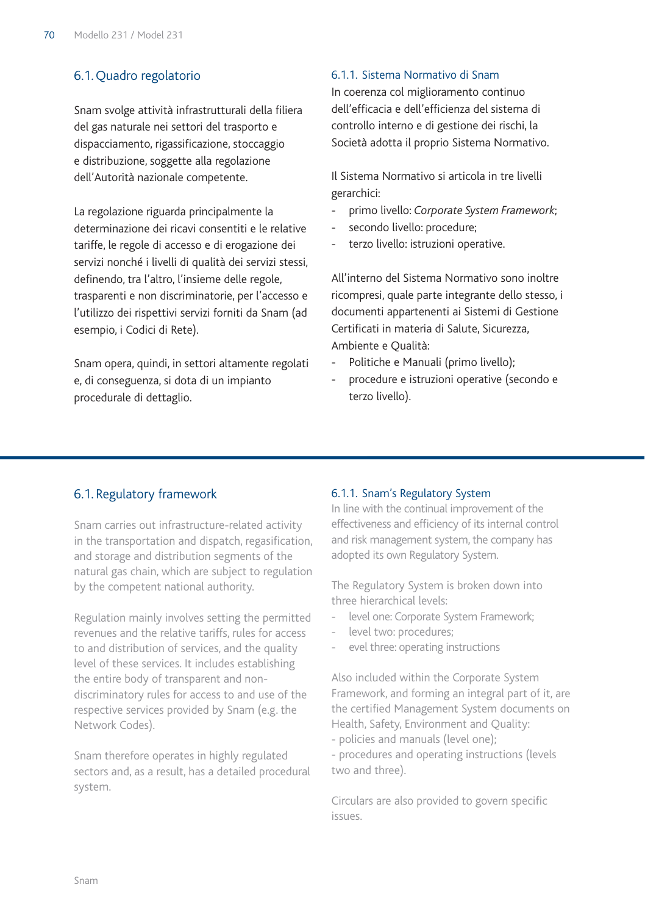## 6.1. Quadro regolatorio

Snam svolge attività infrastrutturali della filiera del gas naturale nei settori del trasporto e dispacciamento, rigassificazione, stoccaggio e distribuzione, soggette alla regolazione dell'Autorità nazionale competente.

La regolazione riguarda principalmente la determinazione dei ricavi consentiti e le relative tariffe, le regole di accesso e di erogazione dei servizi nonché i livelli di qualità dei servizi stessi, definendo, tra l'altro, l'insieme delle regole, trasparenti e non discriminatorie, per l'accesso e l'utilizzo dei rispettivi servizi forniti da Snam (ad esempio, i Codici di Rete).

Snam opera, quindi, in settori altamente regolati e, di conseguenza, si dota di un impianto procedurale di dettaglio.

### 6.1.1. Sistema Normativo di Snam

In coerenza col miglioramento continuo dell'efficacia e dell'efficienza del sistema di controllo interno e di gestione dei rischi, la Società adotta il proprio Sistema Normativo.

Il Sistema Normativo si articola in tre livelli gerarchici:

- primo livello: *Corporate System Framework*;
- secondo livello: procedure;
- terzo livello: istruzioni operative.

All'interno del Sistema Normativo sono inoltre ricompresi, quale parte integrante dello stesso, i documenti appartenenti ai Sistemi di Gestione Certificati in materia di Salute, Sicurezza, Ambiente e Qualità:

- Politiche e Manuali (primo livello);
- procedure e istruzioni operative (secondo e terzo livello).

---

## 6.1. Regulatory framework

Snam carries out infrastructure-related activity in the transportation and dispatch, regasification, and storage and distribution segments of the natural gas chain, which are subject to regulation by the competent national authority.

Regulation mainly involves setting the permitted revenues and the relative tariffs, rules for access to and distribution of services, and the quality level of these services. It includes establishing the entire body of transparent and non-discriminatory rules for access to and use of the respective services provided by Snam (e.g. the Network Codes).

Snam therefore operates in highly regulated sectors and, as a result, has a detailed procedural system.

### 6.1.1. Snam's Regulatory System

In line with the continual improvement of the effectiveness and efficiency of its internal control and risk management system, the company has adopted its own Regulatory System.

The Regulatory System is broken down into three hierarchical levels:

- level one: Corporate System Framework;
- level two: procedures;
- evel three: operating instructions

Also included within the Corporate System Framework, and forming an integral part of it, are the certified Management System documents on Health, Safety, Environment and Quality:

- policies and manuals (level one);
- procedures and operating instructions (levels two and three).

Circulars are also provided to govern specific issues.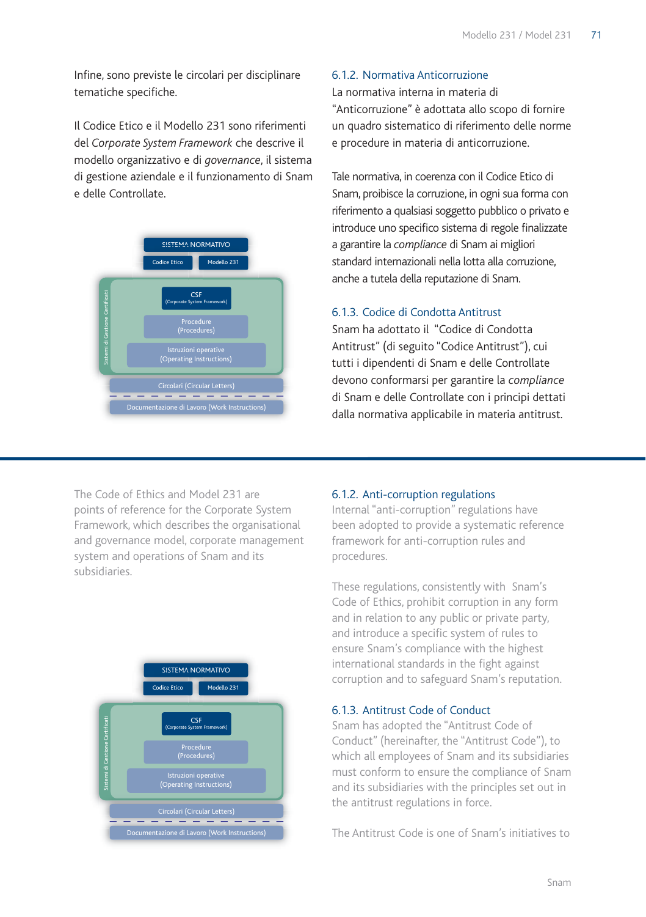Infine, sono previste le circolari per disciplinare tematiche specifiche.

Il Codice Etico e il Modello 231 sono riferimenti del *Corporate System Framework* che descrive il modello organizzativo e di *governance*, il sistema di gestione aziendale e il funzionamento di Snam e delle Controllate.

SISTEMA NORMATIVO
Codice Etico | Modello 231
Sistemi di Gestione Certificati
CSF (Corporate System Framework)
Procedure (Procedures)
Istruzioni operative (Operating Instructions)
Circolari (Circular Letters)
Documentazione di Lavoro (Work Instructions)

### 6.1.2. Normativa Anticorruzione

La normativa interna in materia di "Anticorruzione" è adottata allo scopo di fornire un quadro sistematico di riferimento delle norme e procedure in materia di anticorruzione.

Tale normativa, in coerenza con il Codice Etico di Snam, proibisce la corruzione, in ogni sua forma con riferimento a qualsiasi soggetto pubblico o privato e introduce uno specifico sistema di regole finalizzate a garantire la *compliance* di Snam ai migliori standard internazionali nella lotta alla corruzione, anche a tutela della reputazione di Snam.

### 6.1.3. Codice di Condotta Antitrust

Snam ha adottato il "Codice di Condotta Antitrust" (di seguito "Codice Antitrust"), cui tutti i dipendenti di Snam e delle Controllate devono conformarsi per garantire la *compliance* di Snam e delle Controllate con i principi dettati dalla normativa applicabile in materia antitrust.

---

The Code of Ethics and Model 231 are points of reference for the Corporate System Framework, which describes the organisational and governance model, corporate management system and operations of Snam and its subsidiaries.

SISTEMA NORMATIVO
Codice Etico | Modello 231
Sistemi di Gestione Certificati
CSF (Corporate System Framework)
Procedure (Procedures)
Istruzioni operative (Operating Instructions)
Circolari (Circular Letters)
Documentazione di Lavoro (Work Instructions)

### 6.1.2. Anti-corruption regulations

Internal "anti-corruption" regulations have been adopted to provide a systematic reference framework for anti-corruption rules and procedures.

These regulations, consistently with Snam's Code of Ethics, prohibit corruption in any form and in relation to any public or private party, and introduce a specific system of rules to ensure Snam's compliance with the highest international standards in the fight against corruption and to safeguard Snam's reputation.

### 6.1.3. Antitrust Code of Conduct

Snam has adopted the "Antitrust Code of Conduct" (hereinafter, the "Antitrust Code"), to which all employees of Snam and its subsidiaries must conform to ensure the compliance of Snam and its subsidiaries with the principles set out in the antitrust regulations in force.

The Antitrust Code is one of Snam's initiatives to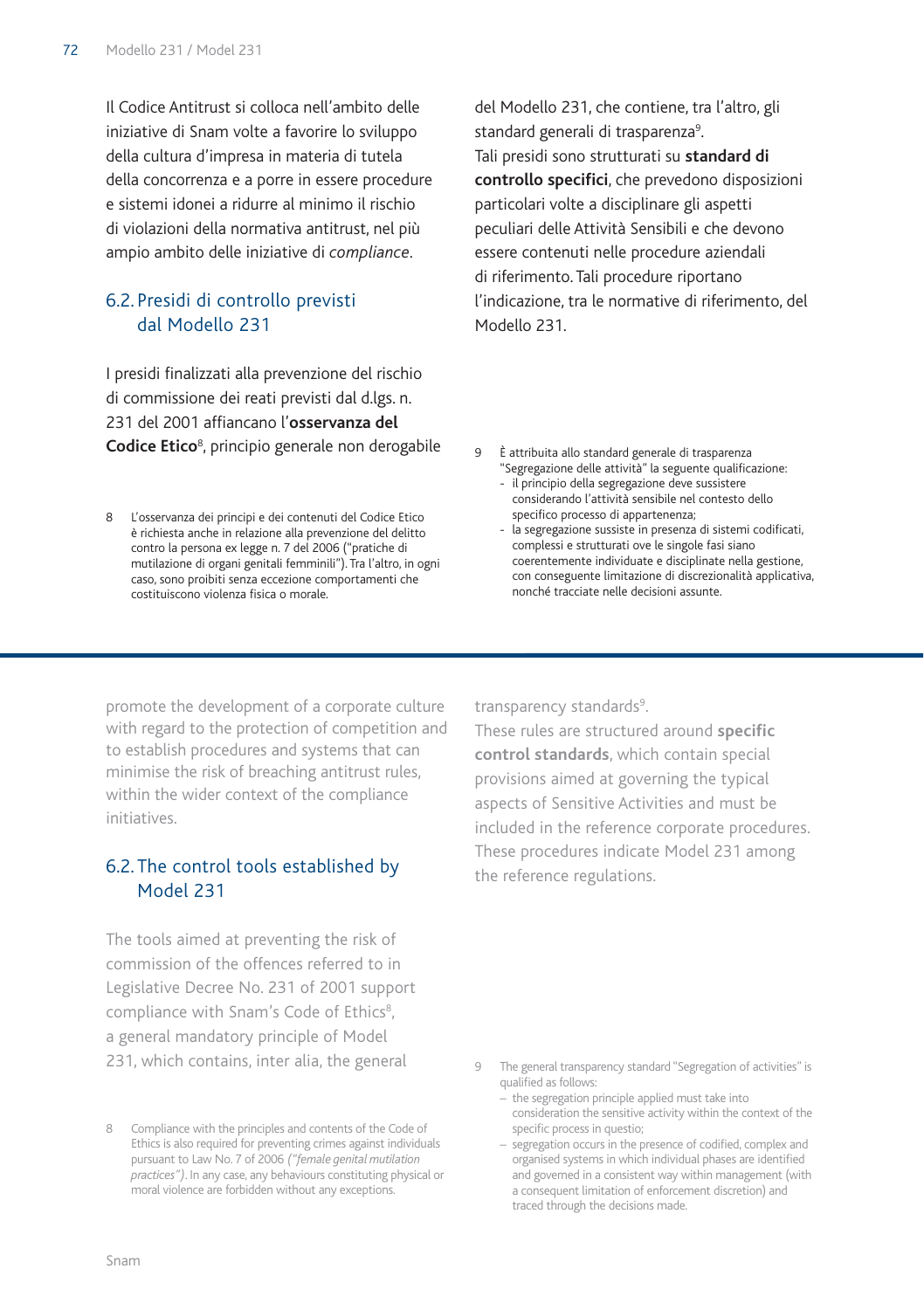Il Codice Antitrust si colloca nell'ambito delle iniziative di Snam volte a favorire lo sviluppo della cultura d'impresa in materia di tutela della concorrenza e a porre in essere procedure e sistemi idonei a ridurre al minimo il rischio di violazioni della normativa antitrust, nel più ampio ambito delle iniziative di *compliance*.

## 6.2. Presidi di controllo previsti dal Modello 231

I presidi finalizzati alla prevenzione del rischio di commissione dei reati previsti dal d.lgs. n. 231 del 2001 affiancano l'**osservanza del Codice Etico**[8], principio generale non derogabile del Modello 231, che contiene, tra l'altro, gli standard generali di trasparenza[9].
Tali presidi sono strutturati su **standard di controllo specifici**, che prevedono disposizioni particolari volte a disciplinare gli aspetti peculiari delle Attività Sensibili e che devono essere contenuti nelle procedure aziendali di riferimento. Tali procedure riportano l'indicazione, tra le normative di riferimento, del Modello 231.

8 L'osservanza dei principi e dei contenuti del Codice Etico è richiesta anche in relazione alla prevenzione del delitto contro la persona ex legge n. 7 del 2006 ("pratiche di mutilazione di organi genitali femminili"). Tra l'altro, in ogni caso, sono proibiti senza eccezione comportamenti che costituiscono violenza fisica o morale.

9 È attribuita allo standard generale di trasparenza "Segregazione delle attività" la seguente qualificazione:
- il principio della segregazione deve sussistere considerando l'attività sensibile nel contesto dello specifico processo di appartenenza;
- la segregazione sussiste in presenza di sistemi codificati, complessi e strutturati ove le singole fasi siano coerentemente individuate e disciplinate nella gestione, con conseguente limitazione di discrezionalità applicativa, nonché tracciate nelle decisioni assunte.

---

promote the development of a corporate culture with regard to the protection of competition and to establish procedures and systems that can minimise the risk of breaching antitrust rules, within the wider context of the compliance initiatives.

## 6.2. The control tools established by Model 231

The tools aimed at preventing the risk of commission of the offences referred to in Legislative Decree No. 231 of 2001 support compliance with Snam's Code of Ethics[8], a general mandatory principle of Model 231, which contains, inter alia, the general transparency standards[9].
These rules are structured around **specific control standards**, which contain special provisions aimed at governing the typical aspects of Sensitive Activities and must be included in the reference corporate procedures. These procedures indicate Model 231 among the reference regulations.

8 Compliance with the principles and contents of the Code of Ethics is also required for preventing crimes against individuals pursuant to Law No. 7 of 2006 *("female genital mutilation practices")*. In any case, any behaviours constituting physical or moral violence are forbidden without any exceptions.

9 The general transparency standard "Segregation of activities" is qualified as follows:
- the segregation principle applied must take into consideration the sensitive activity within the context of the specific process in questio;
- segregation occurs in the presence of codified, complex and organised systems in which individual phases are identified and governed in a consistent way within management (with a consequent limitation of enforcement discretion) and traced through the decisions made.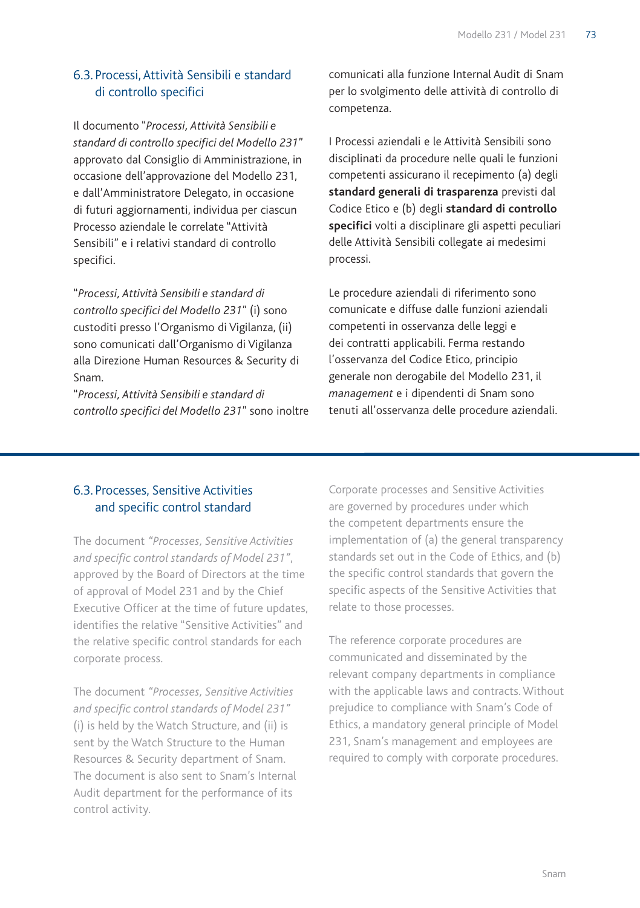## 6.3. Processi, Attività Sensibili e standard di controllo specifici

Il documento "*Processi, Attività Sensibili e standard di controllo specifici del Modello 231*" approvato dal Consiglio di Amministrazione, in occasione dell'approvazione del Modello 231, e dall'Amministratore Delegato, in occasione di futuri aggiornamenti, individua per ciascun Processo aziendale le correlate "Attività Sensibili" e i relativi standard di controllo specifici.

"*Processi, Attività Sensibili e standard di controllo specifici del Modello 231*" (i) sono custoditi presso l'Organismo di Vigilanza, (ii) sono comunicati dall'Organismo di Vigilanza alla Direzione Human Resources & Security di Snam.
"*Processi, Attività Sensibili e standard di controllo specifici del Modello 231*" sono inoltre comunicati alla funzione Internal Audit di Snam per lo svolgimento delle attività di controllo di competenza.

I Processi aziendali e le Attività Sensibili sono disciplinati da procedure nelle quali le funzioni competenti assicurano il recepimento (a) degli **standard generali di trasparenza** previsti dal Codice Etico e (b) degli **standard di controllo specifici** volti a disciplinare gli aspetti peculiari delle Attività Sensibili collegate ai medesimi processi.

Le procedure aziendali di riferimento sono comunicate e diffuse dalle funzioni aziendali competenti in osservanza delle leggi e dei contratti applicabili. Ferma restando l'osservanza del Codice Etico, principio generale non derogabile del Modello 231, il *management* e i dipendenti di Snam sono tenuti all'osservanza delle procedure aziendali.

## 6.3. Processes, Sensitive Activities and specific control standard

The document *"Processes, Sensitive Activities and specific control standards of Model 231"*, approved by the Board of Directors at the time of approval of Model 231 and by the Chief Executive Officer at the time of future updates, identifies the relative "Sensitive Activities" and the relative specific control standards for each corporate process.

The document *"Processes, Sensitive Activities and specific control standards of Model 231"* (i) is held by the Watch Structure, and (ii) is sent by the Watch Structure to the Human Resources & Security department of Snam. The document is also sent to Snam's Internal Audit department for the performance of its control activity.

Corporate processes and Sensitive Activities are governed by procedures under which the competent departments ensure the implementation of (a) the general transparency standards set out in the Code of Ethics, and (b) the specific control standards that govern the specific aspects of the Sensitive Activities that relate to those processes.

The reference corporate procedures are communicated and disseminated by the relevant company departments in compliance with the applicable laws and contracts. Without prejudice to compliance with Snam's Code of Ethics, a mandatory general principle of Model 231, Snam's management and employees are required to comply with corporate procedures.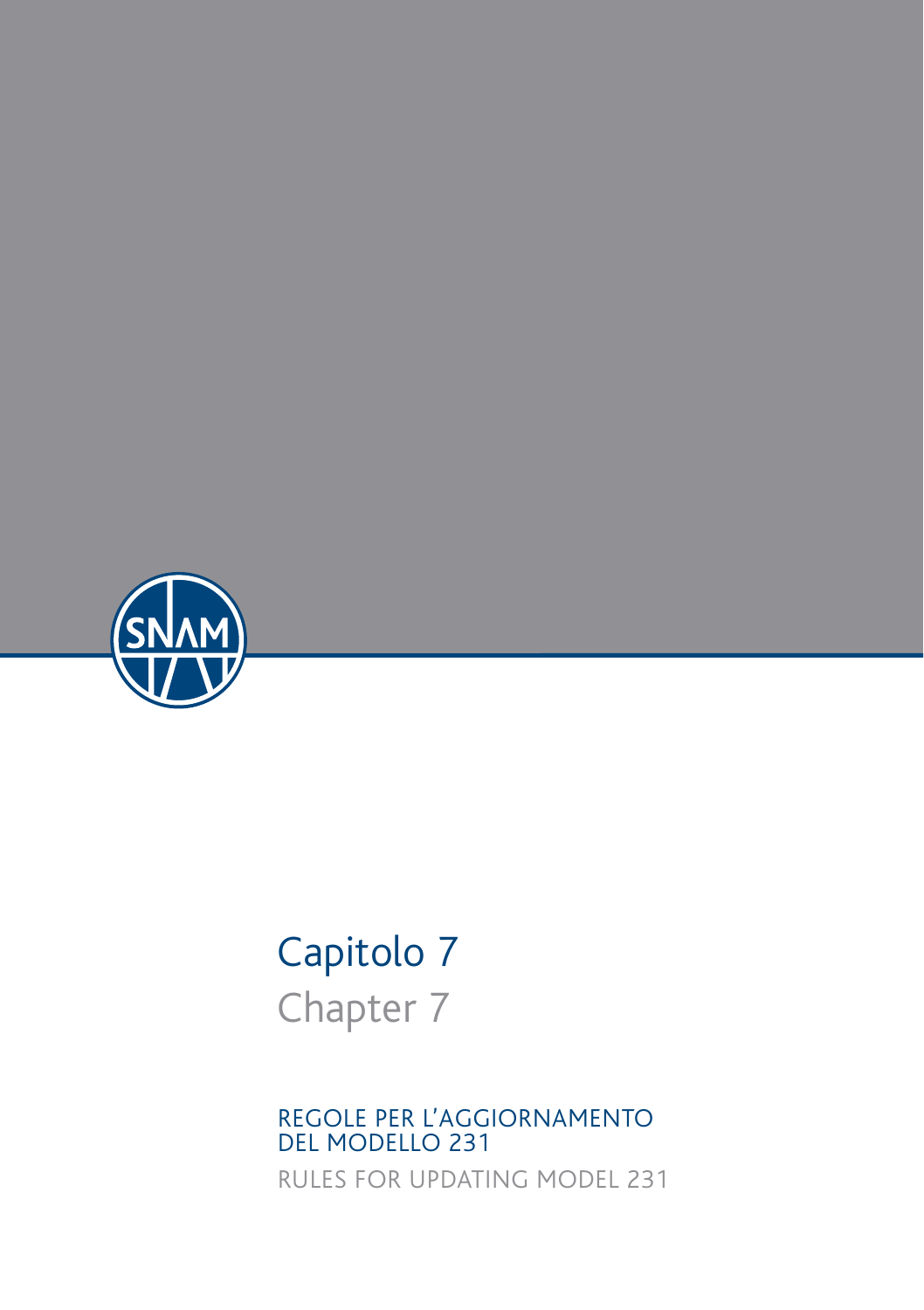# Capitolo 7

## Chapter 7

### REGOLE PER L'AGGIORNAMENTO DEL MODELLO 231

### RULES FOR UPDATING MODEL 231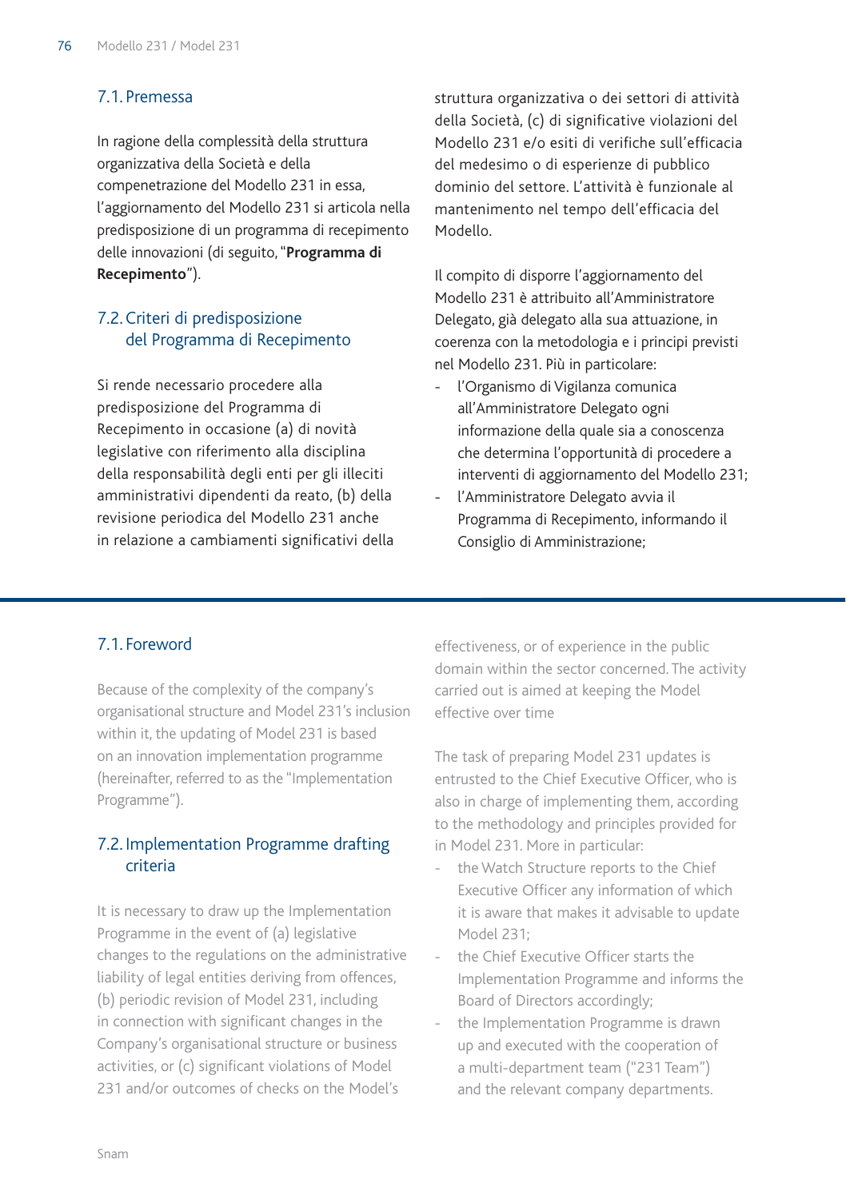## 7.1. Premessa

In ragione della complessità della struttura organizzativa della Società e della compenetrazione del Modello 231 in essa, l'aggiornamento del Modello 231 si articola nella predisposizione di un programma di recepimento delle innovazioni (di seguito, "**Programma di Recepimento**").

## 7.2. Criteri di predisposizione del Programma di Recepimento

Si rende necessario procedere alla predisposizione del Programma di Recepimento in occasione (a) di novità legislative con riferimento alla disciplina della responsabilità degli enti per gli illeciti amministrativi dipendenti da reato, (b) della revisione periodica del Modello 231 anche in relazione a cambiamenti significativi della struttura organizzativa o dei settori di attività della Società, (c) di significative violazioni del Modello 231 e/o esiti di verifiche sull'efficacia del medesimo o di esperienze di pubblico dominio del settore. L'attività è funzionale al mantenimento nel tempo dell'efficacia del Modello.

Il compito di disporre l'aggiornamento del Modello 231 è attribuito all'Amministratore Delegato, già delegato alla sua attuazione, in coerenza con la metodologia e i principi previsti nel Modello 231. Più in particolare:

- l'Organismo di Vigilanza comunica all'Amministratore Delegato ogni informazione della quale sia a conoscenza che determina l'opportunità di procedere a interventi di aggiornamento del Modello 231;
- l'Amministratore Delegato avvia il Programma di Recepimento, informando il Consiglio di Amministrazione;

---

## 7.1. Foreword

Because of the complexity of the company's organisational structure and Model 231's inclusion within it, the updating of Model 231 is based on an innovation implementation programme (hereinafter, referred to as the "Implementation Programme").

## 7.2. Implementation Programme drafting criteria

It is necessary to draw up the Implementation Programme in the event of (a) legislative changes to the regulations on the administrative liability of legal entities deriving from offences, (b) periodic revision of Model 231, including in connection with significant changes in the Company's organisational structure or business activities, or (c) significant violations of Model 231 and/or outcomes of checks on the Model's effectiveness, or of experience in the public domain within the sector concerned. The activity carried out is aimed at keeping the Model effective over time

The task of preparing Model 231 updates is entrusted to the Chief Executive Officer, who is also in charge of implementing them, according to the methodology and principles provided for in Model 231. More in particular:

- the Watch Structure reports to the Chief Executive Officer any information of which it is aware that makes it advisable to update Model 231;
- the Chief Executive Officer starts the Implementation Programme and informs the Board of Directors accordingly;
- the Implementation Programme is drawn up and executed with the cooperation of a multi-department team ("231 Team") and the relevant company departments.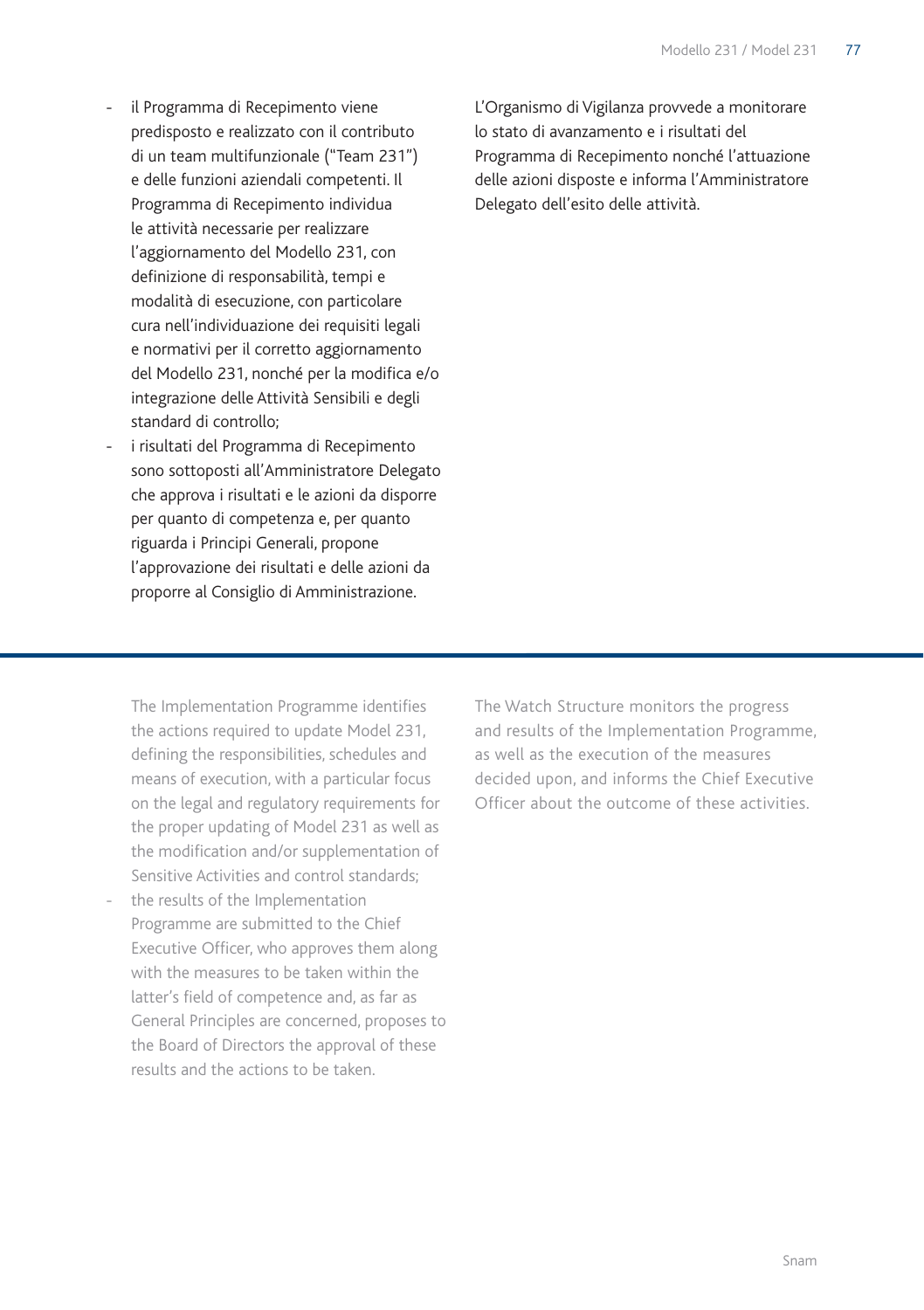- il Programma di Recepimento viene predisposto e realizzato con il contributo di un team multifunzionale ("Team 231") e delle funzioni aziendali competenti. Il Programma di Recepimento individua le attività necessarie per realizzare l'aggiornamento del Modello 231, con definizione di responsabilità, tempi e modalità di esecuzione, con particolare cura nell'individuazione dei requisiti legali e normativi per il corretto aggiornamento del Modello 231, nonché per la modifica e/o integrazione delle Attività Sensibili e degli standard di controllo;
- i risultati del Programma di Recepimento sono sottoposti all'Amministratore Delegato che approva i risultati e le azioni da disporre per quanto di competenza e, per quanto riguarda i Principi Generali, propone l'approvazione dei risultati e delle azioni da proporre al Consiglio di Amministrazione.

L'Organismo di Vigilanza provvede a monitorare lo stato di avanzamento e i risultati del Programma di Recepimento nonché l'attuazione delle azioni disposte e informa l'Amministratore Delegato dell'esito delle attività.

---

The Implementation Programme identifies the actions required to update Model 231, defining the responsibilities, schedules and means of execution, with a particular focus on the legal and regulatory requirements for the proper updating of Model 231 as well as the modification and/or supplementation of Sensitive Activities and control standards;

- the results of the Implementation Programme are submitted to the Chief Executive Officer, who approves them along with the measures to be taken within the latter's field of competence and, as far as General Principles are concerned, proposes to the Board of Directors the approval of these results and the actions to be taken.

The Watch Structure monitors the progress and results of the Implementation Programme, as well as the execution of the measures decided upon, and informs the Chief Executive Officer about the outcome of these activities.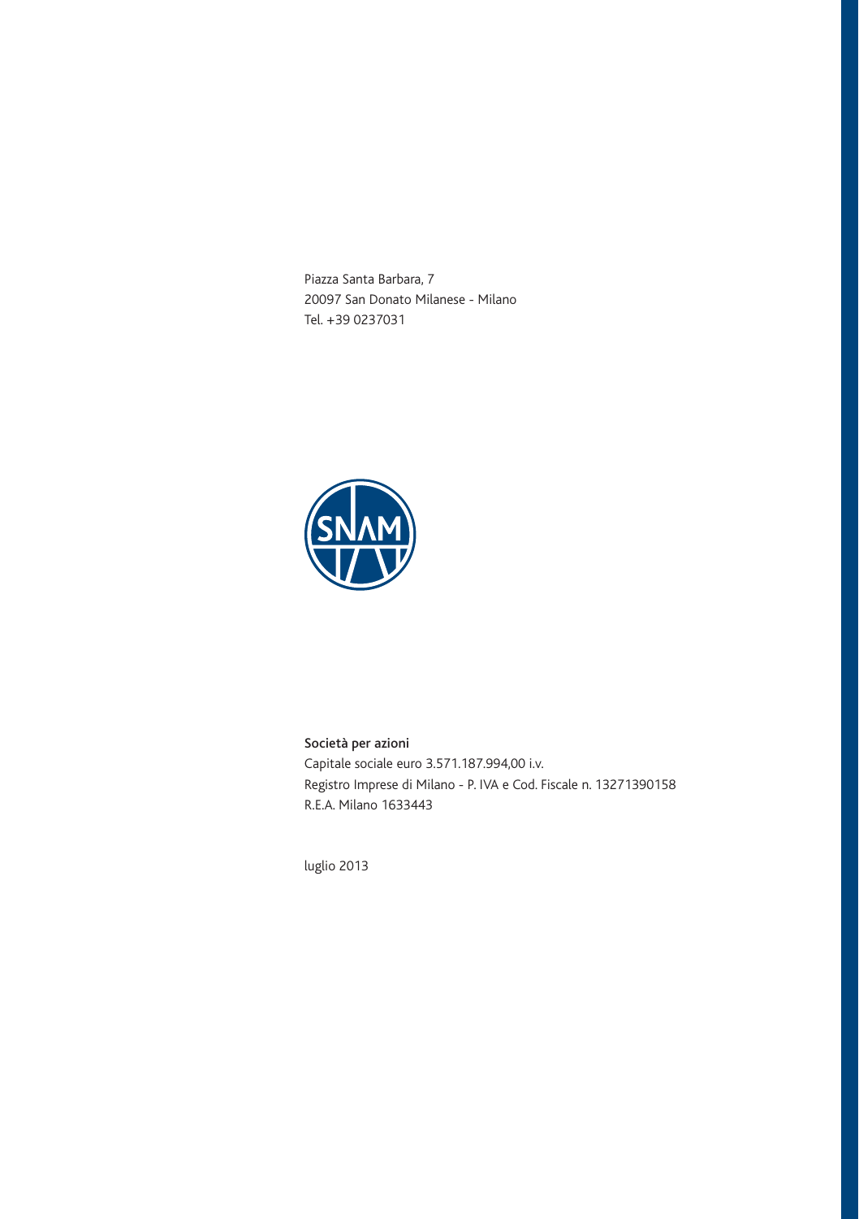Piazza Santa Barbara, 7
20097 San Donato Milanese - Milano
Tel. +39 0237031

**Società per azioni**
Capitale sociale euro 3.571.187.994,00 i.v.
Registro Imprese di Milano - P. IVA e Cod. Fiscale n. 13271390158
R.E.A. Milano 1633443

luglio 2013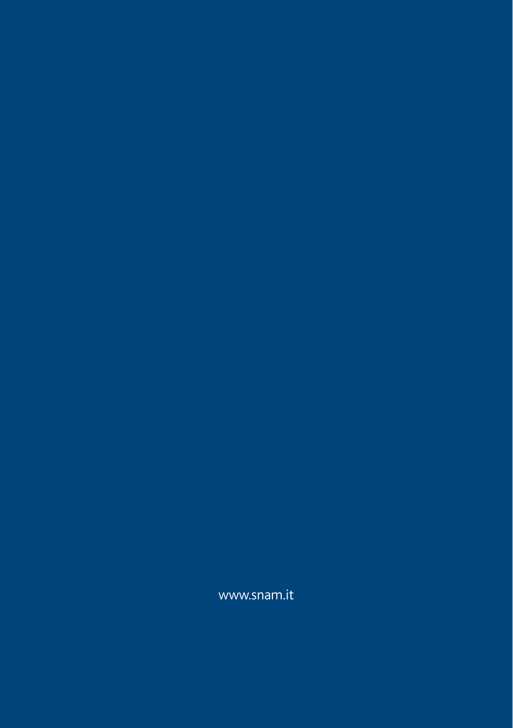www.snam.it